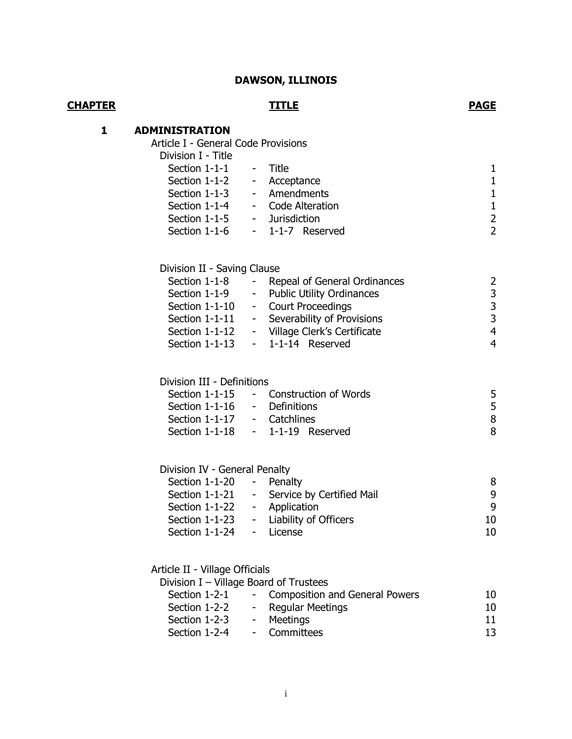# DAWSON, ILLINOIS

| CHAPTER | TITLE | PAGE |
| --- | --- | --- |
| **1** | **ADMINISTRATION** | |
| | Article I - General Code Provisions | |
| | Division I - Title | |
| | Section 1-1-1 - Title | 1 |
| | Section 1-1-2 - Acceptance | 1 |
| | Section 1-1-3 - Amendments | 1 |
| | Section 1-1-4 - Code Alteration | 1 |
| | Section 1-1-5 - Jurisdiction | 2 |
| | Section 1-1-6 - 1-1-7 Reserved | 2 |
| | Division II - Saving Clause | |
| | Section 1-1-8 - Repeal of General Ordinances | 2 |
| | Section 1-1-9 - Public Utility Ordinances | 3 |
| | Section 1-1-10 - Court Proceedings | 3 |
| | Section 1-1-11 - Severability of Provisions | 3 |
| | Section 1-1-12 - Village Clerk's Certificate | 4 |
| | Section 1-1-13 - 1-1-14 Reserved | 4 |
| | Division III - Definitions | |
| | Section 1-1-15 - Construction of Words | 5 |
| | Section 1-1-16 - Definitions | 5 |
| | Section 1-1-17 - Catchlines | 8 |
| | Section 1-1-18 - 1-1-19 Reserved | 8 |
| | Division IV - General Penalty | |
| | Section 1-1-20 - Penalty | 8 |
| | Section 1-1-21 - Service by Certified Mail | 9 |
| | Section 1-1-22 - Application | 9 |
| | Section 1-1-23 - Liability of Officers | 10 |
| | Section 1-1-24 - License | 10 |
| | Article II - Village Officials | |
| | Division I – Village Board of Trustees | |
| | Section 1-2-1 - Composition and General Powers | 10 |
| | Section 1-2-2 - Regular Meetings | 10 |
| | Section 1-2-3 - Meetings | 11 |
| | Section 1-2-4 - Committees | 13 |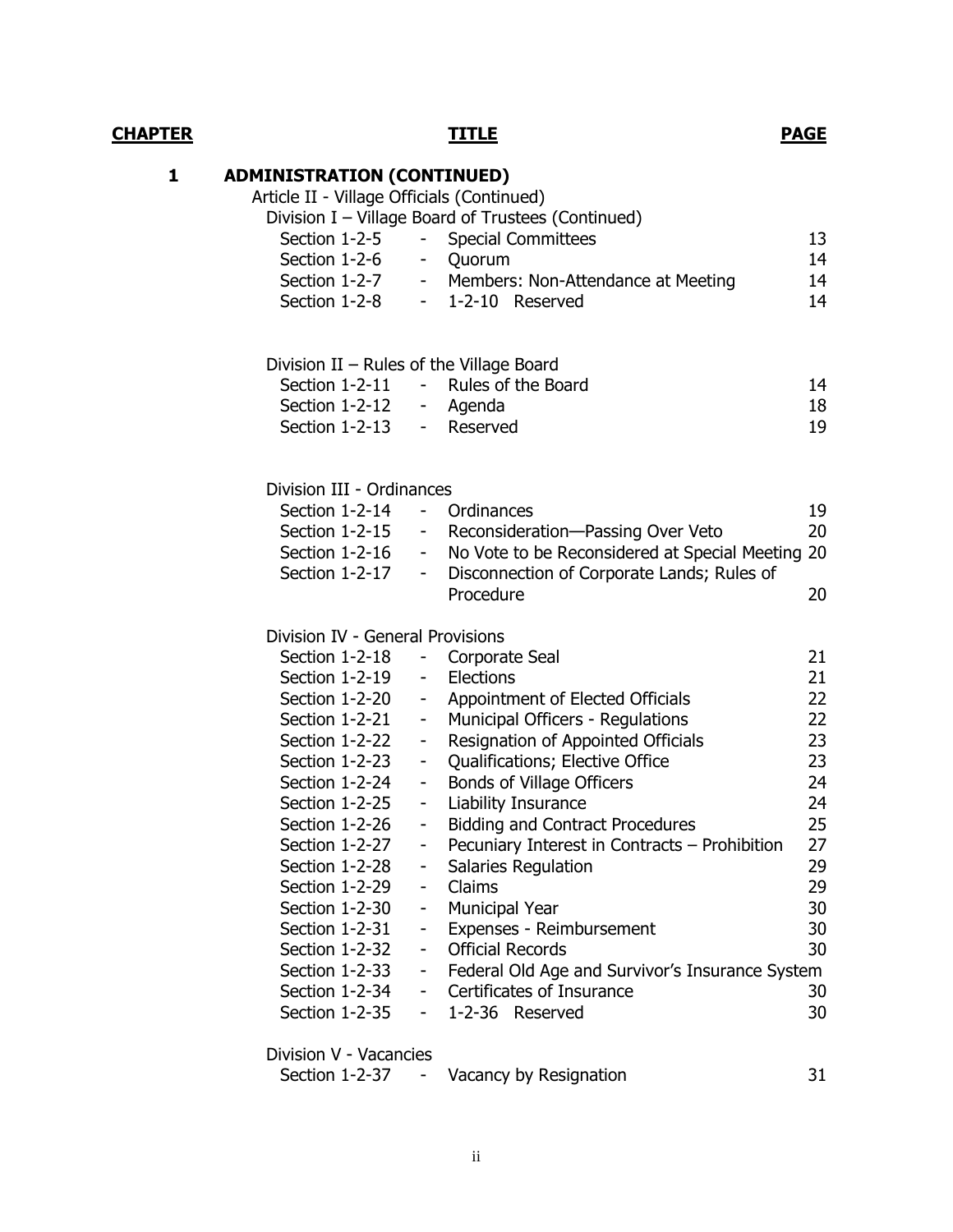| CHAPTER | TITLE | | PAGE |
|---|---|---|---|
| **1** | **ADMINISTRATION (CONTINUED)** | | |
| | Article II - Village Officials (Continued) | | |
| | Division I – Village Board of Trustees (Continued) | | |
| | Section 1-2-5 | - Special Committees | 13 |
| | Section 1-2-6 | - Quorum | 14 |
| | Section 1-2-7 | - Members: Non-Attendance at Meeting | 14 |
| | Section 1-2-8 | - 1-2-10 Reserved | 14 |
| | Division II – Rules of the Village Board | | |
| | Section 1-2-11 | - Rules of the Board | 14 |
| | Section 1-2-12 | - Agenda | 18 |
| | Section 1-2-13 | - Reserved | 19 |
| | Division III - Ordinances | | |
| | Section 1-2-14 | - Ordinances | 19 |
| | Section 1-2-15 | - Reconsideration—Passing Over Veto | 20 |
| | Section 1-2-16 | - No Vote to be Reconsidered at Special Meeting | 20 |
| | Section 1-2-17 | - Disconnection of Corporate Lands; Rules of Procedure | 20 |
| | Division IV - General Provisions | | |
| | Section 1-2-18 | - Corporate Seal | 21 |
| | Section 1-2-19 | - Elections | 21 |
| | Section 1-2-20 | - Appointment of Elected Officials | 22 |
| | Section 1-2-21 | - Municipal Officers - Regulations | 22 |
| | Section 1-2-22 | - Resignation of Appointed Officials | 23 |
| | Section 1-2-23 | - Qualifications; Elective Office | 23 |
| | Section 1-2-24 | - Bonds of Village Officers | 24 |
| | Section 1-2-25 | - Liability Insurance | 24 |
| | Section 1-2-26 | - Bidding and Contract Procedures | 25 |
| | Section 1-2-27 | - Pecuniary Interest in Contracts – Prohibition | 27 |
| | Section 1-2-28 | - Salaries Regulation | 29 |
| | Section 1-2-29 | - Claims | 29 |
| | Section 1-2-30 | - Municipal Year | 30 |
| | Section 1-2-31 | - Expenses - Reimbursement | 30 |
| | Section 1-2-32 | - Official Records | 30 |
| | Section 1-2-33 | - Federal Old Age and Survivor's Insurance System | |
| | Section 1-2-34 | - Certificates of Insurance | 30 |
| | Section 1-2-35 | - 1-2-36 Reserved | 30 |
| | Division V - Vacancies | | |
| | Section 1-2-37 | - Vacancy by Resignation | 31 |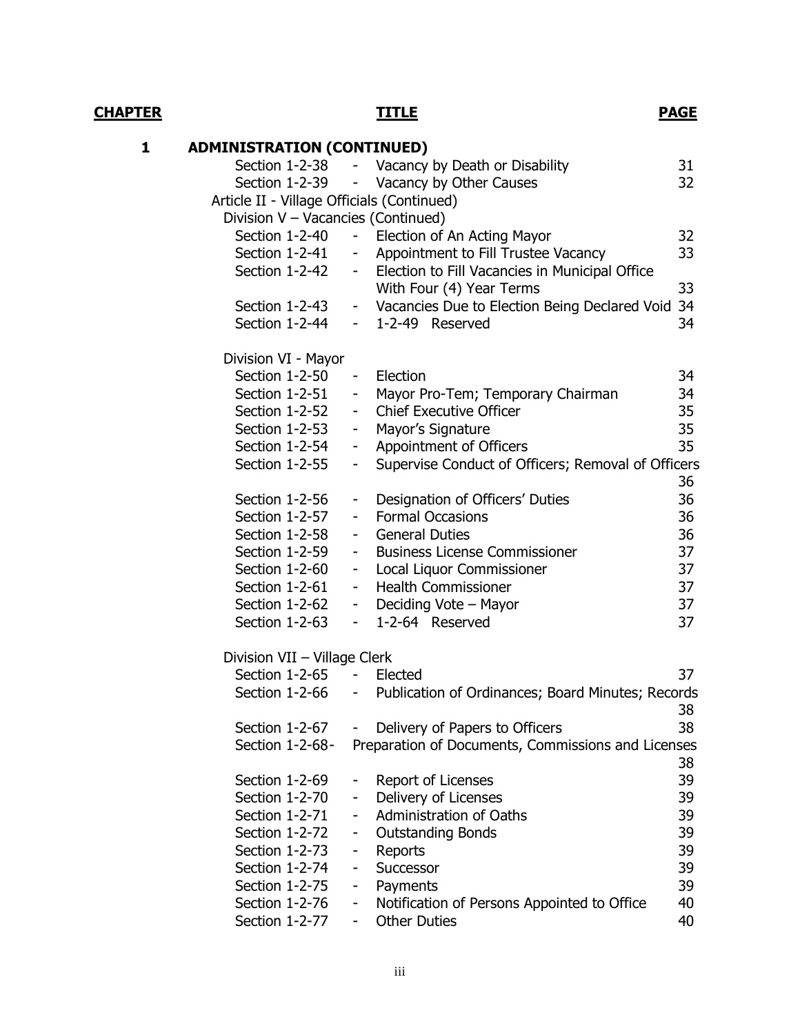| CHAPTER | | TITLE | PAGE |
|---|---|---|---|
| **1** | **ADMINISTRATION (CONTINUED)** | | |
| | Section 1-2-38 | - Vacancy by Death or Disability | 31 |
| | Section 1-2-39 | - Vacancy by Other Causes | 32 |
| | Article II - Village Officials (Continued) | | |
| | Division V – Vacancies (Continued) | | |
| | Section 1-2-40 | - Election of An Acting Mayor | 32 |
| | Section 1-2-41 | - Appointment to Fill Trustee Vacancy | 33 |
| | Section 1-2-42 | - Election to Fill Vacancies in Municipal Office With Four (4) Year Terms | 33 |
| | Section 1-2-43 | - Vacancies Due to Election Being Declared Void | 34 |
| | Section 1-2-44 | - 1-2-49 Reserved | 34 |
| | Division VI - Mayor | | |
| | Section 1-2-50 | - Election | 34 |
| | Section 1-2-51 | - Mayor Pro-Tem; Temporary Chairman | 34 |
| | Section 1-2-52 | - Chief Executive Officer | 35 |
| | Section 1-2-53 | - Mayor's Signature | 35 |
| | Section 1-2-54 | - Appointment of Officers | 35 |
| | Section 1-2-55 | - Supervise Conduct of Officers; Removal of Officers | 36 |
| | Section 1-2-56 | - Designation of Officers' Duties | 36 |
| | Section 1-2-57 | - Formal Occasions | 36 |
| | Section 1-2-58 | - General Duties | 36 |
| | Section 1-2-59 | - Business License Commissioner | 37 |
| | Section 1-2-60 | - Local Liquor Commissioner | 37 |
| | Section 1-2-61 | - Health Commissioner | 37 |
| | Section 1-2-62 | - Deciding Vote – Mayor | 37 |
| | Section 1-2-63 | - 1-2-64 Reserved | 37 |
| | Division VII – Village Clerk | | |
| | Section 1-2-65 | - Elected | 37 |
| | Section 1-2-66 | - Publication of Ordinances; Board Minutes; Records | 38 |
| | Section 1-2-67 | - Delivery of Papers to Officers | 38 |
| | Section 1-2-68 | - Preparation of Documents, Commissions and Licenses | 38 |
| | Section 1-2-69 | - Report of Licenses | 39 |
| | Section 1-2-70 | - Delivery of Licenses | 39 |
| | Section 1-2-71 | - Administration of Oaths | 39 |
| | Section 1-2-72 | - Outstanding Bonds | 39 |
| | Section 1-2-73 | - Reports | 39 |
| | Section 1-2-74 | - Successor | 39 |
| | Section 1-2-75 | - Payments | 39 |
| | Section 1-2-76 | - Notification of Persons Appointed to Office | 40 |
| | Section 1-2-77 | - Other Duties | 40 |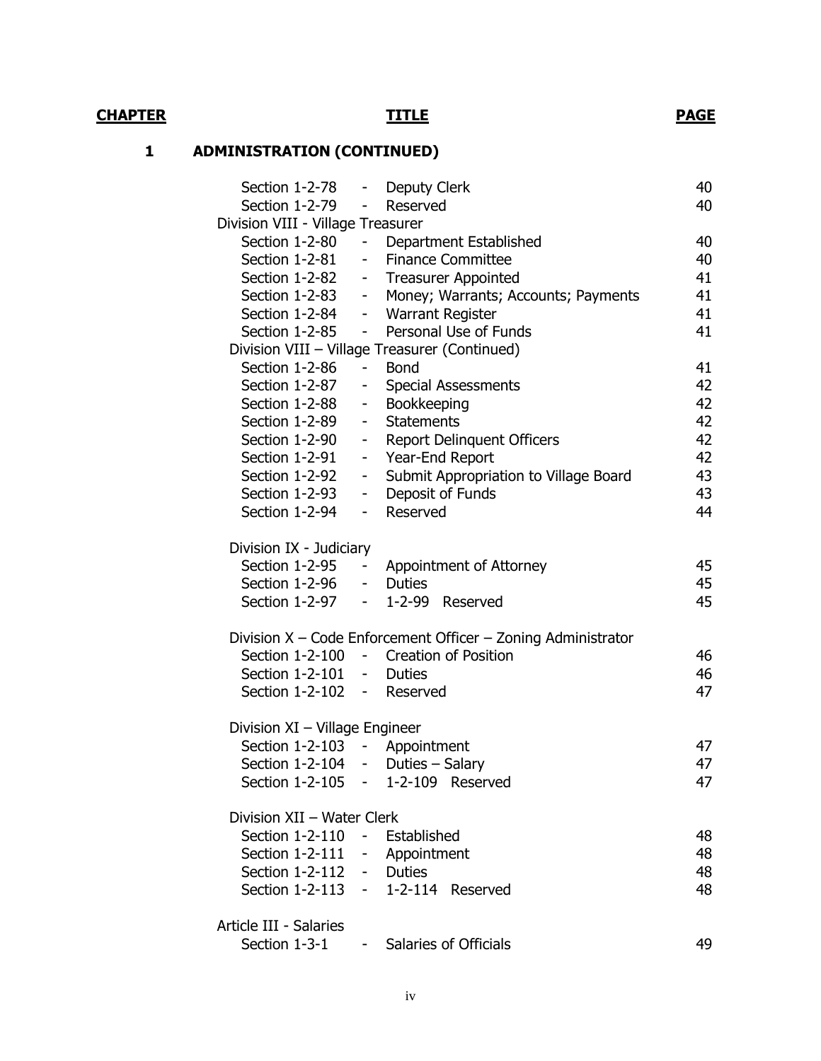| CHAPTER | TITLE | PAGE |
|---|---|---|
| 1 | ADMINISTRATION (CONTINUED) | |
| | Section 1-2-78 - Deputy Clerk | 40 |
| | Section 1-2-79 - Reserved | 40 |
| | Division VIII - Village Treasurer | |
| | Section 1-2-80 - Department Established | 40 |
| | Section 1-2-81 - Finance Committee | 40 |
| | Section 1-2-82 - Treasurer Appointed | 41 |
| | Section 1-2-83 - Money; Warrants; Accounts; Payments | 41 |
| | Section 1-2-84 - Warrant Register | 41 |
| | Section 1-2-85 - Personal Use of Funds | 41 |
| | Division VIII – Village Treasurer (Continued) | |
| | Section 1-2-86 - Bond | 41 |
| | Section 1-2-87 - Special Assessments | 42 |
| | Section 1-2-88 - Bookkeeping | 42 |
| | Section 1-2-89 - Statements | 42 |
| | Section 1-2-90 - Report Delinquent Officers | 42 |
| | Section 1-2-91 - Year-End Report | 42 |
| | Section 1-2-92 - Submit Appropriation to Village Board | 43 |
| | Section 1-2-93 - Deposit of Funds | 43 |
| | Section 1-2-94 - Reserved | 44 |
| | Division IX - Judiciary | |
| | Section 1-2-95 - Appointment of Attorney | 45 |
| | Section 1-2-96 - Duties | 45 |
| | Section 1-2-97 - 1-2-99 Reserved | 45 |
| | Division X – Code Enforcement Officer – Zoning Administrator | |
| | Section 1-2-100 - Creation of Position | 46 |
| | Section 1-2-101 - Duties | 46 |
| | Section 1-2-102 - Reserved | 47 |
| | Division XI – Village Engineer | |
| | Section 1-2-103 - Appointment | 47 |
| | Section 1-2-104 - Duties – Salary | 47 |
| | Section 1-2-105 - 1-2-109 Reserved | 47 |
| | Division XII – Water Clerk | |
| | Section 1-2-110 - Established | 48 |
| | Section 1-2-111 - Appointment | 48 |
| | Section 1-2-112 - Duties | 48 |
| | Section 1-2-113 - 1-2-114 Reserved | 48 |
| | Article III - Salaries | |
| | Section 1-3-1 - Salaries of Officials | 49 |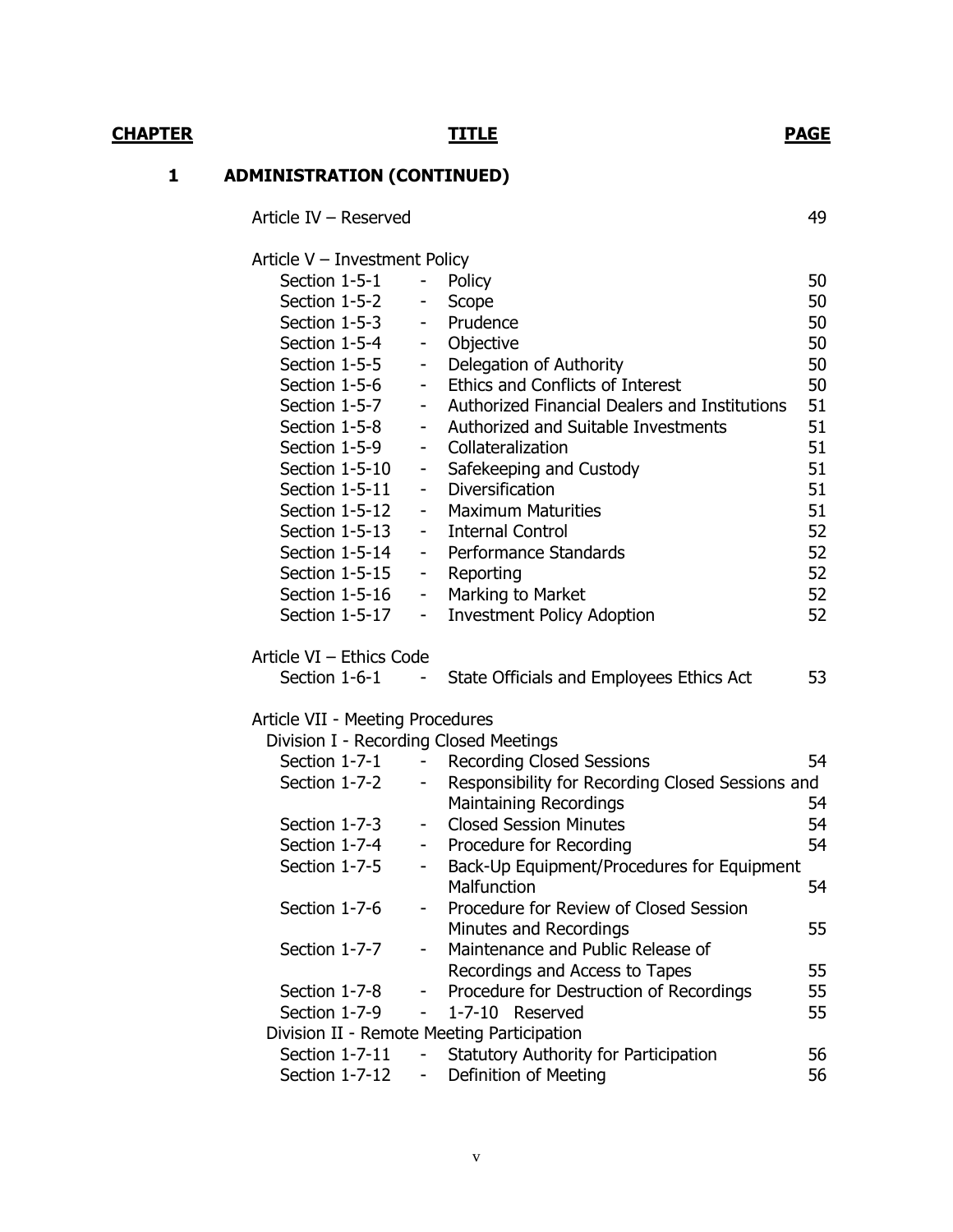| CHAPTER | TITLE | | PAGE |
|---|---|---|---|
| **1** | **ADMINISTRATION (CONTINUED)** | | |
| | Article IV – Reserved | | 49 |
| | Article V – Investment Policy | | |
| | Section 1-5-1 | - Policy | 50 |
| | Section 1-5-2 | - Scope | 50 |
| | Section 1-5-3 | - Prudence | 50 |
| | Section 1-5-4 | - Objective | 50 |
| | Section 1-5-5 | - Delegation of Authority | 50 |
| | Section 1-5-6 | - Ethics and Conflicts of Interest | 50 |
| | Section 1-5-7 | - Authorized Financial Dealers and Institutions | 51 |
| | Section 1-5-8 | - Authorized and Suitable Investments | 51 |
| | Section 1-5-9 | - Collateralization | 51 |
| | Section 1-5-10 | - Safekeeping and Custody | 51 |
| | Section 1-5-11 | - Diversification | 51 |
| | Section 1-5-12 | - Maximum Maturities | 51 |
| | Section 1-5-13 | - Internal Control | 52 |
| | Section 1-5-14 | - Performance Standards | 52 |
| | Section 1-5-15 | - Reporting | 52 |
| | Section 1-5-16 | - Marking to Market | 52 |
| | Section 1-5-17 | - Investment Policy Adoption | 52 |
| | Article VI – Ethics Code | | |
| | Section 1-6-1 | - State Officials and Employees Ethics Act | 53 |
| | Article VII - Meeting Procedures | | |
| | Division I - Recording Closed Meetings | | |
| | Section 1-7-1 | - Recording Closed Sessions | 54 |
| | Section 1-7-2 | - Responsibility for Recording Closed Sessions and Maintaining Recordings | 54 |
| | Section 1-7-3 | - Closed Session Minutes | 54 |
| | Section 1-7-4 | - Procedure for Recording | 54 |
| | Section 1-7-5 | - Back-Up Equipment/Procedures for Equipment Malfunction | 54 |
| | Section 1-7-6 | - Procedure for Review of Closed Session Minutes and Recordings | 55 |
| | Section 1-7-7 | - Maintenance and Public Release of Recordings and Access to Tapes | 55 |
| | Section 1-7-8 | - Procedure for Destruction of Recordings | 55 |
| | Section 1-7-9 | - 1-7-10 Reserved | 55 |
| | Division II - Remote Meeting Participation | | |
| | Section 1-7-11 | - Statutory Authority for Participation | 56 |
| | Section 1-7-12 | - Definition of Meeting | 56 |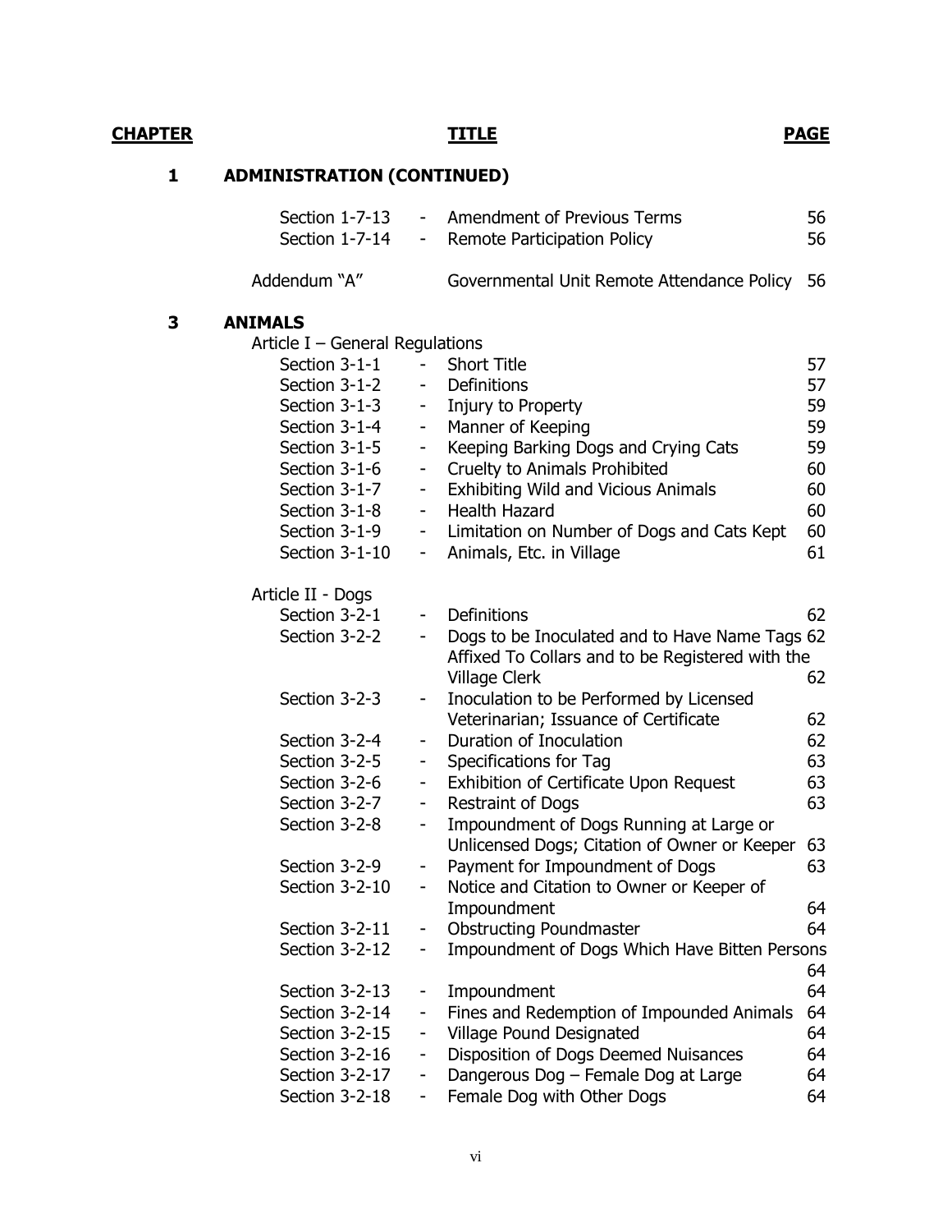| CHAPTER | | TITLE | PAGE |
|---|---|---|---|
| **1** | **ADMINISTRATION (CONTINUED)** | | |
| | Section 1-7-13 - | Amendment of Previous Terms | 56 |
| | Section 1-7-14 - | Remote Participation Policy | 56 |
| | Addendum "A" | Governmental Unit Remote Attendance Policy | 56 |
| **3** | **ANIMALS** | | |
| | Article I – General Regulations | | |
| | Section 3-1-1 - | Short Title | 57 |
| | Section 3-1-2 - | Definitions | 57 |
| | Section 3-1-3 - | Injury to Property | 59 |
| | Section 3-1-4 - | Manner of Keeping | 59 |
| | Section 3-1-5 - | Keeping Barking Dogs and Crying Cats | 59 |
| | Section 3-1-6 - | Cruelty to Animals Prohibited | 60 |
| | Section 3-1-7 - | Exhibiting Wild and Vicious Animals | 60 |
| | Section 3-1-8 - | Health Hazard | 60 |
| | Section 3-1-9 - | Limitation on Number of Dogs and Cats Kept | 60 |
| | Section 3-1-10 - | Animals, Etc. in Village | 61 |
| | Article II - Dogs | | |
| | Section 3-2-1 - | Definitions | 62 |
| | Section 3-2-2 - | Dogs to be Inoculated and to Have Name Tags Affixed To Collars and to be Registered with the Village Clerk | 62 62 |
| | Section 3-2-3 - | Inoculation to be Performed by Licensed Veterinarian; Issuance of Certificate | 62 |
| | Section 3-2-4 - | Duration of Inoculation | 62 |
| | Section 3-2-5 - | Specifications for Tag | 63 |
| | Section 3-2-6 - | Exhibition of Certificate Upon Request | 63 |
| | Section 3-2-7 - | Restraint of Dogs | 63 |
| | Section 3-2-8 - | Impoundment of Dogs Running at Large or Unlicensed Dogs; Citation of Owner or Keeper | 63 |
| | Section 3-2-9 - | Payment for Impoundment of Dogs | 63 |
| | Section 3-2-10 - | Notice and Citation to Owner or Keeper of Impoundment | 64 |
| | Section 3-2-11 - | Obstructing Poundmaster | 64 |
| | Section 3-2-12 - | Impoundment of Dogs Which Have Bitten Persons | 64 |
| | Section 3-2-13 - | Impoundment | 64 |
| | Section 3-2-14 - | Fines and Redemption of Impounded Animals | 64 |
| | Section 3-2-15 - | Village Pound Designated | 64 |
| | Section 3-2-16 - | Disposition of Dogs Deemed Nuisances | 64 |
| | Section 3-2-17 - | Dangerous Dog – Female Dog at Large | 64 |
| | Section 3-2-18 - | Female Dog with Other Dogs | 64 |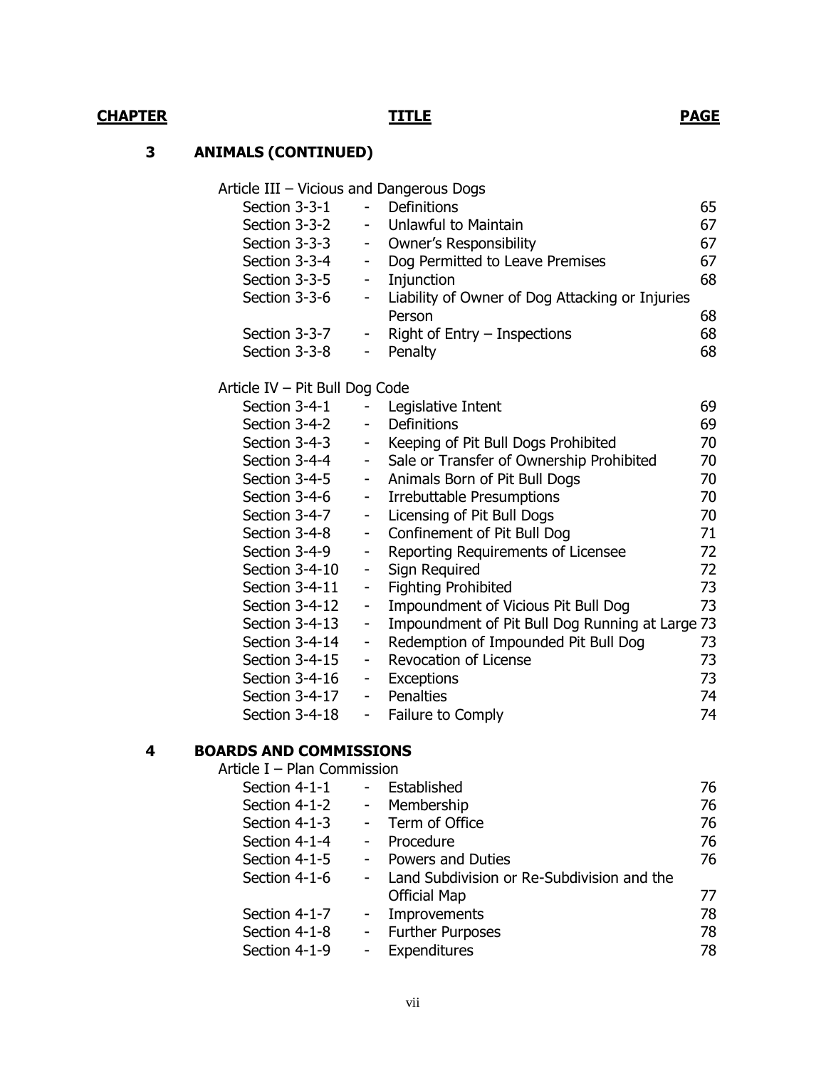| CHAPTER | TITLE | | | PAGE |
|---|---|---|---|---|
| **3** | **ANIMALS (CONTINUED)** | | | |
| | Article III – Vicious and Dangerous Dogs | | | |
| | Section 3-3-1 | - | Definitions | 65 |
| | Section 3-3-2 | - | Unlawful to Maintain | 67 |
| | Section 3-3-3 | - | Owner's Responsibility | 67 |
| | Section 3-3-4 | - | Dog Permitted to Leave Premises | 67 |
| | Section 3-3-5 | - | Injunction | 68 |
| | Section 3-3-6 | - | Liability of Owner of Dog Attacking or Injuries Person | 68 |
| | Section 3-3-7 | - | Right of Entry – Inspections | 68 |
| | Section 3-3-8 | - | Penalty | 68 |
| | Article IV – Pit Bull Dog Code | | | |
| | Section 3-4-1 | - | Legislative Intent | 69 |
| | Section 3-4-2 | - | Definitions | 69 |
| | Section 3-4-3 | - | Keeping of Pit Bull Dogs Prohibited | 70 |
| | Section 3-4-4 | - | Sale or Transfer of Ownership Prohibited | 70 |
| | Section 3-4-5 | - | Animals Born of Pit Bull Dogs | 70 |
| | Section 3-4-6 | - | Irrebuttable Presumptions | 70 |
| | Section 3-4-7 | - | Licensing of Pit Bull Dogs | 70 |
| | Section 3-4-8 | - | Confinement of Pit Bull Dog | 71 |
| | Section 3-4-9 | - | Reporting Requirements of Licensee | 72 |
| | Section 3-4-10 | - | Sign Required | 72 |
| | Section 3-4-11 | - | Fighting Prohibited | 73 |
| | Section 3-4-12 | - | Impoundment of Vicious Pit Bull Dog | 73 |
| | Section 3-4-13 | - | Impoundment of Pit Bull Dog Running at Large | 73 |
| | Section 3-4-14 | - | Redemption of Impounded Pit Bull Dog | 73 |
| | Section 3-4-15 | - | Revocation of License | 73 |
| | Section 3-4-16 | - | Exceptions | 73 |
| | Section 3-4-17 | - | Penalties | 74 |
| | Section 3-4-18 | - | Failure to Comply | 74 |
| **4** | **BOARDS AND COMMISSIONS** | | | |
| | Article I – Plan Commission | | | |
| | Section 4-1-1 | - | Established | 76 |
| | Section 4-1-2 | - | Membership | 76 |
| | Section 4-1-3 | - | Term of Office | 76 |
| | Section 4-1-4 | - | Procedure | 76 |
| | Section 4-1-5 | - | Powers and Duties | 76 |
| | Section 4-1-6 | - | Land Subdivision or Re-Subdivision and the Official Map | 77 |
| | Section 4-1-7 | - | Improvements | 78 |
| | Section 4-1-8 | - | Further Purposes | 78 |
| | Section 4-1-9 | - | Expenditures | 78 |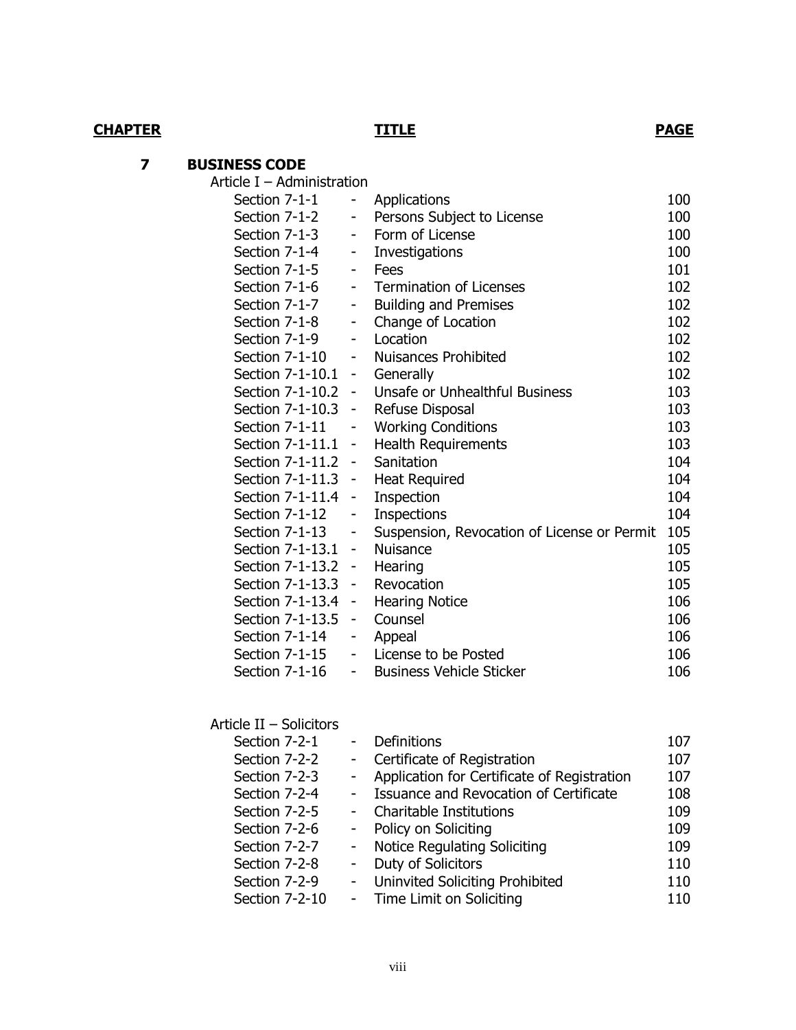| CHAPTER | TITLE | | | PAGE |
|---|---|---|---|---|
| **7** | **BUSINESS CODE** | | | |
| | Article I – Administration | | | |
| | Section 7-1-1 | - | Applications | 100 |
| | Section 7-1-2 | - | Persons Subject to License | 100 |
| | Section 7-1-3 | - | Form of License | 100 |
| | Section 7-1-4 | - | Investigations | 100 |
| | Section 7-1-5 | - | Fees | 101 |
| | Section 7-1-6 | - | Termination of Licenses | 102 |
| | Section 7-1-7 | - | Building and Premises | 102 |
| | Section 7-1-8 | - | Change of Location | 102 |
| | Section 7-1-9 | - | Location | 102 |
| | Section 7-1-10 | - | Nuisances Prohibited | 102 |
| | Section 7-1-10.1 | - | Generally | 102 |
| | Section 7-1-10.2 | - | Unsafe or Unhealthful Business | 103 |
| | Section 7-1-10.3 | - | Refuse Disposal | 103 |
| | Section 7-1-11 | - | Working Conditions | 103 |
| | Section 7-1-11.1 | - | Health Requirements | 103 |
| | Section 7-1-11.2 | - | Sanitation | 104 |
| | Section 7-1-11.3 | - | Heat Required | 104 |
| | Section 7-1-11.4 | - | Inspection | 104 |
| | Section 7-1-12 | - | Inspections | 104 |
| | Section 7-1-13 | - | Suspension, Revocation of License or Permit | 105 |
| | Section 7-1-13.1 | - | Nuisance | 105 |
| | Section 7-1-13.2 | - | Hearing | 105 |
| | Section 7-1-13.3 | - | Revocation | 105 |
| | Section 7-1-13.4 | - | Hearing Notice | 106 |
| | Section 7-1-13.5 | - | Counsel | 106 |
| | Section 7-1-14 | - | Appeal | 106 |
| | Section 7-1-15 | - | License to be Posted | 106 |
| | Section 7-1-16 | - | Business Vehicle Sticker | 106 |
| | Article II – Solicitors | | | |
| | Section 7-2-1 | - | Definitions | 107 |
| | Section 7-2-2 | - | Certificate of Registration | 107 |
| | Section 7-2-3 | - | Application for Certificate of Registration | 107 |
| | Section 7-2-4 | - | Issuance and Revocation of Certificate | 108 |
| | Section 7-2-5 | - | Charitable Institutions | 109 |
| | Section 7-2-6 | - | Policy on Soliciting | 109 |
| | Section 7-2-7 | - | Notice Regulating Soliciting | 109 |
| | Section 7-2-8 | - | Duty of Solicitors | 110 |
| | Section 7-2-9 | - | Uninvited Soliciting Prohibited | 110 |
| | Section 7-2-10 | - | Time Limit on Soliciting | 110 |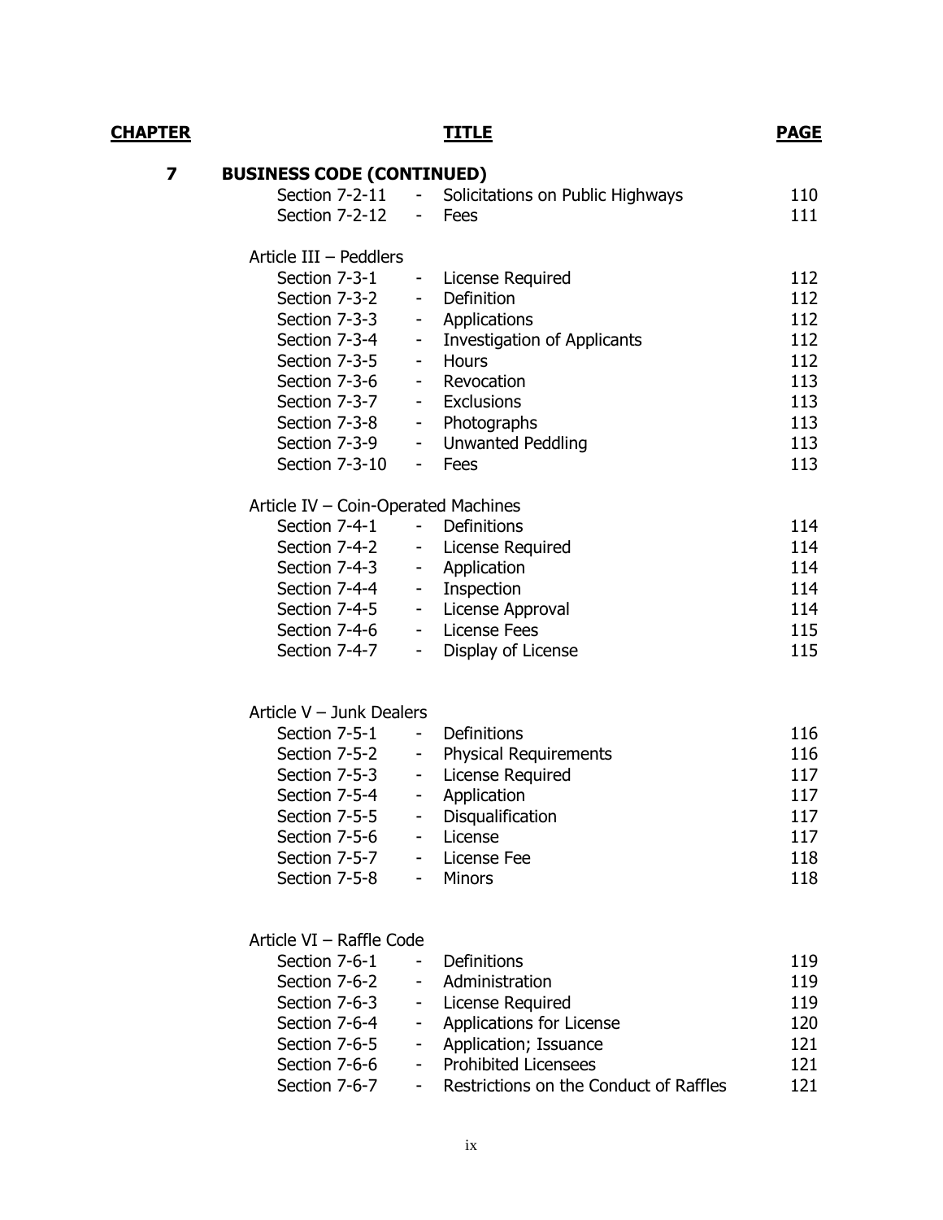| CHAPTER | TITLE | | PAGE |
|---|---|---|---|
| 7 | BUSINESS CODE (CONTINUED) | | |
| | Section 7-2-11 | - Solicitations on Public Highways | 110 |
| | Section 7-2-12 | - Fees | 111 |
| | Article III – Peddlers | | |
| | Section 7-3-1 | - License Required | 112 |
| | Section 7-3-2 | - Definition | 112 |
| | Section 7-3-3 | - Applications | 112 |
| | Section 7-3-4 | - Investigation of Applicants | 112 |
| | Section 7-3-5 | - Hours | 112 |
| | Section 7-3-6 | - Revocation | 113 |
| | Section 7-3-7 | - Exclusions | 113 |
| | Section 7-3-8 | - Photographs | 113 |
| | Section 7-3-9 | - Unwanted Peddling | 113 |
| | Section 7-3-10 | - Fees | 113 |
| | Article IV – Coin-Operated Machines | | |
| | Section 7-4-1 | - Definitions | 114 |
| | Section 7-4-2 | - License Required | 114 |
| | Section 7-4-3 | - Application | 114 |
| | Section 7-4-4 | - Inspection | 114 |
| | Section 7-4-5 | - License Approval | 114 |
| | Section 7-4-6 | - License Fees | 115 |
| | Section 7-4-7 | - Display of License | 115 |
| | Article V – Junk Dealers | | |
| | Section 7-5-1 | - Definitions | 116 |
| | Section 7-5-2 | - Physical Requirements | 116 |
| | Section 7-5-3 | - License Required | 117 |
| | Section 7-5-4 | - Application | 117 |
| | Section 7-5-5 | - Disqualification | 117 |
| | Section 7-5-6 | - License | 117 |
| | Section 7-5-7 | - License Fee | 118 |
| | Section 7-5-8 | - Minors | 118 |
| | Article VI – Raffle Code | | |
| | Section 7-6-1 | - Definitions | 119 |
| | Section 7-6-2 | - Administration | 119 |
| | Section 7-6-3 | - License Required | 119 |
| | Section 7-6-4 | - Applications for License | 120 |
| | Section 7-6-5 | - Application; Issuance | 121 |
| | Section 7-6-6 | - Prohibited Licensees | 121 |
| | Section 7-6-7 | - Restrictions on the Conduct of Raffles | 121 |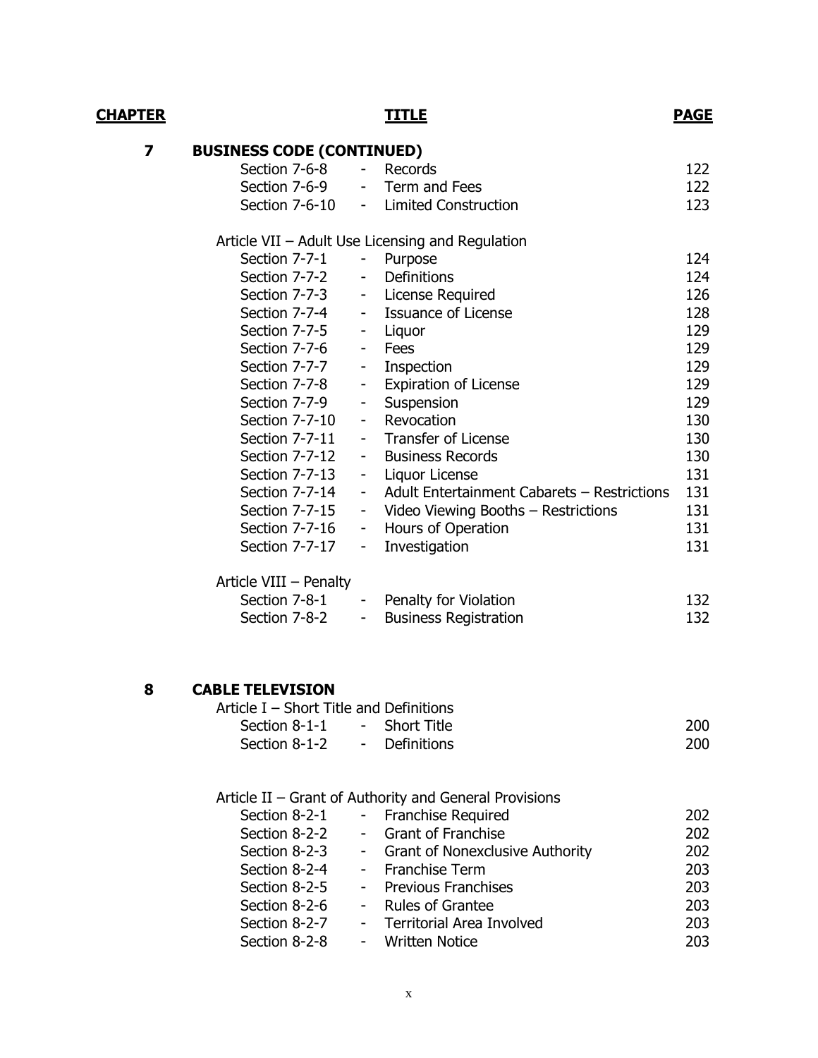| CHAPTER | TITLE | | | PAGE |
|---|---|---|---|---|
| **7** | **BUSINESS CODE (CONTINUED)** | | | |
| | Section 7-6-8 | - | Records | 122 |
| | Section 7-6-9 | - | Term and Fees | 122 |
| | Section 7-6-10 | - | Limited Construction | 123 |
| | Article VII – Adult Use Licensing and Regulation | | | |
| | Section 7-7-1 | - | Purpose | 124 |
| | Section 7-7-2 | - | Definitions | 124 |
| | Section 7-7-3 | - | License Required | 126 |
| | Section 7-7-4 | - | Issuance of License | 128 |
| | Section 7-7-5 | - | Liquor | 129 |
| | Section 7-7-6 | - | Fees | 129 |
| | Section 7-7-7 | - | Inspection | 129 |
| | Section 7-7-8 | - | Expiration of License | 129 |
| | Section 7-7-9 | - | Suspension | 129 |
| | Section 7-7-10 | - | Revocation | 130 |
| | Section 7-7-11 | - | Transfer of License | 130 |
| | Section 7-7-12 | - | Business Records | 130 |
| | Section 7-7-13 | - | Liquor License | 131 |
| | Section 7-7-14 | - | Adult Entertainment Cabarets – Restrictions | 131 |
| | Section 7-7-15 | - | Video Viewing Booths – Restrictions | 131 |
| | Section 7-7-16 | - | Hours of Operation | 131 |
| | Section 7-7-17 | - | Investigation | 131 |
| | Article VIII – Penalty | | | |
| | Section 7-8-1 | - | Penalty for Violation | 132 |
| | Section 7-8-2 | - | Business Registration | 132 |
| **8** | **CABLE TELEVISION** | | | |
| | Article I – Short Title and Definitions | | | |
| | Section 8-1-1 | - | Short Title | 200 |
| | Section 8-1-2 | - | Definitions | 200 |
| | Article II – Grant of Authority and General Provisions | | | |
| | Section 8-2-1 | - | Franchise Required | 202 |
| | Section 8-2-2 | - | Grant of Franchise | 202 |
| | Section 8-2-3 | - | Grant of Nonexclusive Authority | 202 |
| | Section 8-2-4 | - | Franchise Term | 203 |
| | Section 8-2-5 | - | Previous Franchises | 203 |
| | Section 8-2-6 | - | Rules of Grantee | 203 |
| | Section 8-2-7 | - | Territorial Area Involved | 203 |
| | Section 8-2-8 | - | Written Notice | 203 |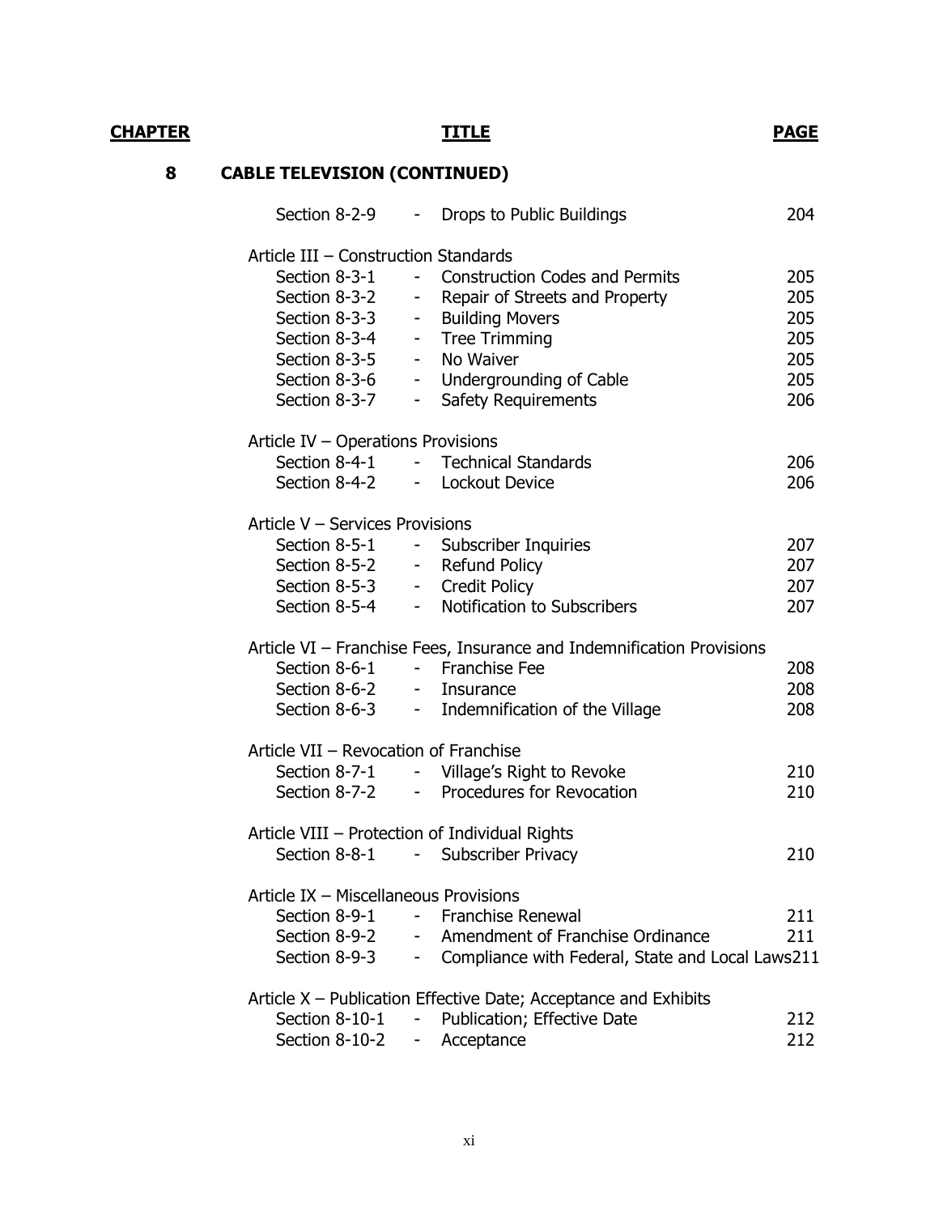| CHAPTER | TITLE | | | PAGE |
|---|---|---|---|---|
| **8** | **CABLE TELEVISION (CONTINUED)** | | | |
| | Section 8-2-9 | - | Drops to Public Buildings | 204 |
| | Article III – Construction Standards | | | |
| | Section 8-3-1 | - | Construction Codes and Permits | 205 |
| | Section 8-3-2 | - | Repair of Streets and Property | 205 |
| | Section 8-3-3 | - | Building Movers | 205 |
| | Section 8-3-4 | - | Tree Trimming | 205 |
| | Section 8-3-5 | - | No Waiver | 205 |
| | Section 8-3-6 | - | Undergrounding of Cable | 205 |
| | Section 8-3-7 | - | Safety Requirements | 206 |
| | Article IV – Operations Provisions | | | |
| | Section 8-4-1 | - | Technical Standards | 206 |
| | Section 8-4-2 | - | Lockout Device | 206 |
| | Article V – Services Provisions | | | |
| | Section 8-5-1 | - | Subscriber Inquiries | 207 |
| | Section 8-5-2 | - | Refund Policy | 207 |
| | Section 8-5-3 | - | Credit Policy | 207 |
| | Section 8-5-4 | - | Notification to Subscribers | 207 |
| | Article VI – Franchise Fees, Insurance and Indemnification Provisions | | | |
| | Section 8-6-1 | - | Franchise Fee | 208 |
| | Section 8-6-2 | - | Insurance | 208 |
| | Section 8-6-3 | - | Indemnification of the Village | 208 |
| | Article VII – Revocation of Franchise | | | |
| | Section 8-7-1 | - | Village's Right to Revoke | 210 |
| | Section 8-7-2 | - | Procedures for Revocation | 210 |
| | Article VIII – Protection of Individual Rights | | | |
| | Section 8-8-1 | - | Subscriber Privacy | 210 |
| | Article IX – Miscellaneous Provisions | | | |
| | Section 8-9-1 | - | Franchise Renewal | 211 |
| | Section 8-9-2 | - | Amendment of Franchise Ordinance | 211 |
| | Section 8-9-3 | - | Compliance with Federal, State and Local Laws | 211 |
| | Article X – Publication Effective Date; Acceptance and Exhibits | | | |
| | Section 8-10-1 | - | Publication; Effective Date | 212 |
| | Section 8-10-2 | - | Acceptance | 212 |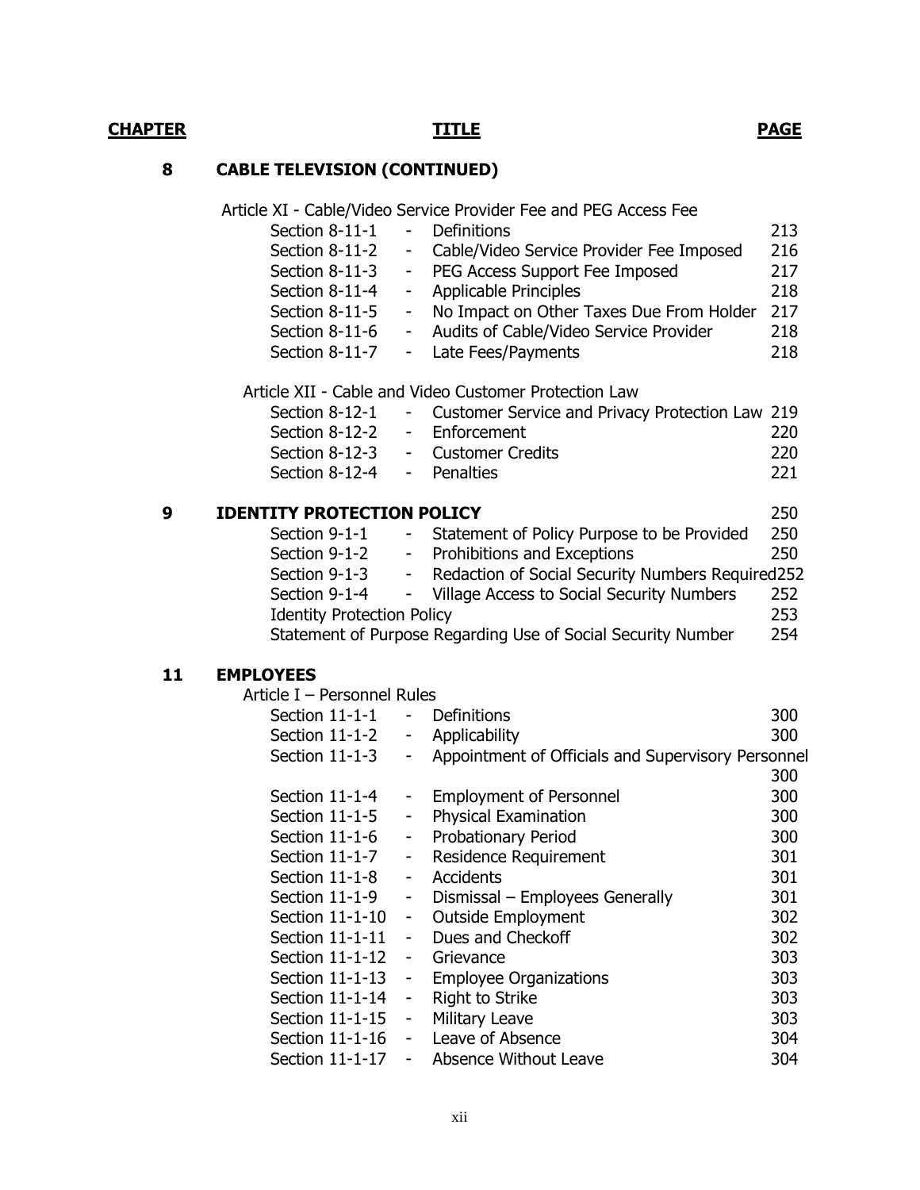| CHAPTER | TITLE | | | PAGE |
|---|---|---|---|---|
| **8** | **CABLE TELEVISION (CONTINUED)** | | | |
| | Article XI - Cable/Video Service Provider Fee and PEG Access Fee | | | |
| | Section 8-11-1 | - | Definitions | 213 |
| | Section 8-11-2 | - | Cable/Video Service Provider Fee Imposed | 216 |
| | Section 8-11-3 | - | PEG Access Support Fee Imposed | 217 |
| | Section 8-11-4 | - | Applicable Principles | 218 |
| | Section 8-11-5 | - | No Impact on Other Taxes Due From Holder | 217 |
| | Section 8-11-6 | - | Audits of Cable/Video Service Provider | 218 |
| | Section 8-11-7 | - | Late Fees/Payments | 218 |
| | Article XII - Cable and Video Customer Protection Law | | | |
| | Section 8-12-1 | - | Customer Service and Privacy Protection Law | 219 |
| | Section 8-12-2 | - | Enforcement | 220 |
| | Section 8-12-3 | - | Customer Credits | 220 |
| | Section 8-12-4 | - | Penalties | 221 |
| **9** | **IDENTITY PROTECTION POLICY** | | | 250 |
| | Section 9-1-1 | - | Statement of Policy Purpose to be Provided | 250 |
| | Section 9-1-2 | - | Prohibitions and Exceptions | 250 |
| | Section 9-1-3 | - | Redaction of Social Security Numbers Required | 252 |
| | Section 9-1-4 | - | Village Access to Social Security Numbers | 252 |
| | Identity Protection Policy | | | 253 |
| | Statement of Purpose Regarding Use of Social Security Number | | | 254 |
| **11** | **EMPLOYEES** | | | |
| | Article I – Personnel Rules | | | |
| | Section 11-1-1 | - | Definitions | 300 |
| | Section 11-1-2 | - | Applicability | 300 |
| | Section 11-1-3 | - | Appointment of Officials and Supervisory Personnel | 300 |
| | Section 11-1-4 | - | Employment of Personnel | 300 |
| | Section 11-1-5 | - | Physical Examination | 300 |
| | Section 11-1-6 | - | Probationary Period | 300 |
| | Section 11-1-7 | - | Residence Requirement | 301 |
| | Section 11-1-8 | - | Accidents | 301 |
| | Section 11-1-9 | - | Dismissal – Employees Generally | 301 |
| | Section 11-1-10 | - | Outside Employment | 302 |
| | Section 11-1-11 | - | Dues and Checkoff | 302 |
| | Section 11-1-12 | - | Grievance | 303 |
| | Section 11-1-13 | - | Employee Organizations | 303 |
| | Section 11-1-14 | - | Right to Strike | 303 |
| | Section 11-1-15 | - | Military Leave | 303 |
| | Section 11-1-16 | - | Leave of Absence | 304 |
| | Section 11-1-17 | - | Absence Without Leave | 304 |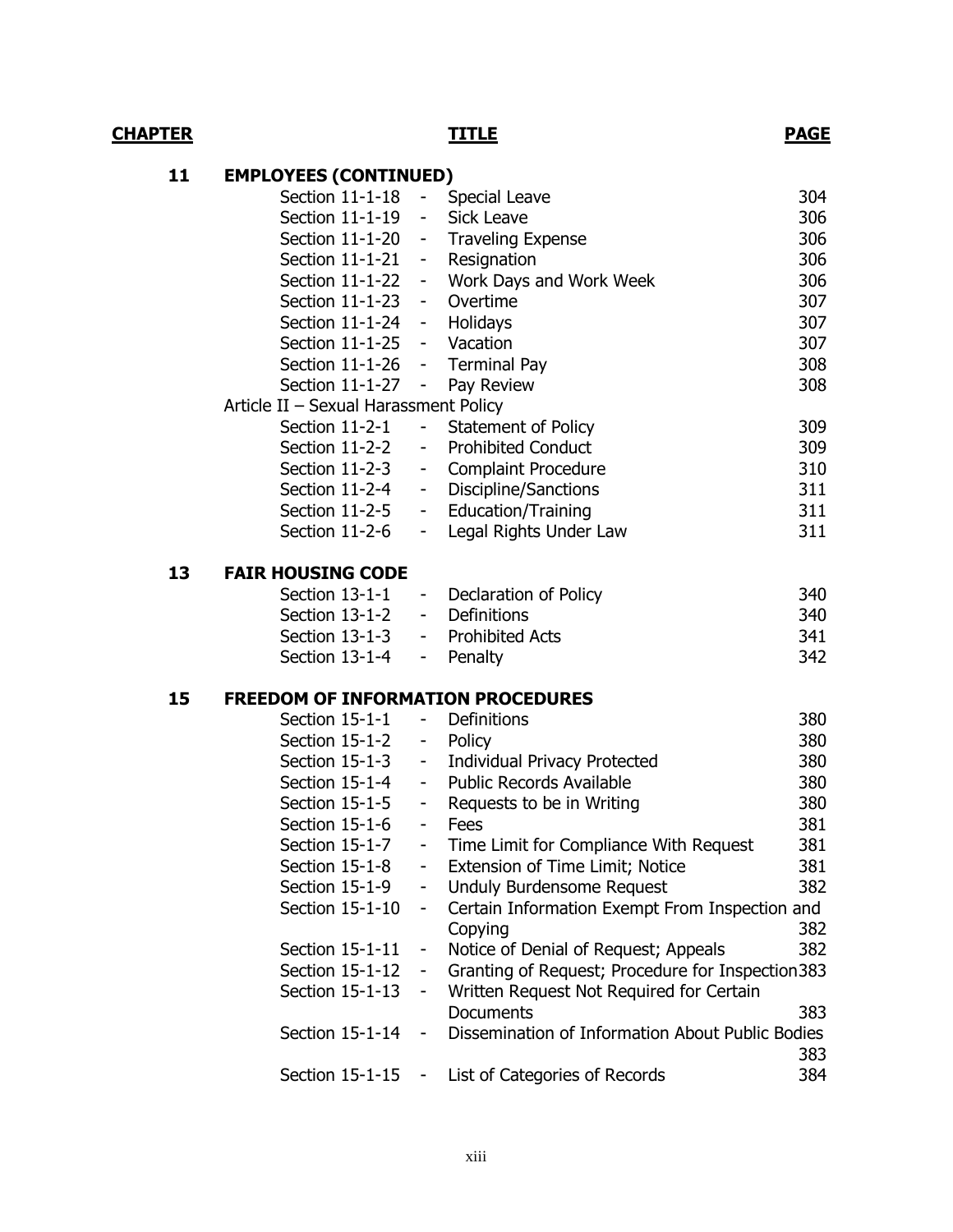| CHAPTER | TITLE | | | PAGE |
|---|---|---|---|---|
| 11 | **EMPLOYEES (CONTINUED)** | | | |
| | Section 11-1-18 | - | Special Leave | 304 |
| | Section 11-1-19 | - | Sick Leave | 306 |
| | Section 11-1-20 | - | Traveling Expense | 306 |
| | Section 11-1-21 | - | Resignation | 306 |
| | Section 11-1-22 | - | Work Days and Work Week | 306 |
| | Section 11-1-23 | - | Overtime | 307 |
| | Section 11-1-24 | - | Holidays | 307 |
| | Section 11-1-25 | - | Vacation | 307 |
| | Section 11-1-26 | - | Terminal Pay | 308 |
| | Section 11-1-27 | - | Pay Review | 308 |
| | Article II – Sexual Harassment Policy | | | |
| | Section 11-2-1 | - | Statement of Policy | 309 |
| | Section 11-2-2 | - | Prohibited Conduct | 309 |
| | Section 11-2-3 | - | Complaint Procedure | 310 |
| | Section 11-2-4 | - | Discipline/Sanctions | 311 |
| | Section 11-2-5 | - | Education/Training | 311 |
| | Section 11-2-6 | - | Legal Rights Under Law | 311 |
| 13 | **FAIR HOUSING CODE** | | | |
| | Section 13-1-1 | - | Declaration of Policy | 340 |
| | Section 13-1-2 | - | Definitions | 340 |
| | Section 13-1-3 | - | Prohibited Acts | 341 |
| | Section 13-1-4 | - | Penalty | 342 |
| 15 | **FREEDOM OF INFORMATION PROCEDURES** | | | |
| | Section 15-1-1 | - | Definitions | 380 |
| | Section 15-1-2 | - | Policy | 380 |
| | Section 15-1-3 | - | Individual Privacy Protected | 380 |
| | Section 15-1-4 | - | Public Records Available | 380 |
| | Section 15-1-5 | - | Requests to be in Writing | 380 |
| | Section 15-1-6 | - | Fees | 381 |
| | Section 15-1-7 | - | Time Limit for Compliance With Request | 381 |
| | Section 15-1-8 | - | Extension of Time Limit; Notice | 381 |
| | Section 15-1-9 | - | Unduly Burdensome Request | 382 |
| | Section 15-1-10 | - | Certain Information Exempt From Inspection and Copying | 382 |
| | Section 15-1-11 | - | Notice of Denial of Request; Appeals | 382 |
| | Section 15-1-12 | - | Granting of Request; Procedure for Inspection | 383 |
| | Section 15-1-13 | - | Written Request Not Required for Certain Documents | 383 |
| | Section 15-1-14 | - | Dissemination of Information About Public Bodies | 383 |
| | Section 15-1-15 | - | List of Categories of Records | 384 |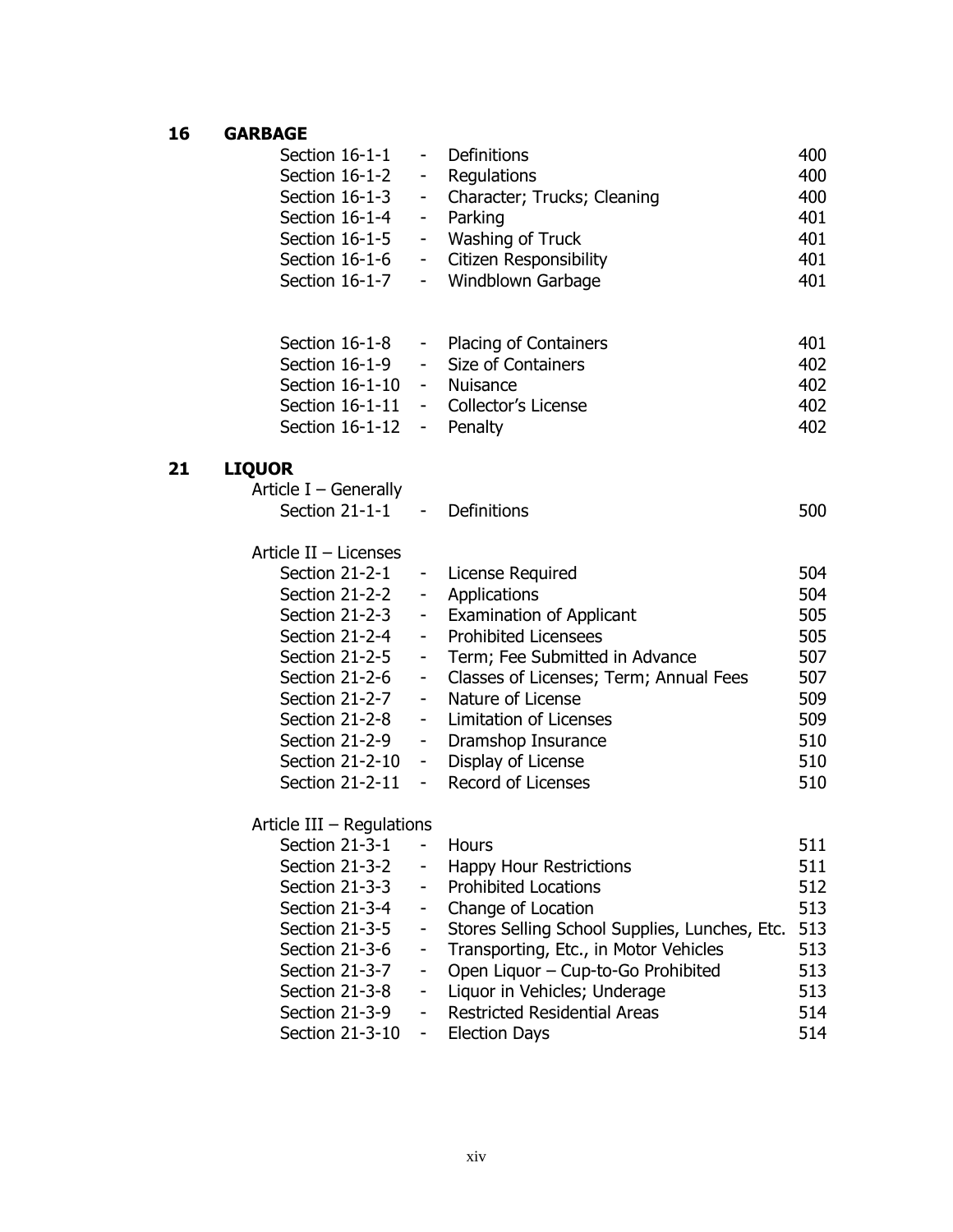## 16 GARBAGE

| | | | |
|---|---|---|---|
| Section 16-1-1 | - | Definitions | 400 |
| Section 16-1-2 | - | Regulations | 400 |
| Section 16-1-3 | - | Character; Trucks; Cleaning | 400 |
| Section 16-1-4 | - | Parking | 401 |
| Section 16-1-5 | - | Washing of Truck | 401 |
| Section 16-1-6 | - | Citizen Responsibility | 401 |
| Section 16-1-7 | - | Windblown Garbage | 401 |
| Section 16-1-8 | - | Placing of Containers | 401 |
| Section 16-1-9 | - | Size of Containers | 402 |
| Section 16-1-10 | - | Nuisance | 402 |
| Section 16-1-11 | - | Collector's License | 402 |
| Section 16-1-12 | - | Penalty | 402 |

## 21 LIQUOR

Article I – Generally

| | | | |
|---|---|---|---|
| Section 21-1-1 | - | Definitions | 500 |

Article II – Licenses

| | | | |
|---|---|---|---|
| Section 21-2-1 | - | License Required | 504 |
| Section 21-2-2 | - | Applications | 504 |
| Section 21-2-3 | - | Examination of Applicant | 505 |
| Section 21-2-4 | - | Prohibited Licensees | 505 |
| Section 21-2-5 | - | Term; Fee Submitted in Advance | 507 |
| Section 21-2-6 | - | Classes of Licenses; Term; Annual Fees | 507 |
| Section 21-2-7 | - | Nature of License | 509 |
| Section 21-2-8 | - | Limitation of Licenses | 509 |
| Section 21-2-9 | - | Dramshop Insurance | 510 |
| Section 21-2-10 | - | Display of License | 510 |
| Section 21-2-11 | - | Record of Licenses | 510 |

Article III – Regulations

| | | | |
|---|---|---|---|
| Section 21-3-1 | - | Hours | 511 |
| Section 21-3-2 | - | Happy Hour Restrictions | 511 |
| Section 21-3-3 | - | Prohibited Locations | 512 |
| Section 21-3-4 | - | Change of Location | 513 |
| Section 21-3-5 | - | Stores Selling School Supplies, Lunches, Etc. | 513 |
| Section 21-3-6 | - | Transporting, Etc., in Motor Vehicles | 513 |
| Section 21-3-7 | - | Open Liquor – Cup-to-Go Prohibited | 513 |
| Section 21-3-8 | - | Liquor in Vehicles; Underage | 513 |
| Section 21-3-9 | - | Restricted Residential Areas | 514 |
| Section 21-3-10 | - | Election Days | 514 |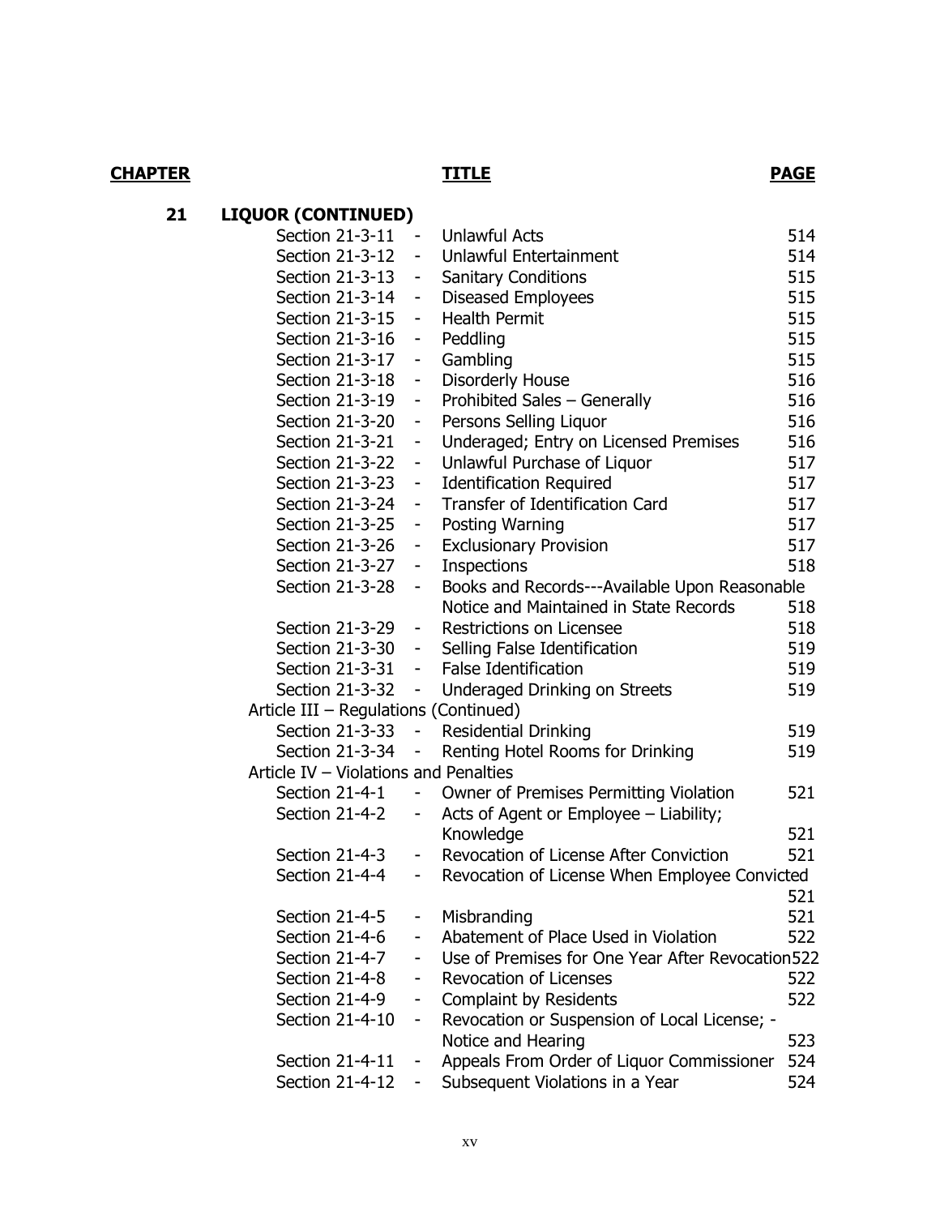| CHAPTER | | | TITLE | PAGE |
|---|---|---|---|---|
| **21** | **LIQUOR (CONTINUED)** | | | |
| | Section 21-3-11 | - | Unlawful Acts | 514 |
| | Section 21-3-12 | - | Unlawful Entertainment | 514 |
| | Section 21-3-13 | - | Sanitary Conditions | 515 |
| | Section 21-3-14 | - | Diseased Employees | 515 |
| | Section 21-3-15 | - | Health Permit | 515 |
| | Section 21-3-16 | - | Peddling | 515 |
| | Section 21-3-17 | - | Gambling | 515 |
| | Section 21-3-18 | - | Disorderly House | 516 |
| | Section 21-3-19 | - | Prohibited Sales – Generally | 516 |
| | Section 21-3-20 | - | Persons Selling Liquor | 516 |
| | Section 21-3-21 | - | Underaged; Entry on Licensed Premises | 516 |
| | Section 21-3-22 | - | Unlawful Purchase of Liquor | 517 |
| | Section 21-3-23 | - | Identification Required | 517 |
| | Section 21-3-24 | - | Transfer of Identification Card | 517 |
| | Section 21-3-25 | - | Posting Warning | 517 |
| | Section 21-3-26 | - | Exclusionary Provision | 517 |
| | Section 21-3-27 | - | Inspections | 518 |
| | Section 21-3-28 | - | Books and Records---Available Upon Reasonable Notice and Maintained in State Records | 518 |
| | Section 21-3-29 | - | Restrictions on Licensee | 518 |
| | Section 21-3-30 | - | Selling False Identification | 519 |
| | Section 21-3-31 | - | False Identification | 519 |
| | Section 21-3-32 | - | Underaged Drinking on Streets | 519 |
| | Article III – Regulations (Continued) | | | |
| | Section 21-3-33 | - | Residential Drinking | 519 |
| | Section 21-3-34 | - | Renting Hotel Rooms for Drinking | 519 |
| | Article IV – Violations and Penalties | | | |
| | Section 21-4-1 | - | Owner of Premises Permitting Violation | 521 |
| | Section 21-4-2 | - | Acts of Agent or Employee – Liability; Knowledge | 521 |
| | Section 21-4-3 | - | Revocation of License After Conviction | 521 |
| | Section 21-4-4 | - | Revocation of License When Employee Convicted | 521 |
| | Section 21-4-5 | - | Misbranding | 521 |
| | Section 21-4-6 | - | Abatement of Place Used in Violation | 522 |
| | Section 21-4-7 | - | Use of Premises for One Year After Revocation | 522 |
| | Section 21-4-8 | - | Revocation of Licenses | 522 |
| | Section 21-4-9 | - | Complaint by Residents | 522 |
| | Section 21-4-10 | - | Revocation or Suspension of Local License; - Notice and Hearing | 523 |
| | Section 21-4-11 | - | Appeals From Order of Liquor Commissioner | 524 |
| | Section 21-4-12 | - | Subsequent Violations in a Year | 524 |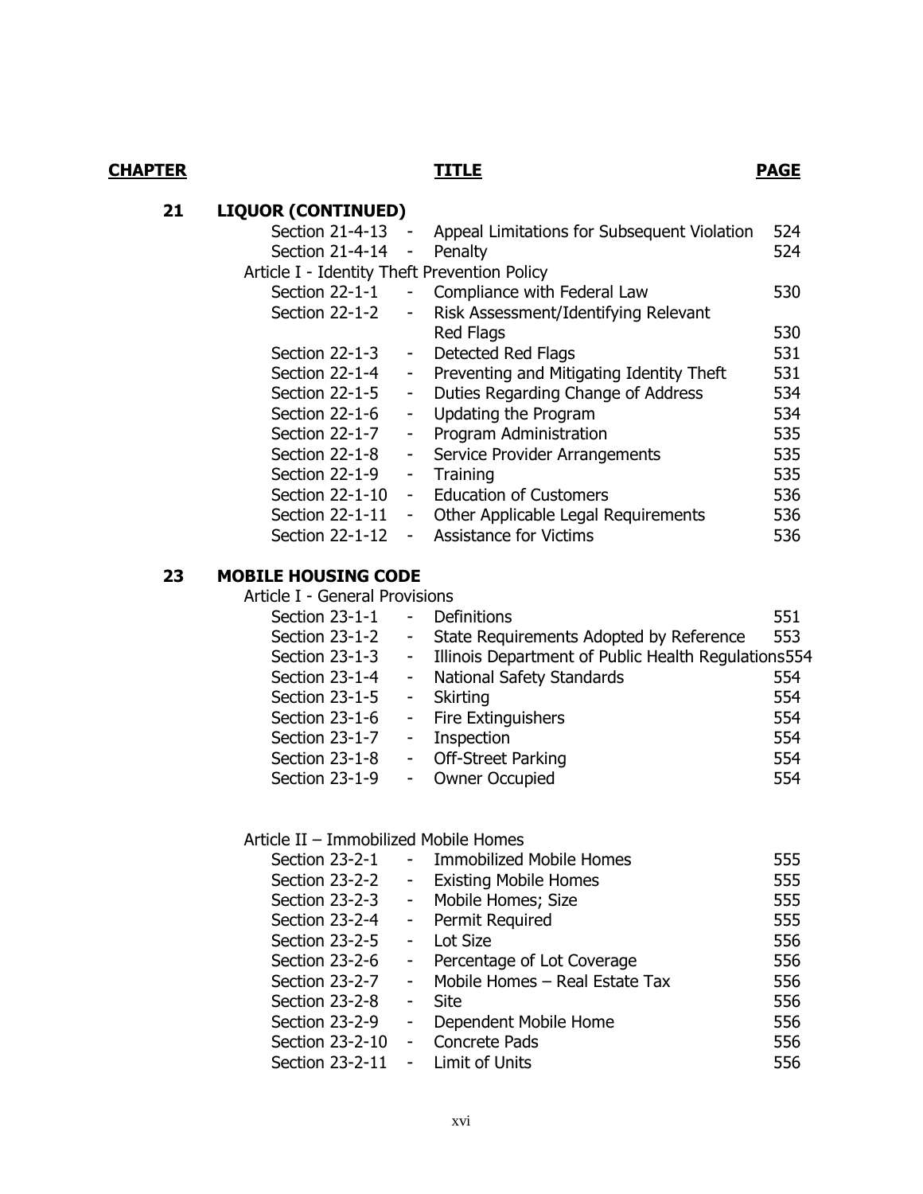| CHAPTER | TITLE | | | PAGE |
|---|---|---|---|---|
| **21** | **LIQUOR (CONTINUED)** | | | |
| | Section 21-4-13 | - | Appeal Limitations for Subsequent Violation | 524 |
| | Section 21-4-14 | - | Penalty | 524 |
| | Article I - Identity Theft Prevention Policy | | | |
| | Section 22-1-1 | - | Compliance with Federal Law | 530 |
| | Section 22-1-2 | - | Risk Assessment/Identifying Relevant Red Flags | 530 |
| | Section 22-1-3 | - | Detected Red Flags | 531 |
| | Section 22-1-4 | - | Preventing and Mitigating Identity Theft | 531 |
| | Section 22-1-5 | - | Duties Regarding Change of Address | 534 |
| | Section 22-1-6 | - | Updating the Program | 534 |
| | Section 22-1-7 | - | Program Administration | 535 |
| | Section 22-1-8 | - | Service Provider Arrangements | 535 |
| | Section 22-1-9 | - | Training | 535 |
| | Section 22-1-10 | - | Education of Customers | 536 |
| | Section 22-1-11 | - | Other Applicable Legal Requirements | 536 |
| | Section 22-1-12 | - | Assistance for Victims | 536 |
| **23** | **MOBILE HOUSING CODE** | | | |
| | Article I - General Provisions | | | |
| | Section 23-1-1 | - | Definitions | 551 |
| | Section 23-1-2 | - | State Requirements Adopted by Reference | 553 |
| | Section 23-1-3 | - | Illinois Department of Public Health Regulations | 554 |
| | Section 23-1-4 | - | National Safety Standards | 554 |
| | Section 23-1-5 | - | Skirting | 554 |
| | Section 23-1-6 | - | Fire Extinguishers | 554 |
| | Section 23-1-7 | - | Inspection | 554 |
| | Section 23-1-8 | - | Off-Street Parking | 554 |
| | Section 23-1-9 | - | Owner Occupied | 554 |
| | Article II – Immobilized Mobile Homes | | | |
| | Section 23-2-1 | - | Immobilized Mobile Homes | 555 |
| | Section 23-2-2 | - | Existing Mobile Homes | 555 |
| | Section 23-2-3 | - | Mobile Homes; Size | 555 |
| | Section 23-2-4 | - | Permit Required | 555 |
| | Section 23-2-5 | - | Lot Size | 556 |
| | Section 23-2-6 | - | Percentage of Lot Coverage | 556 |
| | Section 23-2-7 | - | Mobile Homes – Real Estate Tax | 556 |
| | Section 23-2-8 | - | Site | 556 |
| | Section 23-2-9 | - | Dependent Mobile Home | 556 |
| | Section 23-2-10 | - | Concrete Pads | 556 |
| | Section 23-2-11 | - | Limit of Units | 556 |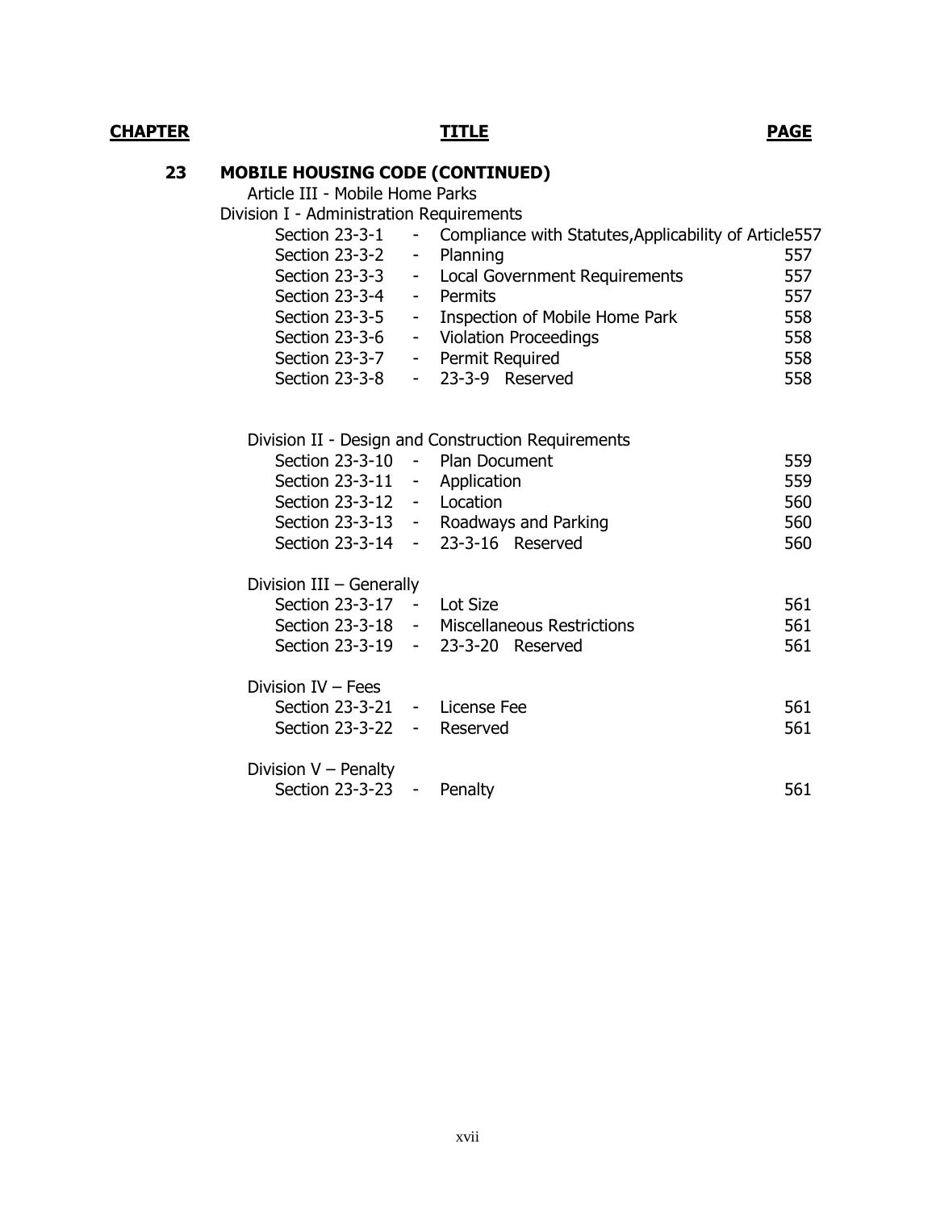| CHAPTER | TITLE | PAGE |
|---|---|---|
| 23 | **MOBILE HOUSING CODE (CONTINUED)** | |
| | Article III - Mobile Home Parks | |
| | Division I - Administration Requirements | |
| | Section 23-3-1 - Compliance with Statutes, Applicability of Article | 557 |
| | Section 23-3-2 - Planning | 557 |
| | Section 23-3-3 - Local Government Requirements | 557 |
| | Section 23-3-4 - Permits | 557 |
| | Section 23-3-5 - Inspection of Mobile Home Park | 558 |
| | Section 23-3-6 - Violation Proceedings | 558 |
| | Section 23-3-7 - Permit Required | 558 |
| | Section 23-3-8 - 23-3-9 Reserved | 558 |
| | Division II - Design and Construction Requirements | |
| | Section 23-3-10 - Plan Document | 559 |
| | Section 23-3-11 - Application | 559 |
| | Section 23-3-12 - Location | 560 |
| | Section 23-3-13 - Roadways and Parking | 560 |
| | Section 23-3-14 - 23-3-16 Reserved | 560 |
| | Division III – Generally | |
| | Section 23-3-17 - Lot Size | 561 |
| | Section 23-3-18 - Miscellaneous Restrictions | 561 |
| | Section 23-3-19 - 23-3-20 Reserved | 561 |
| | Division IV – Fees | |
| | Section 23-3-21 - License Fee | 561 |
| | Section 23-3-22 - Reserved | 561 |
| | Division V – Penalty | |
| | Section 23-3-23 - Penalty | 561 |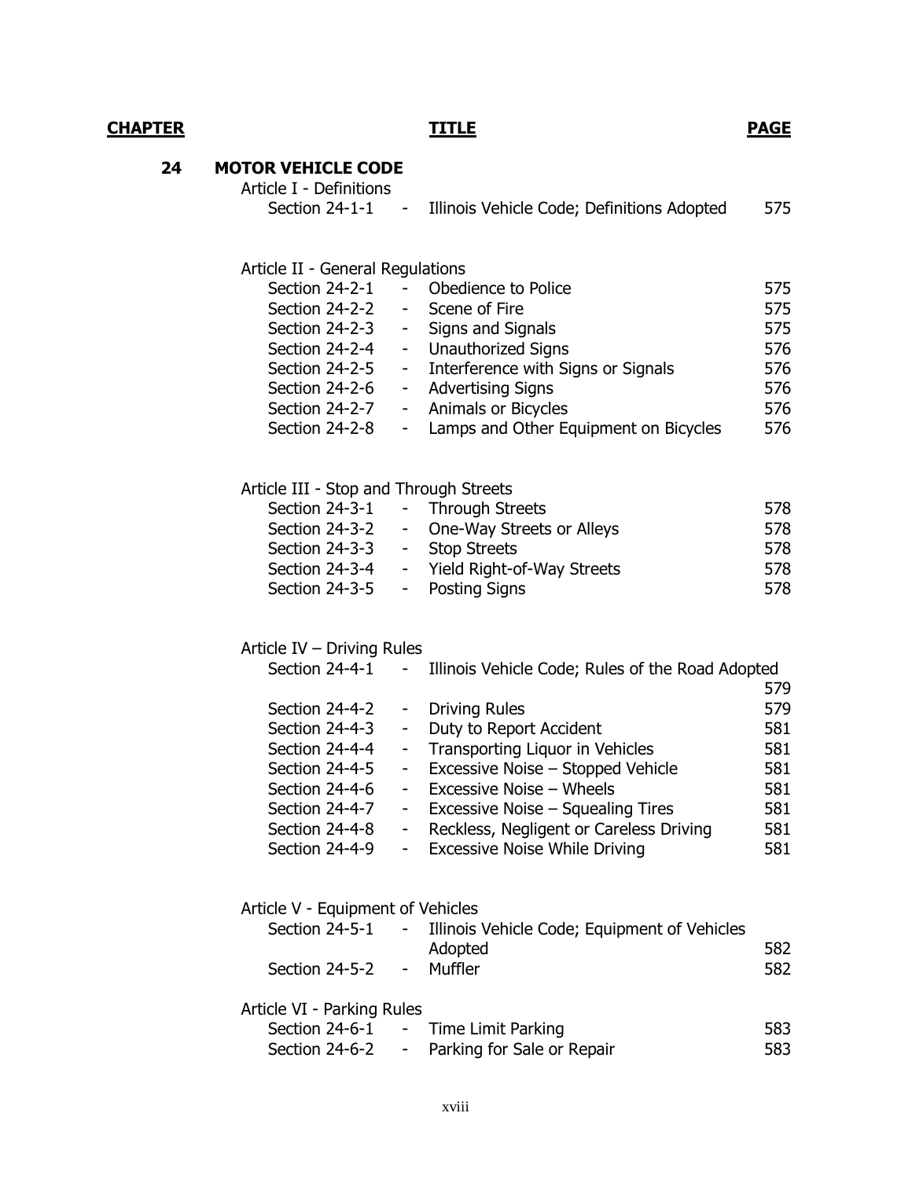| CHAPTER | TITLE | | | PAGE |
|---|---|---|---|---|
| 24 | **MOTOR VEHICLE CODE** | | | |
| | Article I - Definitions | | | |
| | Section 24-1-1 | - | Illinois Vehicle Code; Definitions Adopted | 575 |
| | Article II - General Regulations | | | |
| | Section 24-2-1 | - | Obedience to Police | 575 |
| | Section 24-2-2 | - | Scene of Fire | 575 |
| | Section 24-2-3 | - | Signs and Signals | 575 |
| | Section 24-2-4 | - | Unauthorized Signs | 576 |
| | Section 24-2-5 | - | Interference with Signs or Signals | 576 |
| | Section 24-2-6 | - | Advertising Signs | 576 |
| | Section 24-2-7 | - | Animals or Bicycles | 576 |
| | Section 24-2-8 | - | Lamps and Other Equipment on Bicycles | 576 |
| | Article III - Stop and Through Streets | | | |
| | Section 24-3-1 | - | Through Streets | 578 |
| | Section 24-3-2 | - | One-Way Streets or Alleys | 578 |
| | Section 24-3-3 | - | Stop Streets | 578 |
| | Section 24-3-4 | - | Yield Right-of-Way Streets | 578 |
| | Section 24-3-5 | - | Posting Signs | 578 |
| | Article IV – Driving Rules | | | |
| | Section 24-4-1 | - | Illinois Vehicle Code; Rules of the Road Adopted | 579 |
| | Section 24-4-2 | - | Driving Rules | 579 |
| | Section 24-4-3 | - | Duty to Report Accident | 581 |
| | Section 24-4-4 | - | Transporting Liquor in Vehicles | 581 |
| | Section 24-4-5 | - | Excessive Noise – Stopped Vehicle | 581 |
| | Section 24-4-6 | - | Excessive Noise – Wheels | 581 |
| | Section 24-4-7 | - | Excessive Noise – Squealing Tires | 581 |
| | Section 24-4-8 | - | Reckless, Negligent or Careless Driving | 581 |
| | Section 24-4-9 | - | Excessive Noise While Driving | 581 |
| | Article V - Equipment of Vehicles | | | |
| | Section 24-5-1 | - | Illinois Vehicle Code; Equipment of Vehicles Adopted | 582 |
| | Section 24-5-2 | - | Muffler | 582 |
| | Article VI - Parking Rules | | | |
| | Section 24-6-1 | - | Time Limit Parking | 583 |
| | Section 24-6-2 | - | Parking for Sale or Repair | 583 |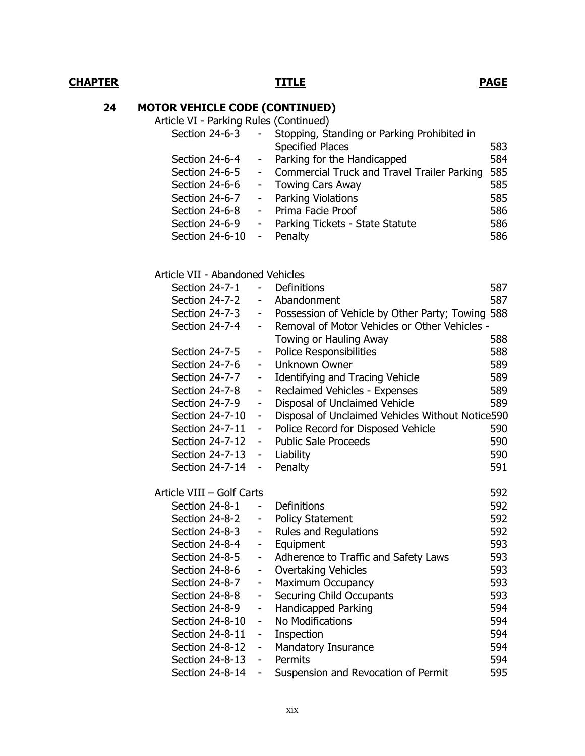| CHAPTER | TITLE | | PAGE |
|---|---|---|---|
| **24** | **MOTOR VEHICLE CODE (CONTINUED)** | | |
| | Article VI - Parking Rules (Continued) | | |
| | Section 24-6-3 | - Stopping, Standing or Parking Prohibited in Specified Places | 583 |
| | Section 24-6-4 | - Parking for the Handicapped | 584 |
| | Section 24-6-5 | - Commercial Truck and Travel Trailer Parking | 585 |
| | Section 24-6-6 | - Towing Cars Away | 585 |
| | Section 24-6-7 | - Parking Violations | 585 |
| | Section 24-6-8 | - Prima Facie Proof | 586 |
| | Section 24-6-9 | - Parking Tickets - State Statute | 586 |
| | Section 24-6-10 | - Penalty | 586 |
| | Article VII - Abandoned Vehicles | | |
| | Section 24-7-1 | - Definitions | 587 |
| | Section 24-7-2 | - Abandonment | 587 |
| | Section 24-7-3 | - Possession of Vehicle by Other Party; Towing | 588 |
| | Section 24-7-4 | - Removal of Motor Vehicles or Other Vehicles - Towing or Hauling Away | 588 |
| | Section 24-7-5 | - Police Responsibilities | 588 |
| | Section 24-7-6 | - Unknown Owner | 589 |
| | Section 24-7-7 | - Identifying and Tracing Vehicle | 589 |
| | Section 24-7-8 | - Reclaimed Vehicles - Expenses | 589 |
| | Section 24-7-9 | - Disposal of Unclaimed Vehicle | 589 |
| | Section 24-7-10 | - Disposal of Unclaimed Vehicles Without Notice | 590 |
| | Section 24-7-11 | - Police Record for Disposed Vehicle | 590 |
| | Section 24-7-12 | - Public Sale Proceeds | 590 |
| | Section 24-7-13 | - Liability | 590 |
| | Section 24-7-14 | - Penalty | 591 |
| | Article VIII – Golf Carts | | 592 |
| | Section 24-8-1 | - Definitions | 592 |
| | Section 24-8-2 | - Policy Statement | 592 |
| | Section 24-8-3 | - Rules and Regulations | 592 |
| | Section 24-8-4 | - Equipment | 593 |
| | Section 24-8-5 | - Adherence to Traffic and Safety Laws | 593 |
| | Section 24-8-6 | - Overtaking Vehicles | 593 |
| | Section 24-8-7 | - Maximum Occupancy | 593 |
| | Section 24-8-8 | - Securing Child Occupants | 593 |
| | Section 24-8-9 | - Handicapped Parking | 594 |
| | Section 24-8-10 | - No Modifications | 594 |
| | Section 24-8-11 | - Inspection | 594 |
| | Section 24-8-12 | - Mandatory Insurance | 594 |
| | Section 24-8-13 | - Permits | 594 |
| | Section 24-8-14 | - Suspension and Revocation of Permit | 595 |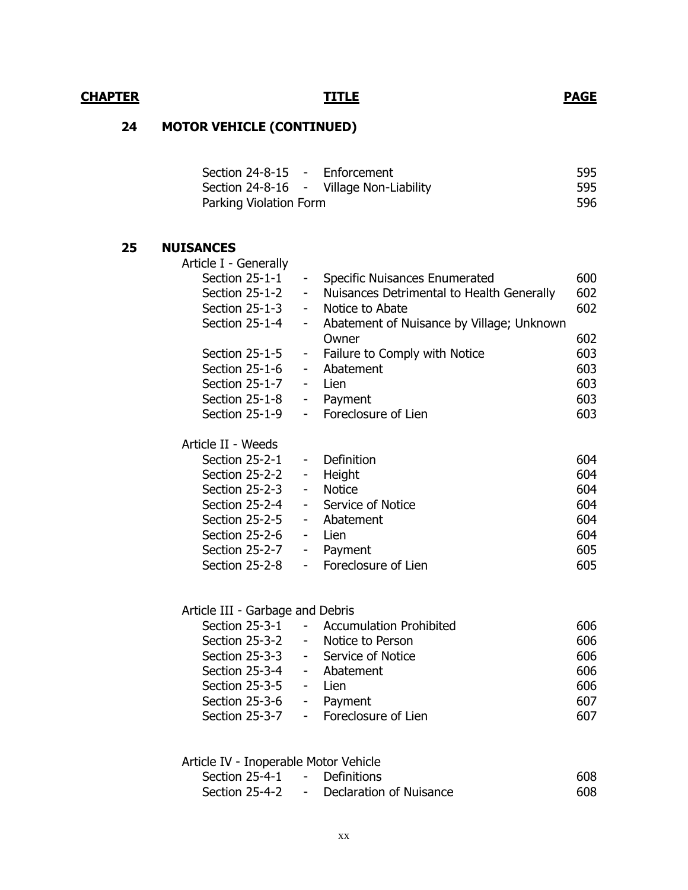| CHAPTER | TITLE | | | PAGE |
|---|---|---|---|---|
| **24** | **MOTOR VEHICLE (CONTINUED)** | | | |
| | Section 24-8-15 | - | Enforcement | 595 |
| | Section 24-8-16 | - | Village Non-Liability | 595 |
| | Parking Violation Form | | | 596 |
| **25** | **NUISANCES** | | | |
| | Article I - Generally | | | |
| | Section 25-1-1 | - | Specific Nuisances Enumerated | 600 |
| | Section 25-1-2 | - | Nuisances Detrimental to Health Generally | 602 |
| | Section 25-1-3 | - | Notice to Abate | 602 |
| | Section 25-1-4 | - | Abatement of Nuisance by Village; Unknown Owner | 602 |
| | Section 25-1-5 | - | Failure to Comply with Notice | 603 |
| | Section 25-1-6 | - | Abatement | 603 |
| | Section 25-1-7 | - | Lien | 603 |
| | Section 25-1-8 | - | Payment | 603 |
| | Section 25-1-9 | - | Foreclosure of Lien | 603 |
| | Article II - Weeds | | | |
| | Section 25-2-1 | - | Definition | 604 |
| | Section 25-2-2 | - | Height | 604 |
| | Section 25-2-3 | - | Notice | 604 |
| | Section 25-2-4 | - | Service of Notice | 604 |
| | Section 25-2-5 | - | Abatement | 604 |
| | Section 25-2-6 | - | Lien | 604 |
| | Section 25-2-7 | - | Payment | 605 |
| | Section 25-2-8 | - | Foreclosure of Lien | 605 |
| | Article III - Garbage and Debris | | | |
| | Section 25-3-1 | - | Accumulation Prohibited | 606 |
| | Section 25-3-2 | - | Notice to Person | 606 |
| | Section 25-3-3 | - | Service of Notice | 606 |
| | Section 25-3-4 | - | Abatement | 606 |
| | Section 25-3-5 | - | Lien | 606 |
| | Section 25-3-6 | - | Payment | 607 |
| | Section 25-3-7 | - | Foreclosure of Lien | 607 |
| | Article IV - Inoperable Motor Vehicle | | | |
| | Section 25-4-1 | - | Definitions | 608 |
| | Section 25-4-2 | - | Declaration of Nuisance | 608 |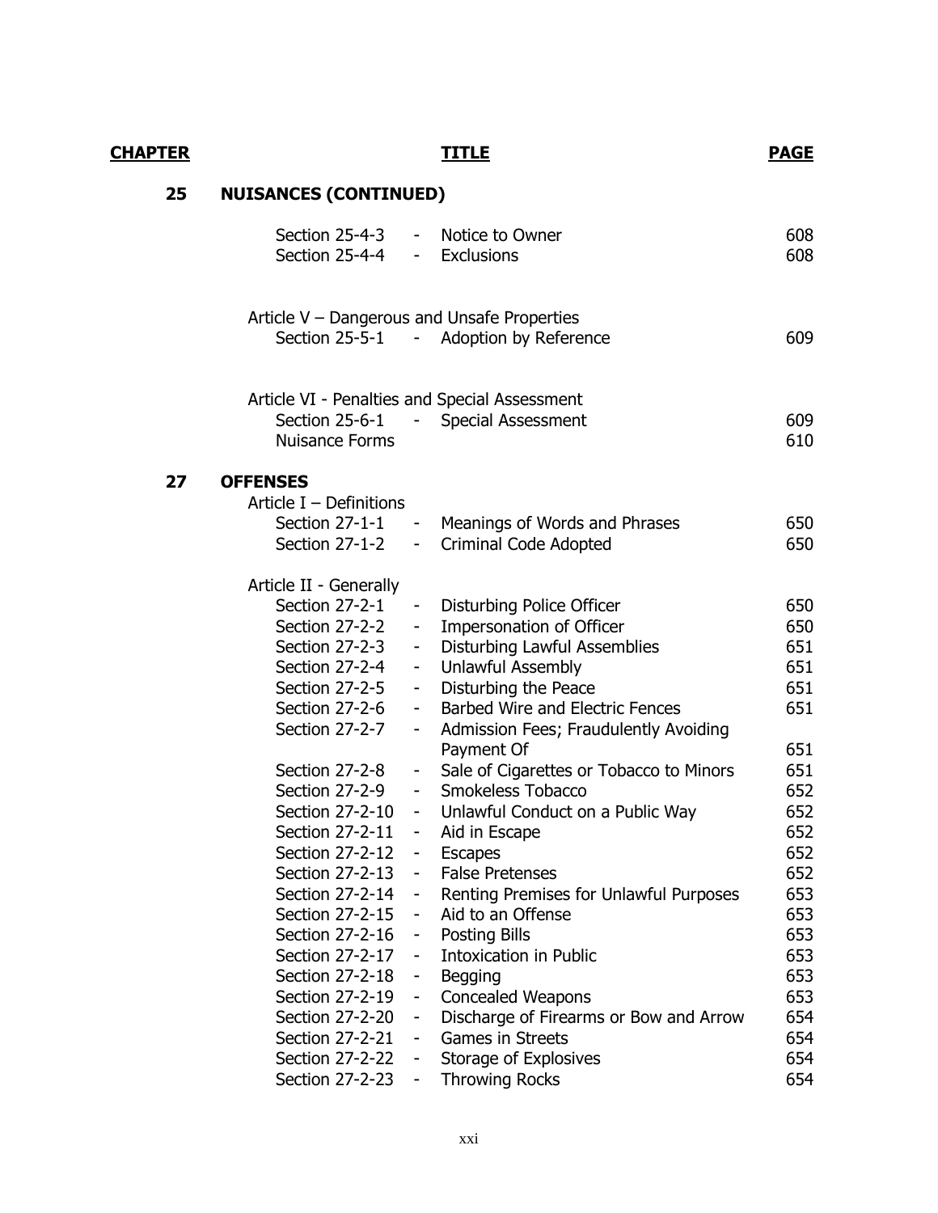| CHAPTER | TITLE | | PAGE |
|---|---|---|---|
| **25** | **NUISANCES (CONTINUED)** | | |
| | Section 25-4-3 | - Notice to Owner | 608 |
| | Section 25-4-4 | - Exclusions | 608 |
| | Article V – Dangerous and Unsafe Properties | | |
| | Section 25-5-1 | - Adoption by Reference | 609 |
| | Article VI - Penalties and Special Assessment | | |
| | Section 25-6-1 | - Special Assessment | 609 |
| | Nuisance Forms | | 610 |
| **27** | **OFFENSES** | | |
| | Article I – Definitions | | |
| | Section 27-1-1 | - Meanings of Words and Phrases | 650 |
| | Section 27-1-2 | - Criminal Code Adopted | 650 |
| | Article II - Generally | | |
| | Section 27-2-1 | - Disturbing Police Officer | 650 |
| | Section 27-2-2 | - Impersonation of Officer | 650 |
| | Section 27-2-3 | - Disturbing Lawful Assemblies | 651 |
| | Section 27-2-4 | - Unlawful Assembly | 651 |
| | Section 27-2-5 | - Disturbing the Peace | 651 |
| | Section 27-2-6 | - Barbed Wire and Electric Fences | 651 |
| | Section 27-2-7 | - Admission Fees; Fraudulently Avoiding Payment Of | 651 |
| | Section 27-2-8 | - Sale of Cigarettes or Tobacco to Minors | 651 |
| | Section 27-2-9 | - Smokeless Tobacco | 652 |
| | Section 27-2-10 | - Unlawful Conduct on a Public Way | 652 |
| | Section 27-2-11 | - Aid in Escape | 652 |
| | Section 27-2-12 | - Escapes | 652 |
| | Section 27-2-13 | - False Pretenses | 652 |
| | Section 27-2-14 | - Renting Premises for Unlawful Purposes | 653 |
| | Section 27-2-15 | - Aid to an Offense | 653 |
| | Section 27-2-16 | - Posting Bills | 653 |
| | Section 27-2-17 | - Intoxication in Public | 653 |
| | Section 27-2-18 | - Begging | 653 |
| | Section 27-2-19 | - Concealed Weapons | 653 |
| | Section 27-2-20 | - Discharge of Firearms or Bow and Arrow | 654 |
| | Section 27-2-21 | - Games in Streets | 654 |
| | Section 27-2-22 | - Storage of Explosives | 654 |
| | Section 27-2-23 | - Throwing Rocks | 654 |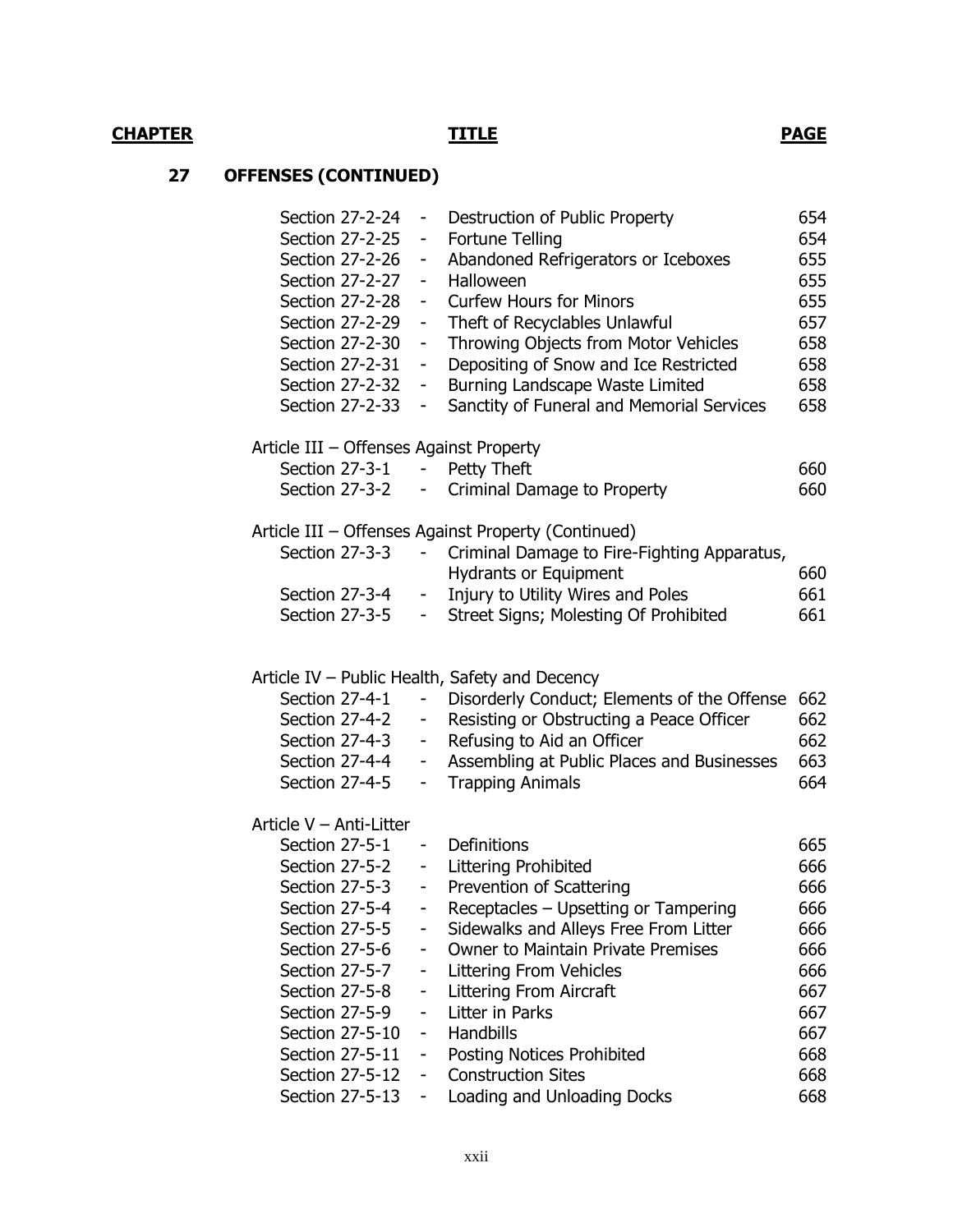| CHAPTER | TITLE | | | PAGE |
|---|---|---|---|---|
| **27** | **OFFENSES (CONTINUED)** | | | |
| | Section 27-2-24 | - | Destruction of Public Property | 654 |
| | Section 27-2-25 | - | Fortune Telling | 654 |
| | Section 27-2-26 | - | Abandoned Refrigerators or Iceboxes | 655 |
| | Section 27-2-27 | - | Halloween | 655 |
| | Section 27-2-28 | - | Curfew Hours for Minors | 655 |
| | Section 27-2-29 | - | Theft of Recyclables Unlawful | 657 |
| | Section 27-2-30 | - | Throwing Objects from Motor Vehicles | 658 |
| | Section 27-2-31 | - | Depositing of Snow and Ice Restricted | 658 |
| | Section 27-2-32 | - | Burning Landscape Waste Limited | 658 |
| | Section 27-2-33 | - | Sanctity of Funeral and Memorial Services | 658 |
| | Article III – Offenses Against Property | | | |
| | Section 27-3-1 | - | Petty Theft | 660 |
| | Section 27-3-2 | - | Criminal Damage to Property | 660 |
| | Article III – Offenses Against Property (Continued) | | | |
| | Section 27-3-3 | - | Criminal Damage to Fire-Fighting Apparatus, Hydrants or Equipment | 660 |
| | Section 27-3-4 | - | Injury to Utility Wires and Poles | 661 |
| | Section 27-3-5 | - | Street Signs; Molesting Of Prohibited | 661 |
| | Article IV – Public Health, Safety and Decency | | | |
| | Section 27-4-1 | - | Disorderly Conduct; Elements of the Offense | 662 |
| | Section 27-4-2 | - | Resisting or Obstructing a Peace Officer | 662 |
| | Section 27-4-3 | - | Refusing to Aid an Officer | 662 |
| | Section 27-4-4 | - | Assembling at Public Places and Businesses | 663 |
| | Section 27-4-5 | - | Trapping Animals | 664 |
| | Article V – Anti-Litter | | | |
| | Section 27-5-1 | - | Definitions | 665 |
| | Section 27-5-2 | - | Littering Prohibited | 666 |
| | Section 27-5-3 | - | Prevention of Scattering | 666 |
| | Section 27-5-4 | - | Receptacles – Upsetting or Tampering | 666 |
| | Section 27-5-5 | - | Sidewalks and Alleys Free From Litter | 666 |
| | Section 27-5-6 | - | Owner to Maintain Private Premises | 666 |
| | Section 27-5-7 | - | Littering From Vehicles | 666 |
| | Section 27-5-8 | - | Littering From Aircraft | 667 |
| | Section 27-5-9 | - | Litter in Parks | 667 |
| | Section 27-5-10 | - | Handbills | 667 |
| | Section 27-5-11 | - | Posting Notices Prohibited | 668 |
| | Section 27-5-12 | - | Construction Sites | 668 |
| | Section 27-5-13 | - | Loading and Unloading Docks | 668 |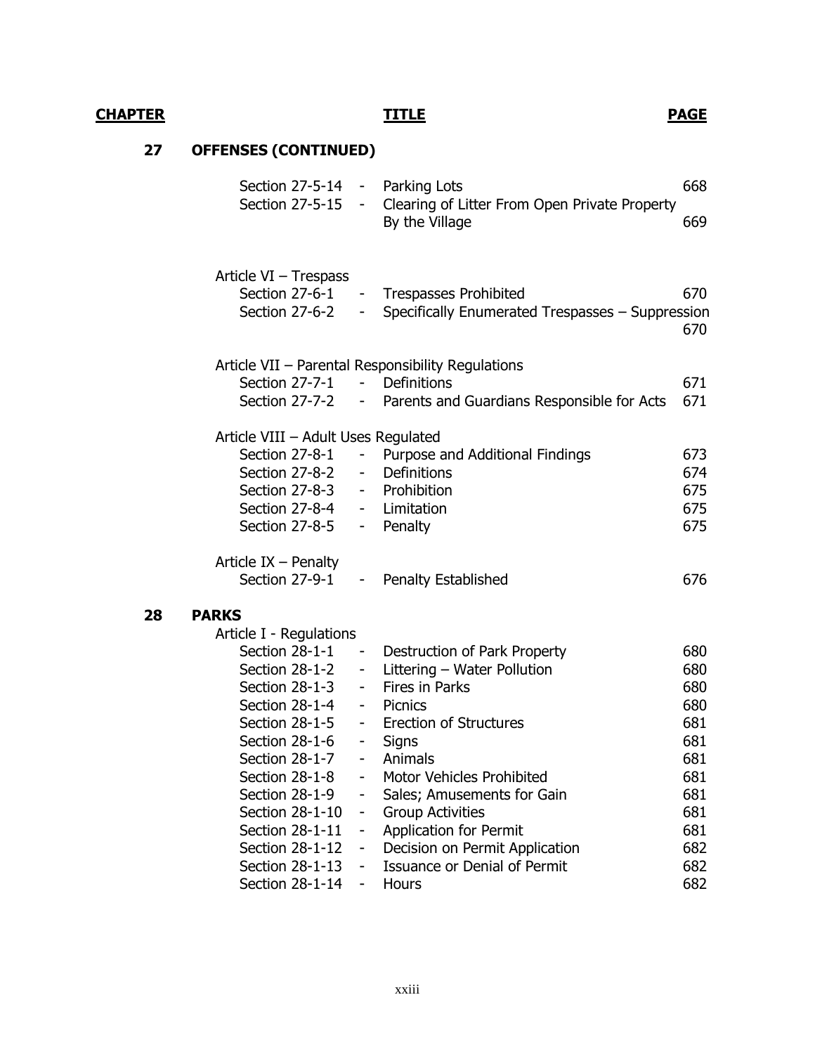| CHAPTER | TITLE | | PAGE |
|---|---|---|---|
| **27** | **OFFENSES (CONTINUED)** | | |
| | Section 27-5-14 - | Parking Lots | 668 |
| | Section 27-5-15 - | Clearing of Litter From Open Private Property By the Village | 669 |
| | Article VI – Trespass | | |
| | Section 27-6-1 - | Trespasses Prohibited | 670 |
| | Section 27-6-2 - | Specifically Enumerated Trespasses – Suppression | 670 |
| | Article VII – Parental Responsibility Regulations | | |
| | Section 27-7-1 - | Definitions | 671 |
| | Section 27-7-2 - | Parents and Guardians Responsible for Acts | 671 |
| | Article VIII – Adult Uses Regulated | | |
| | Section 27-8-1 - | Purpose and Additional Findings | 673 |
| | Section 27-8-2 - | Definitions | 674 |
| | Section 27-8-3 - | Prohibition | 675 |
| | Section 27-8-4 - | Limitation | 675 |
| | Section 27-8-5 - | Penalty | 675 |
| | Article IX – Penalty | | |
| | Section 27-9-1 - | Penalty Established | 676 |
| **28** | **PARKS** | | |
| | Article I - Regulations | | |
| | Section 28-1-1 - | Destruction of Park Property | 680 |
| | Section 28-1-2 - | Littering – Water Pollution | 680 |
| | Section 28-1-3 - | Fires in Parks | 680 |
| | Section 28-1-4 - | Picnics | 680 |
| | Section 28-1-5 - | Erection of Structures | 681 |
| | Section 28-1-6 - | Signs | 681 |
| | Section 28-1-7 - | Animals | 681 |
| | Section 28-1-8 - | Motor Vehicles Prohibited | 681 |
| | Section 28-1-9 - | Sales; Amusements for Gain | 681 |
| | Section 28-1-10 - | Group Activities | 681 |
| | Section 28-1-11 - | Application for Permit | 681 |
| | Section 28-1-12 - | Decision on Permit Application | 682 |
| | Section 28-1-13 - | Issuance or Denial of Permit | 682 |
| | Section 28-1-14 - | Hours | 682 |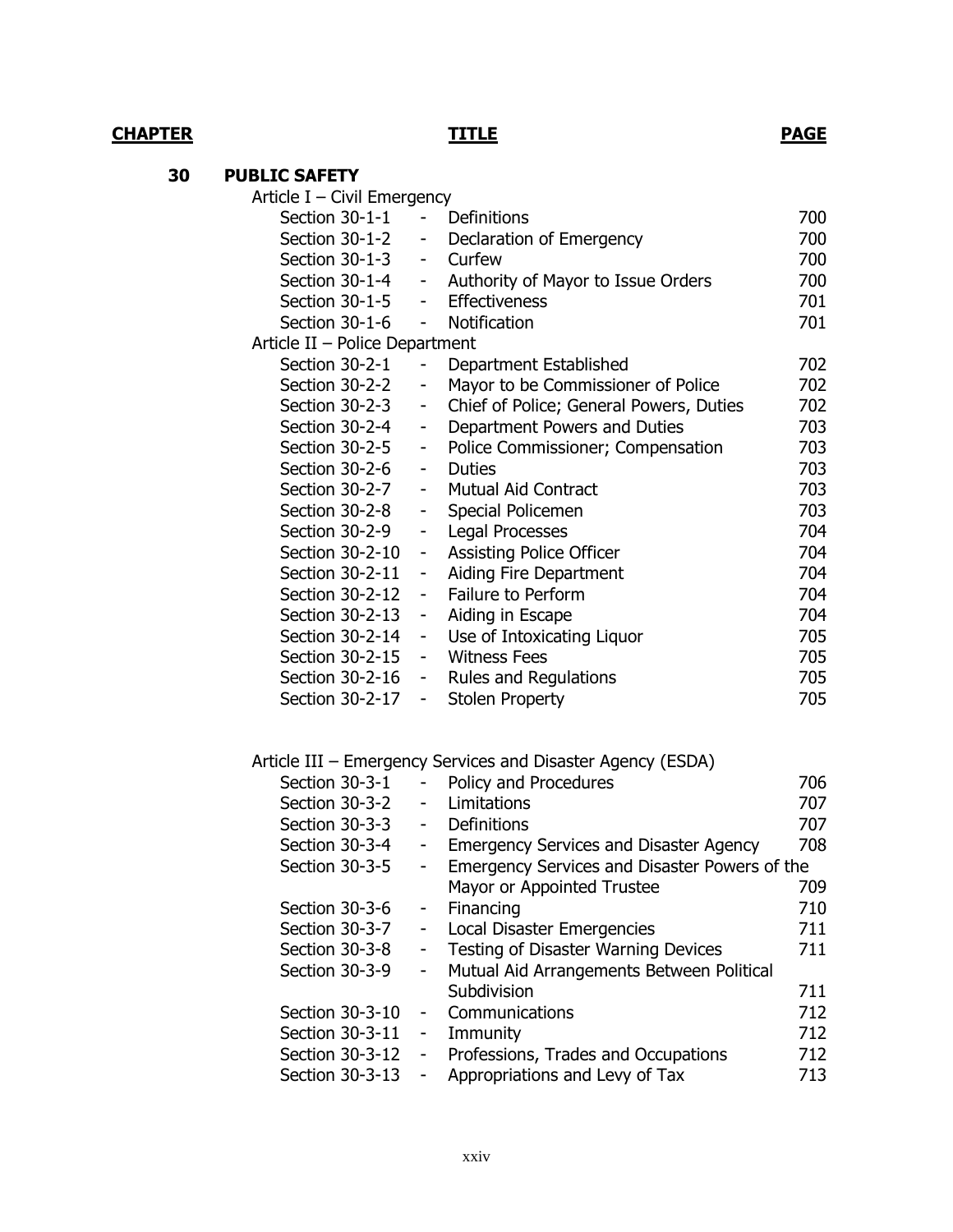| CHAPTER | TITLE | | | PAGE |
|---|---|---|---|---|
| **30** | **PUBLIC SAFETY** | | | |
| | Article I – Civil Emergency | | | |
| | Section 30-1-1 | - | Definitions | 700 |
| | Section 30-1-2 | - | Declaration of Emergency | 700 |
| | Section 30-1-3 | - | Curfew | 700 |
| | Section 30-1-4 | - | Authority of Mayor to Issue Orders | 700 |
| | Section 30-1-5 | - | Effectiveness | 701 |
| | Section 30-1-6 | - | Notification | 701 |
| | Article II – Police Department | | | |
| | Section 30-2-1 | - | Department Established | 702 |
| | Section 30-2-2 | - | Mayor to be Commissioner of Police | 702 |
| | Section 30-2-3 | - | Chief of Police; General Powers, Duties | 702 |
| | Section 30-2-4 | - | Department Powers and Duties | 703 |
| | Section 30-2-5 | - | Police Commissioner; Compensation | 703 |
| | Section 30-2-6 | - | Duties | 703 |
| | Section 30-2-7 | - | Mutual Aid Contract | 703 |
| | Section 30-2-8 | - | Special Policemen | 703 |
| | Section 30-2-9 | - | Legal Processes | 704 |
| | Section 30-2-10 | - | Assisting Police Officer | 704 |
| | Section 30-2-11 | - | Aiding Fire Department | 704 |
| | Section 30-2-12 | - | Failure to Perform | 704 |
| | Section 30-2-13 | - | Aiding in Escape | 704 |
| | Section 30-2-14 | - | Use of Intoxicating Liquor | 705 |
| | Section 30-2-15 | - | Witness Fees | 705 |
| | Section 30-2-16 | - | Rules and Regulations | 705 |
| | Section 30-2-17 | - | Stolen Property | 705 |
| | Article III – Emergency Services and Disaster Agency (ESDA) | | | |
| | Section 30-3-1 | - | Policy and Procedures | 706 |
| | Section 30-3-2 | - | Limitations | 707 |
| | Section 30-3-3 | - | Definitions | 707 |
| | Section 30-3-4 | - | Emergency Services and Disaster Agency | 708 |
| | Section 30-3-5 | - | Emergency Services and Disaster Powers of the Mayor or Appointed Trustee | 709 |
| | Section 30-3-6 | - | Financing | 710 |
| | Section 30-3-7 | - | Local Disaster Emergencies | 711 |
| | Section 30-3-8 | - | Testing of Disaster Warning Devices | 711 |
| | Section 30-3-9 | - | Mutual Aid Arrangements Between Political Subdivision | 711 |
| | Section 30-3-10 | - | Communications | 712 |
| | Section 30-3-11 | - | Immunity | 712 |
| | Section 30-3-12 | - | Professions, Trades and Occupations | 712 |
| | Section 30-3-13 | - | Appropriations and Levy of Tax | 713 |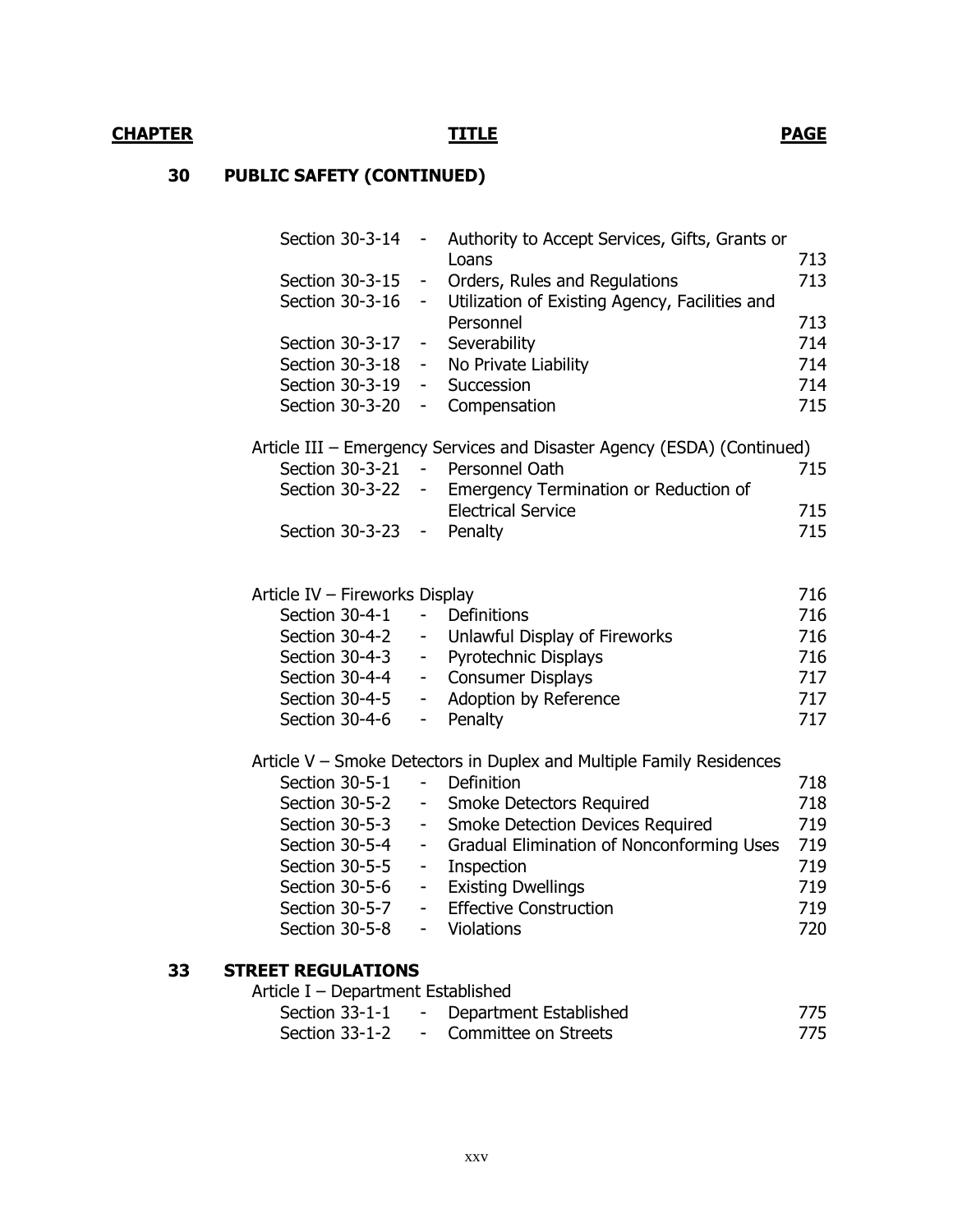| CHAPTER | TITLE | PAGE |
|---|---|---|
| **30** | **PUBLIC SAFETY (CONTINUED)** | |
| | Section 30-3-14 - Authority to Accept Services, Gifts, Grants or Loans | 713 |
| | Section 30-3-15 - Orders, Rules and Regulations | 713 |
| | Section 30-3-16 - Utilization of Existing Agency, Facilities and Personnel | 713 |
| | Section 30-3-17 - Severability | 714 |
| | Section 30-3-18 - No Private Liability | 714 |
| | Section 30-3-19 - Succession | 714 |
| | Section 30-3-20 - Compensation | 715 |
| | Article III – Emergency Services and Disaster Agency (ESDA) (Continued) | |
| | Section 30-3-21 - Personnel Oath | 715 |
| | Section 30-3-22 - Emergency Termination or Reduction of Electrical Service | 715 |
| | Section 30-3-23 - Penalty | 715 |
| | Article IV – Fireworks Display | 716 |
| | Section 30-4-1 - Definitions | 716 |
| | Section 30-4-2 - Unlawful Display of Fireworks | 716 |
| | Section 30-4-3 - Pyrotechnic Displays | 716 |
| | Section 30-4-4 - Consumer Displays | 717 |
| | Section 30-4-5 - Adoption by Reference | 717 |
| | Section 30-4-6 - Penalty | 717 |
| | Article V – Smoke Detectors in Duplex and Multiple Family Residences | |
| | Section 30-5-1 - Definition | 718 |
| | Section 30-5-2 - Smoke Detectors Required | 718 |
| | Section 30-5-3 - Smoke Detection Devices Required | 719 |
| | Section 30-5-4 - Gradual Elimination of Nonconforming Uses | 719 |
| | Section 30-5-5 - Inspection | 719 |
| | Section 30-5-6 - Existing Dwellings | 719 |
| | Section 30-5-7 - Effective Construction | 719 |
| | Section 30-5-8 - Violations | 720 |
| **33** | **STREET REGULATIONS** | |
| | Article I – Department Established | |
| | Section 33-1-1 - Department Established | 775 |
| | Section 33-1-2 - Committee on Streets | 775 |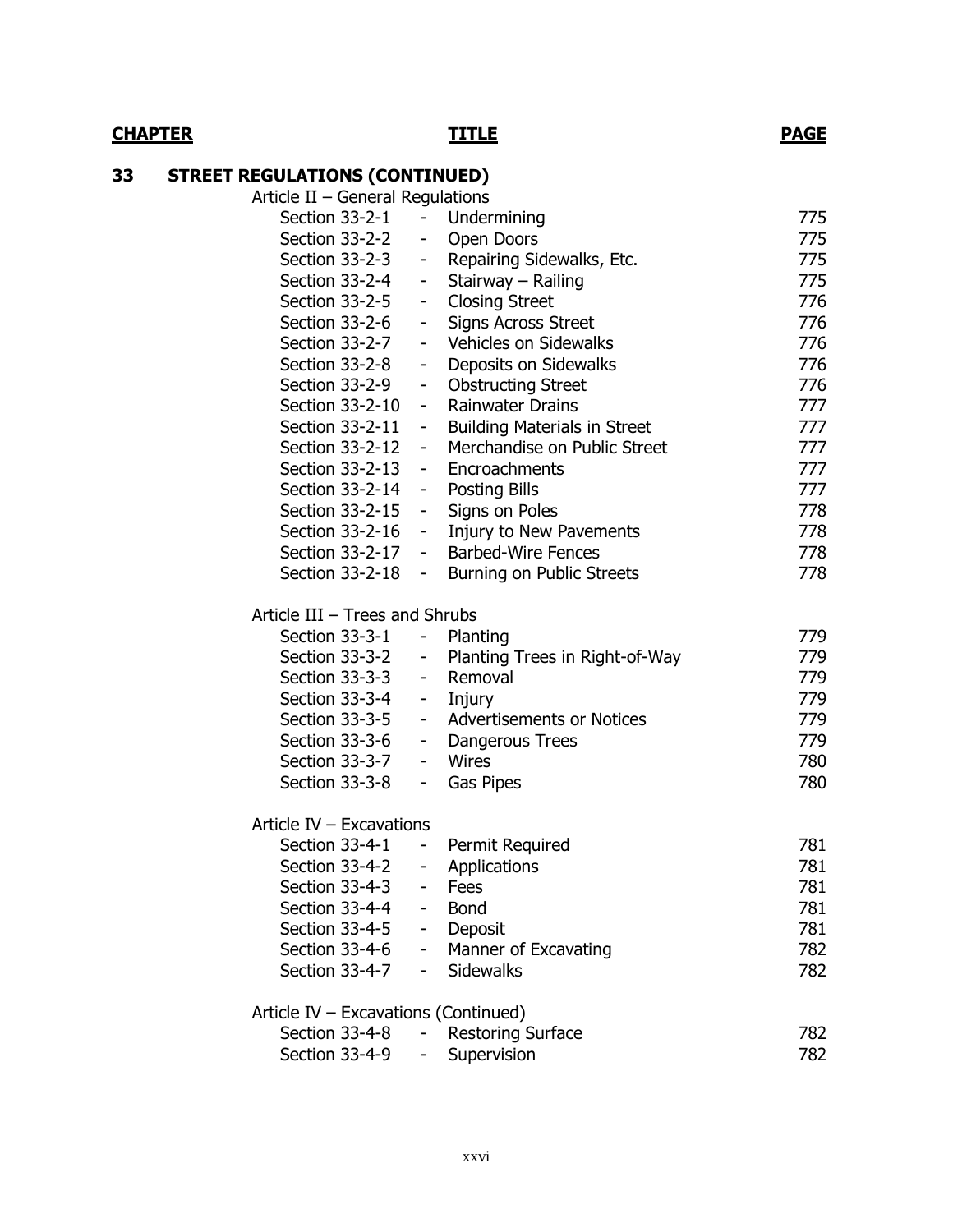| **CHAPTER** | **TITLE** | | **PAGE** |
|---|---|---|---|
| **33** | **STREET REGULATIONS (CONTINUED)** | | |
| | Article II – General Regulations | | |
| | Section 33-2-1 | Undermining | 775 |
| | Section 33-2-2 | Open Doors | 775 |
| | Section 33-2-3 | Repairing Sidewalks, Etc. | 775 |
| | Section 33-2-4 | Stairway – Railing | 775 |
| | Section 33-2-5 | Closing Street | 776 |
| | Section 33-2-6 | Signs Across Street | 776 |
| | Section 33-2-7 | Vehicles on Sidewalks | 776 |
| | Section 33-2-8 | Deposits on Sidewalks | 776 |
| | Section 33-2-9 | Obstructing Street | 776 |
| | Section 33-2-10 | Rainwater Drains | 777 |
| | Section 33-2-11 | Building Materials in Street | 777 |
| | Section 33-2-12 | Merchandise on Public Street | 777 |
| | Section 33-2-13 | Encroachments | 777 |
| | Section 33-2-14 | Posting Bills | 777 |
| | Section 33-2-15 | Signs on Poles | 778 |
| | Section 33-2-16 | Injury to New Pavements | 778 |
| | Section 33-2-17 | Barbed-Wire Fences | 778 |
| | Section 33-2-18 | Burning on Public Streets | 778 |
| | Article III – Trees and Shrubs | | |
| | Section 33-3-1 | Planting | 779 |
| | Section 33-3-2 | Planting Trees in Right-of-Way | 779 |
| | Section 33-3-3 | Removal | 779 |
| | Section 33-3-4 | Injury | 779 |
| | Section 33-3-5 | Advertisements or Notices | 779 |
| | Section 33-3-6 | Dangerous Trees | 779 |
| | Section 33-3-7 | Wires | 780 |
| | Section 33-3-8 | Gas Pipes | 780 |
| | Article IV – Excavations | | |
| | Section 33-4-1 | Permit Required | 781 |
| | Section 33-4-2 | Applications | 781 |
| | Section 33-4-3 | Fees | 781 |
| | Section 33-4-4 | Bond | 781 |
| | Section 33-4-5 | Deposit | 781 |
| | Section 33-4-6 | Manner of Excavating | 782 |
| | Section 33-4-7 | Sidewalks | 782 |
| | Article IV – Excavations (Continued) | | |
| | Section 33-4-8 | Restoring Surface | 782 |
| | Section 33-4-9 | Supervision | 782 |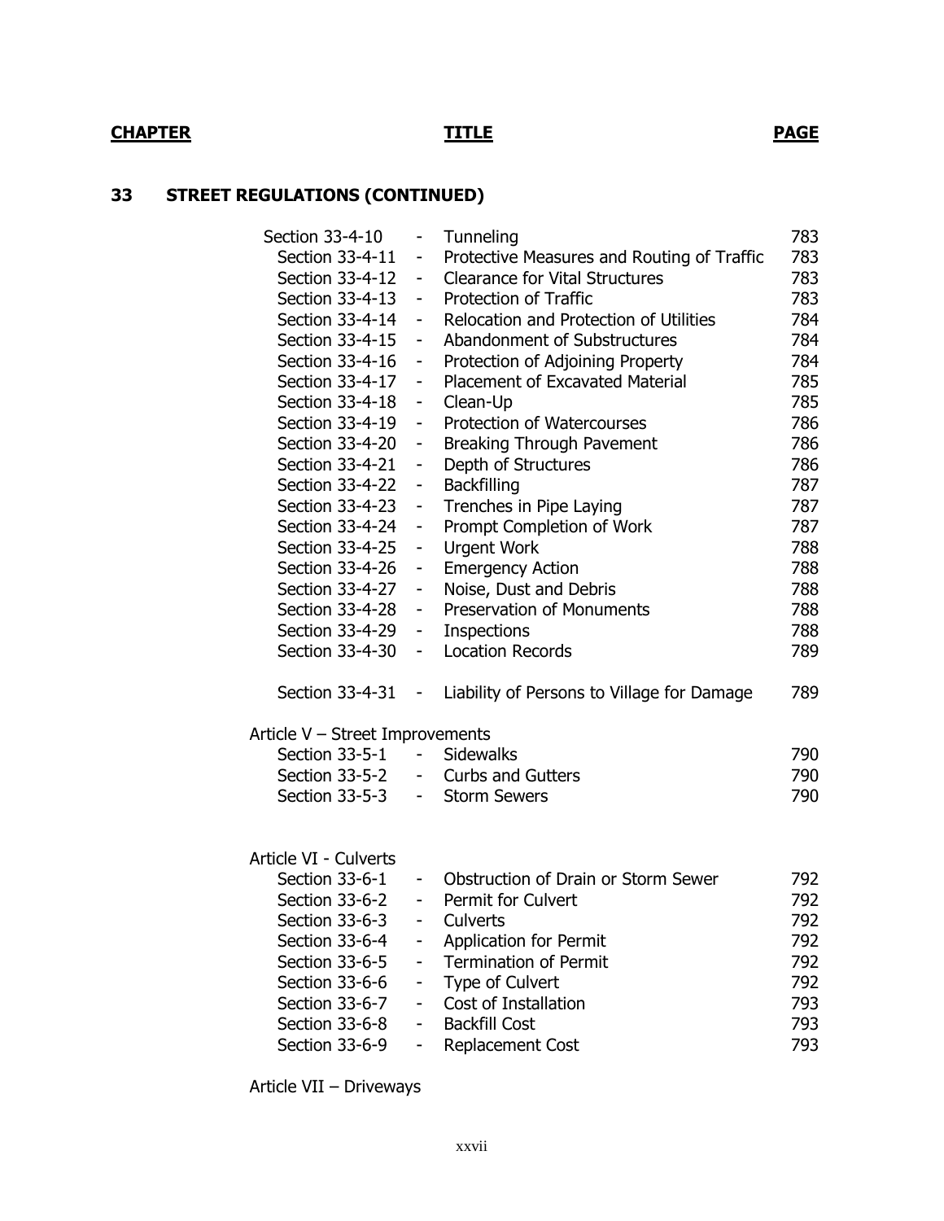| CHAPTER | TITLE | | | PAGE |
|---|---|---|---|---|
| **33** | **STREET REGULATIONS (CONTINUED)** | | | |
| | Section 33-4-10 | - | Tunneling | 783 |
| | Section 33-4-11 | - | Protective Measures and Routing of Traffic | 783 |
| | Section 33-4-12 | - | Clearance for Vital Structures | 783 |
| | Section 33-4-13 | - | Protection of Traffic | 783 |
| | Section 33-4-14 | - | Relocation and Protection of Utilities | 784 |
| | Section 33-4-15 | - | Abandonment of Substructures | 784 |
| | Section 33-4-16 | - | Protection of Adjoining Property | 784 |
| | Section 33-4-17 | - | Placement of Excavated Material | 785 |
| | Section 33-4-18 | - | Clean-Up | 785 |
| | Section 33-4-19 | - | Protection of Watercourses | 786 |
| | Section 33-4-20 | - | Breaking Through Pavement | 786 |
| | Section 33-4-21 | - | Depth of Structures | 786 |
| | Section 33-4-22 | - | Backfilling | 787 |
| | Section 33-4-23 | - | Trenches in Pipe Laying | 787 |
| | Section 33-4-24 | - | Prompt Completion of Work | 787 |
| | Section 33-4-25 | - | Urgent Work | 788 |
| | Section 33-4-26 | - | Emergency Action | 788 |
| | Section 33-4-27 | - | Noise, Dust and Debris | 788 |
| | Section 33-4-28 | - | Preservation of Monuments | 788 |
| | Section 33-4-29 | - | Inspections | 788 |
| | Section 33-4-30 | - | Location Records | 789 |
| | Section 33-4-31 | - | Liability of Persons to Village for Damage | 789 |
| | Article V – Street Improvements | | | |
| | Section 33-5-1 | - | Sidewalks | 790 |
| | Section 33-5-2 | - | Curbs and Gutters | 790 |
| | Section 33-5-3 | - | Storm Sewers | 790 |
| | Article VI - Culverts | | | |
| | Section 33-6-1 | - | Obstruction of Drain or Storm Sewer | 792 |
| | Section 33-6-2 | - | Permit for Culvert | 792 |
| | Section 33-6-3 | - | Culverts | 792 |
| | Section 33-6-4 | - | Application for Permit | 792 |
| | Section 33-6-5 | - | Termination of Permit | 792 |
| | Section 33-6-6 | - | Type of Culvert | 792 |
| | Section 33-6-7 | - | Cost of Installation | 793 |
| | Section 33-6-8 | - | Backfill Cost | 793 |
| | Section 33-6-9 | - | Replacement Cost | 793 |
| | Article VII – Driveways | | | |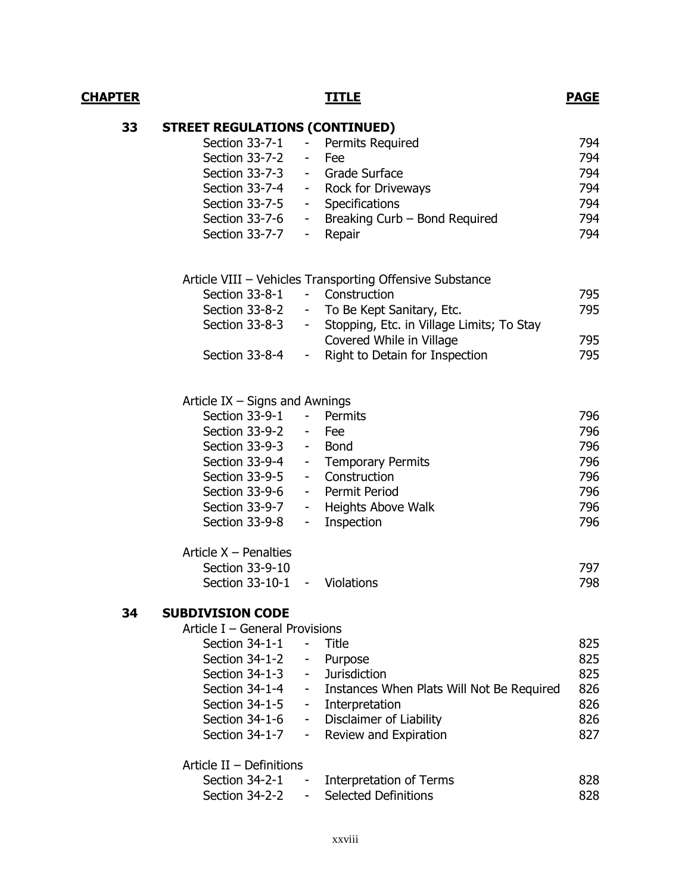| CHAPTER | TITLE | | | PAGE |
|---|---|---|---|---|
| 33 | STREET REGULATIONS (CONTINUED) | | | |
| | Section 33-7-1 | - | Permits Required | 794 |
| | Section 33-7-2 | - | Fee | 794 |
| | Section 33-7-3 | - | Grade Surface | 794 |
| | Section 33-7-4 | - | Rock for Driveways | 794 |
| | Section 33-7-5 | - | Specifications | 794 |
| | Section 33-7-6 | - | Breaking Curb – Bond Required | 794 |
| | Section 33-7-7 | - | Repair | 794 |
| | Article VIII – Vehicles Transporting Offensive Substance | | | |
| | Section 33-8-1 | - | Construction | 795 |
| | Section 33-8-2 | - | To Be Kept Sanitary, Etc. | 795 |
| | Section 33-8-3 | - | Stopping, Etc. in Village Limits; To Stay Covered While in Village | 795 |
| | Section 33-8-4 | - | Right to Detain for Inspection | 795 |
| | Article IX – Signs and Awnings | | | |
| | Section 33-9-1 | - | Permits | 796 |
| | Section 33-9-2 | - | Fee | 796 |
| | Section 33-9-3 | - | Bond | 796 |
| | Section 33-9-4 | - | Temporary Permits | 796 |
| | Section 33-9-5 | - | Construction | 796 |
| | Section 33-9-6 | - | Permit Period | 796 |
| | Section 33-9-7 | - | Heights Above Walk | 796 |
| | Section 33-9-8 | - | Inspection | 796 |
| | Article X – Penalties | | | |
| | Section 33-9-10 | | | 797 |
| | Section 33-10-1 | - | Violations | 798 |
| 34 | SUBDIVISION CODE | | | |
| | Article I – General Provisions | | | |
| | Section 34-1-1 | - | Title | 825 |
| | Section 34-1-2 | - | Purpose | 825 |
| | Section 34-1-3 | - | Jurisdiction | 825 |
| | Section 34-1-4 | - | Instances When Plats Will Not Be Required | 826 |
| | Section 34-1-5 | - | Interpretation | 826 |
| | Section 34-1-6 | - | Disclaimer of Liability | 826 |
| | Section 34-1-7 | - | Review and Expiration | 827 |
| | Article II – Definitions | | | |
| | Section 34-2-1 | - | Interpretation of Terms | 828 |
| | Section 34-2-2 | - | Selected Definitions | 828 |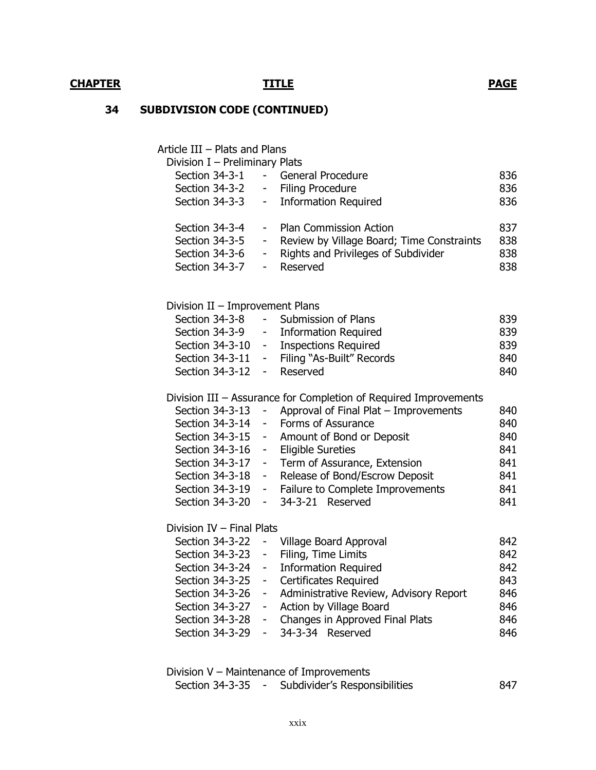| CHAPTER | TITLE | | PAGE |
|---|---|---|---|
| **34** | **SUBDIVISION CODE (CONTINUED)** | | |
| | Article III – Plats and Plans | | |
| | Division I – Preliminary Plats | | |
| | Section 34-3-1 | General Procedure | 836 |
| | Section 34-3-2 | Filing Procedure | 836 |
| | Section 34-3-3 | Information Required | 836 |
| | Section 34-3-4 | Plan Commission Action | 837 |
| | Section 34-3-5 | Review by Village Board; Time Constraints | 838 |
| | Section 34-3-6 | Rights and Privileges of Subdivider | 838 |
| | Section 34-3-7 | Reserved | 838 |
| | Division II – Improvement Plans | | |
| | Section 34-3-8 | Submission of Plans | 839 |
| | Section 34-3-9 | Information Required | 839 |
| | Section 34-3-10 | Inspections Required | 839 |
| | Section 34-3-11 | Filing "As-Built" Records | 840 |
| | Section 34-3-12 | Reserved | 840 |
| | Division III – Assurance for Completion of Required Improvements | | |
| | Section 34-3-13 | Approval of Final Plat – Improvements | 840 |
| | Section 34-3-14 | Forms of Assurance | 840 |
| | Section 34-3-15 | Amount of Bond or Deposit | 840 |
| | Section 34-3-16 | Eligible Sureties | 841 |
| | Section 34-3-17 | Term of Assurance, Extension | 841 |
| | Section 34-3-18 | Release of Bond/Escrow Deposit | 841 |
| | Section 34-3-19 | Failure to Complete Improvements | 841 |
| | Section 34-3-20 | 34-3-21 Reserved | 841 |
| | Division IV – Final Plats | | |
| | Section 34-3-22 | Village Board Approval | 842 |
| | Section 34-3-23 | Filing, Time Limits | 842 |
| | Section 34-3-24 | Information Required | 842 |
| | Section 34-3-25 | Certificates Required | 843 |
| | Section 34-3-26 | Administrative Review, Advisory Report | 846 |
| | Section 34-3-27 | Action by Village Board | 846 |
| | Section 34-3-28 | Changes in Approved Final Plats | 846 |
| | Section 34-3-29 | 34-3-34 Reserved | 846 |
| | Division V – Maintenance of Improvements | | |
| | Section 34-3-35 | Subdivider's Responsibilities | 847 |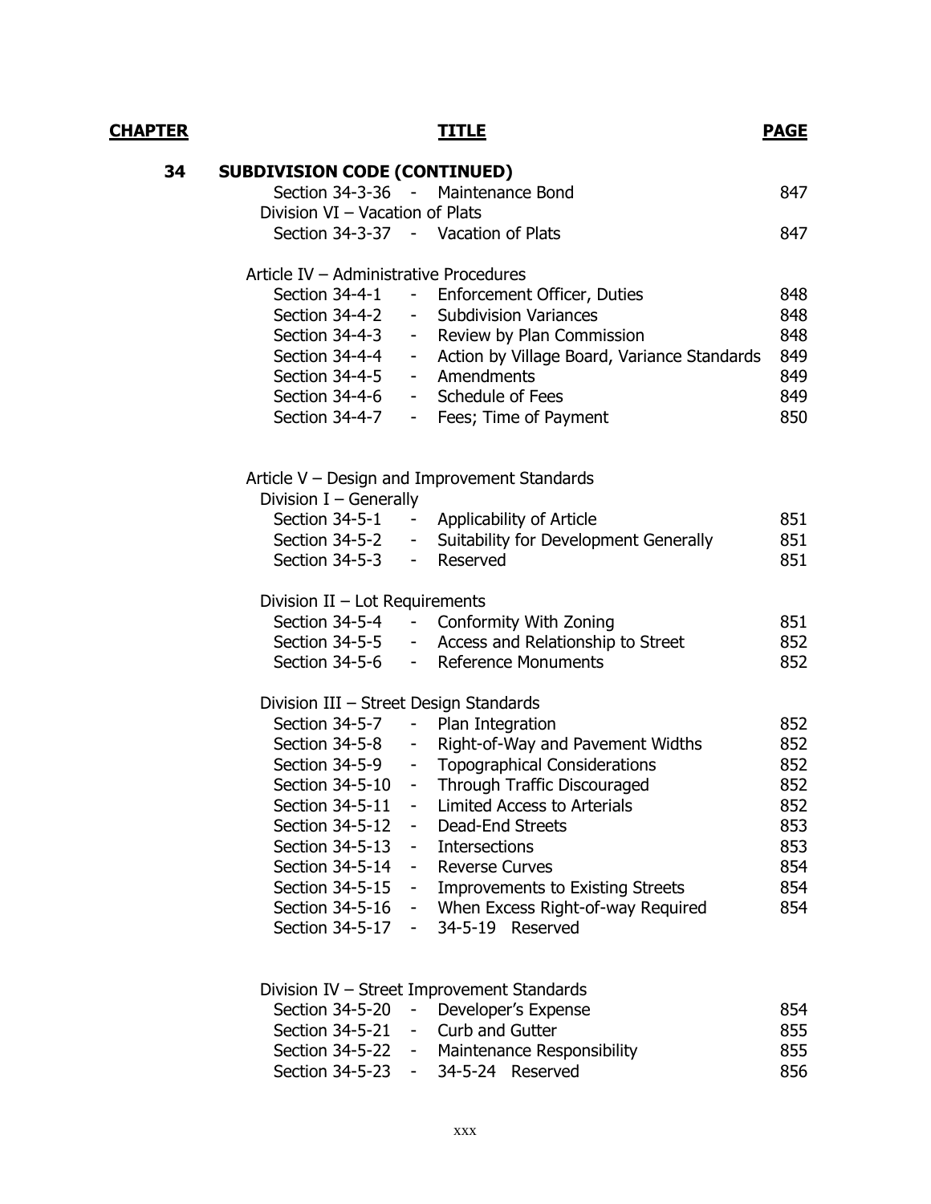| CHAPTER | TITLE | PAGE |
|---|---|---|
| **34** | **SUBDIVISION CODE (CONTINUED)** | |
| | Section 34-3-36 - Maintenance Bond | 847 |
| | Division VI – Vacation of Plats | |
| | Section 34-3-37 - Vacation of Plats | 847 |
| | | |
| | Article IV – Administrative Procedures | |
| | Section 34-4-1 - Enforcement Officer, Duties | 848 |
| | Section 34-4-2 - Subdivision Variances | 848 |
| | Section 34-4-3 - Review by Plan Commission | 848 |
| | Section 34-4-4 - Action by Village Board, Variance Standards | 849 |
| | Section 34-4-5 - Amendments | 849 |
| | Section 34-4-6 - Schedule of Fees | 849 |
| | Section 34-4-7 - Fees; Time of Payment | 850 |
| | | |
| | Article V – Design and Improvement Standards | |
| | Division I – Generally | |
| | Section 34-5-1 - Applicability of Article | 851 |
| | Section 34-5-2 - Suitability for Development Generally | 851 |
| | Section 34-5-3 - Reserved | 851 |
| | | |
| | Division II – Lot Requirements | |
| | Section 34-5-4 - Conformity With Zoning | 851 |
| | Section 34-5-5 - Access and Relationship to Street | 852 |
| | Section 34-5-6 - Reference Monuments | 852 |
| | | |
| | Division III – Street Design Standards | |
| | Section 34-5-7 - Plan Integration | 852 |
| | Section 34-5-8 - Right-of-Way and Pavement Widths | 852 |
| | Section 34-5-9 - Topographical Considerations | 852 |
| | Section 34-5-10 - Through Traffic Discouraged | 852 |
| | Section 34-5-11 - Limited Access to Arterials | 852 |
| | Section 34-5-12 - Dead-End Streets | 853 |
| | Section 34-5-13 - Intersections | 853 |
| | Section 34-5-14 - Reverse Curves | 854 |
| | Section 34-5-15 - Improvements to Existing Streets | 854 |
| | Section 34-5-16 - When Excess Right-of-way Required | 854 |
| | Section 34-5-17 - 34-5-19 Reserved | |
| | | |
| | Division IV – Street Improvement Standards | |
| | Section 34-5-20 - Developer's Expense | 854 |
| | Section 34-5-21 - Curb and Gutter | 855 |
| | Section 34-5-22 - Maintenance Responsibility | 855 |
| | Section 34-5-23 - 34-5-24 Reserved | 856 |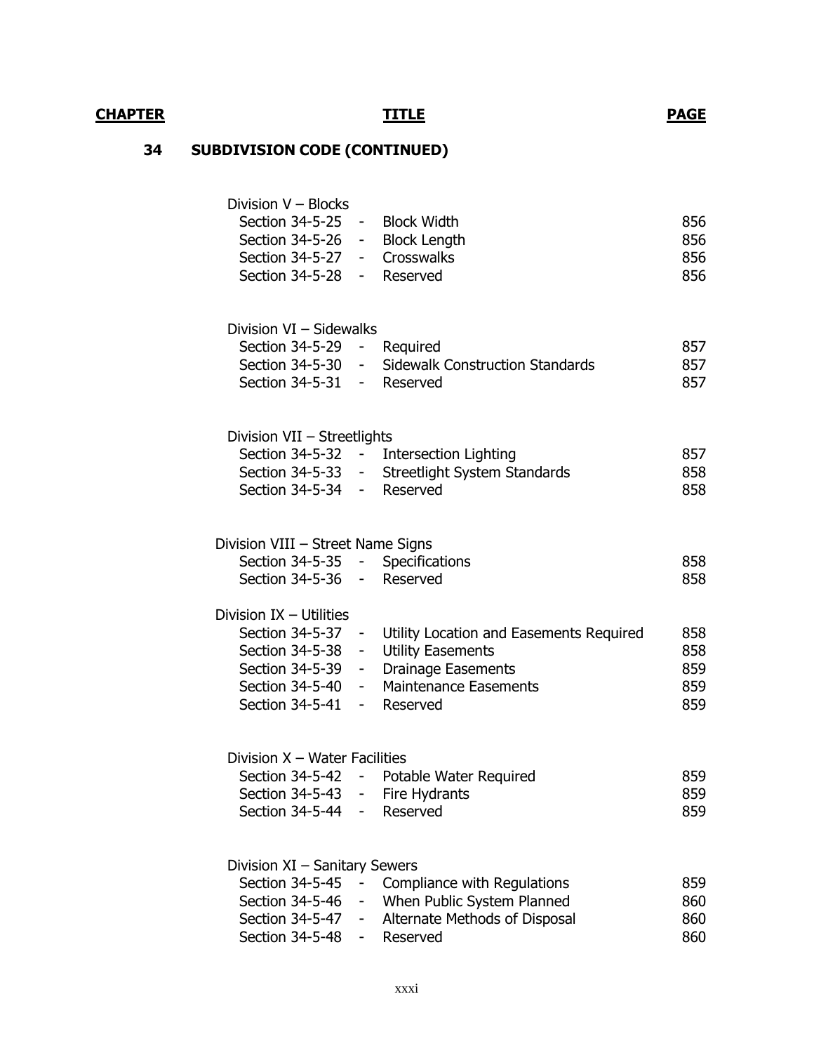| CHAPTER | TITLE | PAGE |
|---|---|---|
| **34** | **SUBDIVISION CODE (CONTINUED)** | |
| | Division V – Blocks | |
| | Section 34-5-25 - Block Width | 856 |
| | Section 34-5-26 - Block Length | 856 |
| | Section 34-5-27 - Crosswalks | 856 |
| | Section 34-5-28 - Reserved | 856 |
| | Division VI – Sidewalks | |
| | Section 34-5-29 - Required | 857 |
| | Section 34-5-30 - Sidewalk Construction Standards | 857 |
| | Section 34-5-31 - Reserved | 857 |
| | Division VII – Streetlights | |
| | Section 34-5-32 - Intersection Lighting | 857 |
| | Section 34-5-33 - Streetlight System Standards | 858 |
| | Section 34-5-34 - Reserved | 858 |
| | Division VIII – Street Name Signs | |
| | Section 34-5-35 - Specifications | 858 |
| | Section 34-5-36 - Reserved | 858 |
| | Division IX – Utilities | |
| | Section 34-5-37 - Utility Location and Easements Required | 858 |
| | Section 34-5-38 - Utility Easements | 858 |
| | Section 34-5-39 - Drainage Easements | 859 |
| | Section 34-5-40 - Maintenance Easements | 859 |
| | Section 34-5-41 - Reserved | 859 |
| | Division X – Water Facilities | |
| | Section 34-5-42 - Potable Water Required | 859 |
| | Section 34-5-43 - Fire Hydrants | 859 |
| | Section 34-5-44 - Reserved | 859 |
| | Division XI – Sanitary Sewers | |
| | Section 34-5-45 - Compliance with Regulations | 859 |
| | Section 34-5-46 - When Public System Planned | 860 |
| | Section 34-5-47 - Alternate Methods of Disposal | 860 |
| | Section 34-5-48 - Reserved | 860 |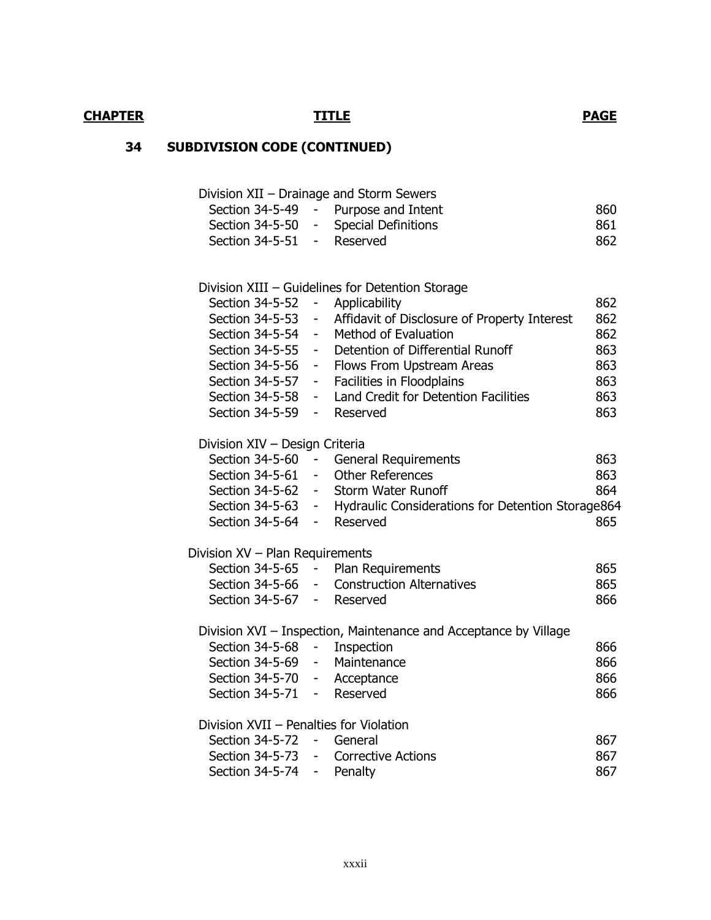| CHAPTER | TITLE | PAGE |
|---|---|---|
| **34** | **SUBDIVISION CODE (CONTINUED)** | |
| | Division XII – Drainage and Storm Sewers | |
| | Section 34-5-49 - Purpose and Intent | 860 |
| | Section 34-5-50 - Special Definitions | 861 |
| | Section 34-5-51 - Reserved | 862 |
| | Division XIII – Guidelines for Detention Storage | |
| | Section 34-5-52 - Applicability | 862 |
| | Section 34-5-53 - Affidavit of Disclosure of Property Interest | 862 |
| | Section 34-5-54 - Method of Evaluation | 862 |
| | Section 34-5-55 - Detention of Differential Runoff | 863 |
| | Section 34-5-56 - Flows From Upstream Areas | 863 |
| | Section 34-5-57 - Facilities in Floodplains | 863 |
| | Section 34-5-58 - Land Credit for Detention Facilities | 863 |
| | Section 34-5-59 - Reserved | 863 |
| | Division XIV – Design Criteria | |
| | Section 34-5-60 - General Requirements | 863 |
| | Section 34-5-61 - Other References | 863 |
| | Section 34-5-62 - Storm Water Runoff | 864 |
| | Section 34-5-63 - Hydraulic Considerations for Detention Storage | 864 |
| | Section 34-5-64 - Reserved | 865 |
| | Division XV – Plan Requirements | |
| | Section 34-5-65 - Plan Requirements | 865 |
| | Section 34-5-66 - Construction Alternatives | 865 |
| | Section 34-5-67 - Reserved | 866 |
| | Division XVI – Inspection, Maintenance and Acceptance by Village | |
| | Section 34-5-68 - Inspection | 866 |
| | Section 34-5-69 - Maintenance | 866 |
| | Section 34-5-70 - Acceptance | 866 |
| | Section 34-5-71 - Reserved | 866 |
| | Division XVII – Penalties for Violation | |
| | Section 34-5-72 - General | 867 |
| | Section 34-5-73 - Corrective Actions | 867 |
| | Section 34-5-74 - Penalty | 867 |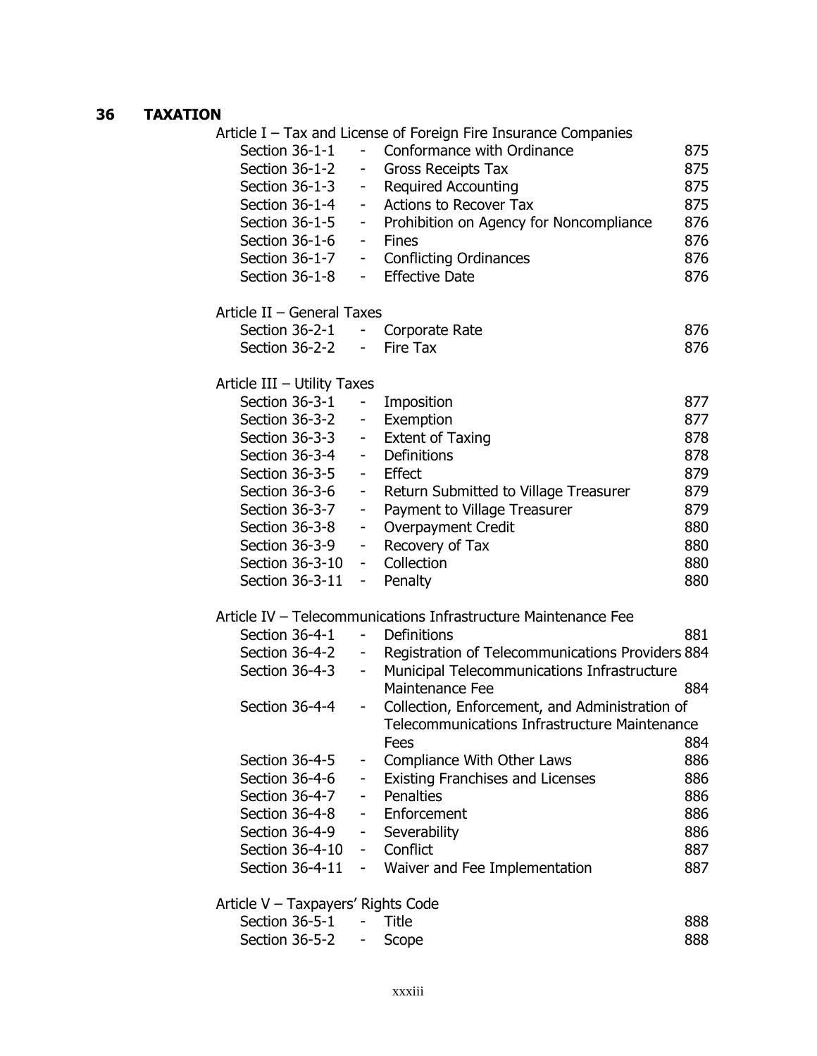# 36 TAXATION

Article I – Tax and License of Foreign Fire Insurance Companies

| | | | |
|---|---|---|---|
| Section 36-1-1 | - | Conformance with Ordinance | 875 |
| Section 36-1-2 | - | Gross Receipts Tax | 875 |
| Section 36-1-3 | - | Required Accounting | 875 |
| Section 36-1-4 | - | Actions to Recover Tax | 875 |
| Section 36-1-5 | - | Prohibition on Agency for Noncompliance | 876 |
| Section 36-1-6 | - | Fines | 876 |
| Section 36-1-7 | - | Conflicting Ordinances | 876 |
| Section 36-1-8 | - | Effective Date | 876 |

Article II – General Taxes

| | | | |
|---|---|---|---|
| Section 36-2-1 | - | Corporate Rate | 876 |
| Section 36-2-2 | - | Fire Tax | 876 |

Article III – Utility Taxes

| | | | |
|---|---|---|---|
| Section 36-3-1 | - | Imposition | 877 |
| Section 36-3-2 | - | Exemption | 877 |
| Section 36-3-3 | - | Extent of Taxing | 878 |
| Section 36-3-4 | - | Definitions | 878 |
| Section 36-3-5 | - | Effect | 879 |
| Section 36-3-6 | - | Return Submitted to Village Treasurer | 879 |
| Section 36-3-7 | - | Payment to Village Treasurer | 879 |
| Section 36-3-8 | - | Overpayment Credit | 880 |
| Section 36-3-9 | - | Recovery of Tax | 880 |
| Section 36-3-10 | - | Collection | 880 |
| Section 36-3-11 | - | Penalty | 880 |

Article IV – Telecommunications Infrastructure Maintenance Fee

| | | | |
|---|---|---|---|
| Section 36-4-1 | - | Definitions | 881 |
| Section 36-4-2 | - | Registration of Telecommunications Providers | 884 |
| Section 36-4-3 | - | Municipal Telecommunications Infrastructure Maintenance Fee | 884 |
| Section 36-4-4 | - | Collection, Enforcement, and Administration of Telecommunications Infrastructure Maintenance Fees | 884 |
| Section 36-4-5 | - | Compliance With Other Laws | 886 |
| Section 36-4-6 | - | Existing Franchises and Licenses | 886 |
| Section 36-4-7 | - | Penalties | 886 |
| Section 36-4-8 | - | Enforcement | 886 |
| Section 36-4-9 | - | Severability | 886 |
| Section 36-4-10 | - | Conflict | 887 |
| Section 36-4-11 | - | Waiver and Fee Implementation | 887 |

Article V – Taxpayers' Rights Code

| | | | |
|---|---|---|---|
| Section 36-5-1 | - | Title | 888 |
| Section 36-5-2 | - | Scope | 888 |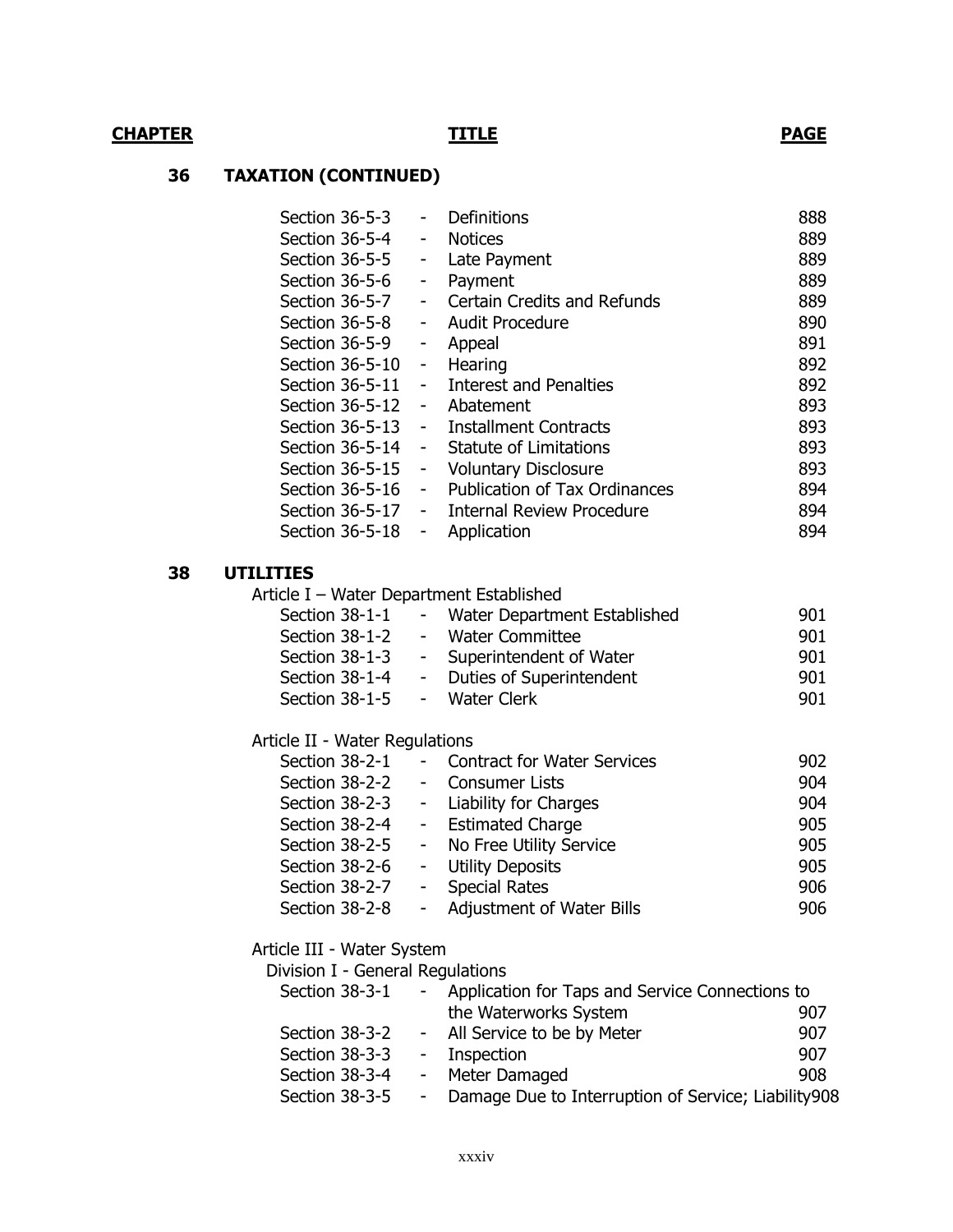| CHAPTER | TITLE | | | PAGE |
|---|---|---|---|---|
| **36** | **TAXATION (CONTINUED)** | | | |
| | Section 36-5-3 | - | Definitions | 888 |
| | Section 36-5-4 | - | Notices | 889 |
| | Section 36-5-5 | - | Late Payment | 889 |
| | Section 36-5-6 | - | Payment | 889 |
| | Section 36-5-7 | - | Certain Credits and Refunds | 889 |
| | Section 36-5-8 | - | Audit Procedure | 890 |
| | Section 36-5-9 | - | Appeal | 891 |
| | Section 36-5-10 | - | Hearing | 892 |
| | Section 36-5-11 | - | Interest and Penalties | 892 |
| | Section 36-5-12 | - | Abatement | 893 |
| | Section 36-5-13 | - | Installment Contracts | 893 |
| | Section 36-5-14 | - | Statute of Limitations | 893 |
| | Section 36-5-15 | - | Voluntary Disclosure | 893 |
| | Section 36-5-16 | - | Publication of Tax Ordinances | 894 |
| | Section 36-5-17 | - | Internal Review Procedure | 894 |
| | Section 36-5-18 | - | Application | 894 |
| **38** | **UTILITIES** | | | |
| | Article I – Water Department Established | | | |
| | Section 38-1-1 | - | Water Department Established | 901 |
| | Section 38-1-2 | - | Water Committee | 901 |
| | Section 38-1-3 | - | Superintendent of Water | 901 |
| | Section 38-1-4 | - | Duties of Superintendent | 901 |
| | Section 38-1-5 | - | Water Clerk | 901 |
| | Article II - Water Regulations | | | |
| | Section 38-2-1 | - | Contract for Water Services | 902 |
| | Section 38-2-2 | - | Consumer Lists | 904 |
| | Section 38-2-3 | - | Liability for Charges | 904 |
| | Section 38-2-4 | - | Estimated Charge | 905 |
| | Section 38-2-5 | - | No Free Utility Service | 905 |
| | Section 38-2-6 | - | Utility Deposits | 905 |
| | Section 38-2-7 | - | Special Rates | 906 |
| | Section 38-2-8 | - | Adjustment of Water Bills | 906 |
| | Article III - Water System | | | |
| | Division I - General Regulations | | | |
| | Section 38-3-1 | - | Application for Taps and Service Connections to the Waterworks System | 907 |
| | Section 38-3-2 | - | All Service to be by Meter | 907 |
| | Section 38-3-3 | - | Inspection | 907 |
| | Section 38-3-4 | - | Meter Damaged | 908 |
| | Section 38-3-5 | - | Damage Due to Interruption of Service; Liability | 908 |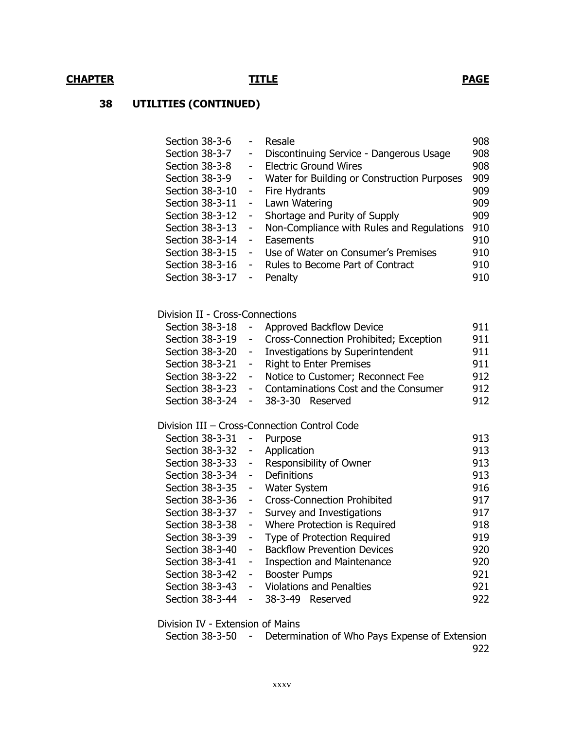| **CHAPTER** | **TITLE** | **PAGE** |
|---|---|---|
| **38** | **UTILITIES (CONTINUED)** | |
| | Section 38-3-6 - Resale | 908 |
| | Section 38-3-7 - Discontinuing Service - Dangerous Usage | 908 |
| | Section 38-3-8 - Electric Ground Wires | 908 |
| | Section 38-3-9 - Water for Building or Construction Purposes | 909 |
| | Section 38-3-10 - Fire Hydrants | 909 |
| | Section 38-3-11 - Lawn Watering | 909 |
| | Section 38-3-12 - Shortage and Purity of Supply | 909 |
| | Section 38-3-13 - Non-Compliance with Rules and Regulations | 910 |
| | Section 38-3-14 - Easements | 910 |
| | Section 38-3-15 - Use of Water on Consumer's Premises | 910 |
| | Section 38-3-16 - Rules to Become Part of Contract | 910 |
| | Section 38-3-17 - Penalty | 910 |
| | Division II - Cross-Connections | |
| | Section 38-3-18 - Approved Backflow Device | 911 |
| | Section 38-3-19 - Cross-Connection Prohibited; Exception | 911 |
| | Section 38-3-20 - Investigations by Superintendent | 911 |
| | Section 38-3-21 - Right to Enter Premises | 911 |
| | Section 38-3-22 - Notice to Customer; Reconnect Fee | 912 |
| | Section 38-3-23 - Contaminations Cost and the Consumer | 912 |
| | Section 38-3-24 - 38-3-30 Reserved | 912 |
| | Division III – Cross-Connection Control Code | |
| | Section 38-3-31 - Purpose | 913 |
| | Section 38-3-32 - Application | 913 |
| | Section 38-3-33 - Responsibility of Owner | 913 |
| | Section 38-3-34 - Definitions | 913 |
| | Section 38-3-35 - Water System | 916 |
| | Section 38-3-36 - Cross-Connection Prohibited | 917 |
| | Section 38-3-37 - Survey and Investigations | 917 |
| | Section 38-3-38 - Where Protection is Required | 918 |
| | Section 38-3-39 - Type of Protection Required | 919 |
| | Section 38-3-40 - Backflow Prevention Devices | 920 |
| | Section 38-3-41 - Inspection and Maintenance | 920 |
| | Section 38-3-42 - Booster Pumps | 921 |
| | Section 38-3-43 - Violations and Penalties | 921 |
| | Section 38-3-44 - 38-3-49 Reserved | 922 |
| | Division IV - Extension of Mains | |
| | Section 38-3-50 - Determination of Who Pays Expense of Extension | 922 |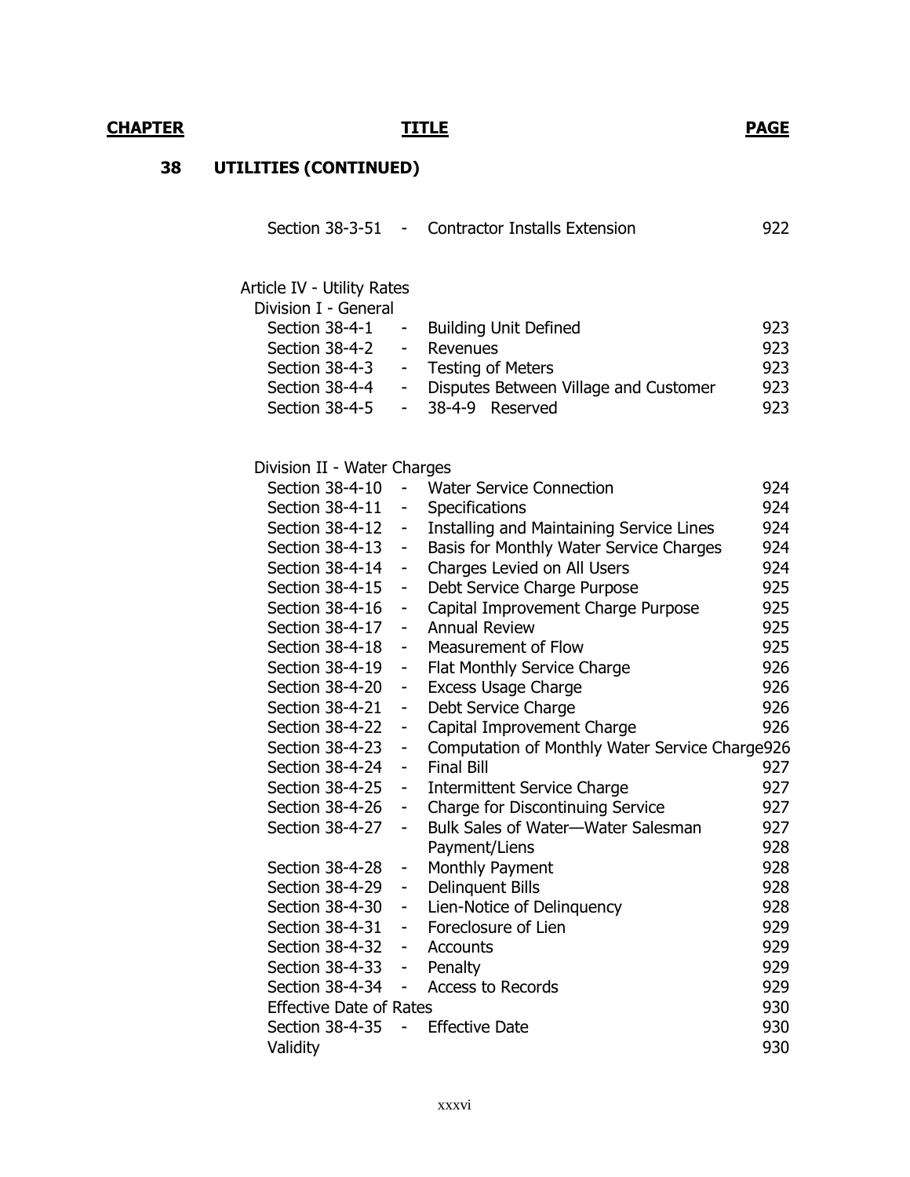| CHAPTER | TITLE | | PAGE |
|---|---|---|---|
| **38** | **UTILITIES (CONTINUED)** | | |
| | Section 38-3-51 - | Contractor Installs Extension | 922 |
| | Article IV - Utility Rates | | |
| | Division I - General | | |
| | Section 38-4-1 - | Building Unit Defined | 923 |
| | Section 38-4-2 - | Revenues | 923 |
| | Section 38-4-3 - | Testing of Meters | 923 |
| | Section 38-4-4 - | Disputes Between Village and Customer | 923 |
| | Section 38-4-5 - | 38-4-9 Reserved | 923 |
| | Division II - Water Charges | | |
| | Section 38-4-10 - | Water Service Connection | 924 |
| | Section 38-4-11 - | Specifications | 924 |
| | Section 38-4-12 - | Installing and Maintaining Service Lines | 924 |
| | Section 38-4-13 - | Basis for Monthly Water Service Charges | 924 |
| | Section 38-4-14 - | Charges Levied on All Users | 924 |
| | Section 38-4-15 - | Debt Service Charge Purpose | 925 |
| | Section 38-4-16 - | Capital Improvement Charge Purpose | 925 |
| | Section 38-4-17 - | Annual Review | 925 |
| | Section 38-4-18 - | Measurement of Flow | 925 |
| | Section 38-4-19 - | Flat Monthly Service Charge | 926 |
| | Section 38-4-20 - | Excess Usage Charge | 926 |
| | Section 38-4-21 - | Debt Service Charge | 926 |
| | Section 38-4-22 - | Capital Improvement Charge | 926 |
| | Section 38-4-23 - | Computation of Monthly Water Service Charge | 926 |
| | Section 38-4-24 - | Final Bill | 927 |
| | Section 38-4-25 - | Intermittent Service Charge | 927 |
| | Section 38-4-26 - | Charge for Discontinuing Service | 927 |
| | Section 38-4-27 - | Bulk Sales of Water—Water Salesman | 927 |
| | | Payment/Liens | 928 |
| | Section 38-4-28 - | Monthly Payment | 928 |
| | Section 38-4-29 - | Delinquent Bills | 928 |
| | Section 38-4-30 - | Lien-Notice of Delinquency | 928 |
| | Section 38-4-31 - | Foreclosure of Lien | 929 |
| | Section 38-4-32 - | Accounts | 929 |
| | Section 38-4-33 - | Penalty | 929 |
| | Section 38-4-34 - | Access to Records | 929 |
| | Effective Date of Rates | | 930 |
| | Section 38-4-35 - | Effective Date | 930 |
| | Validity | | 930 |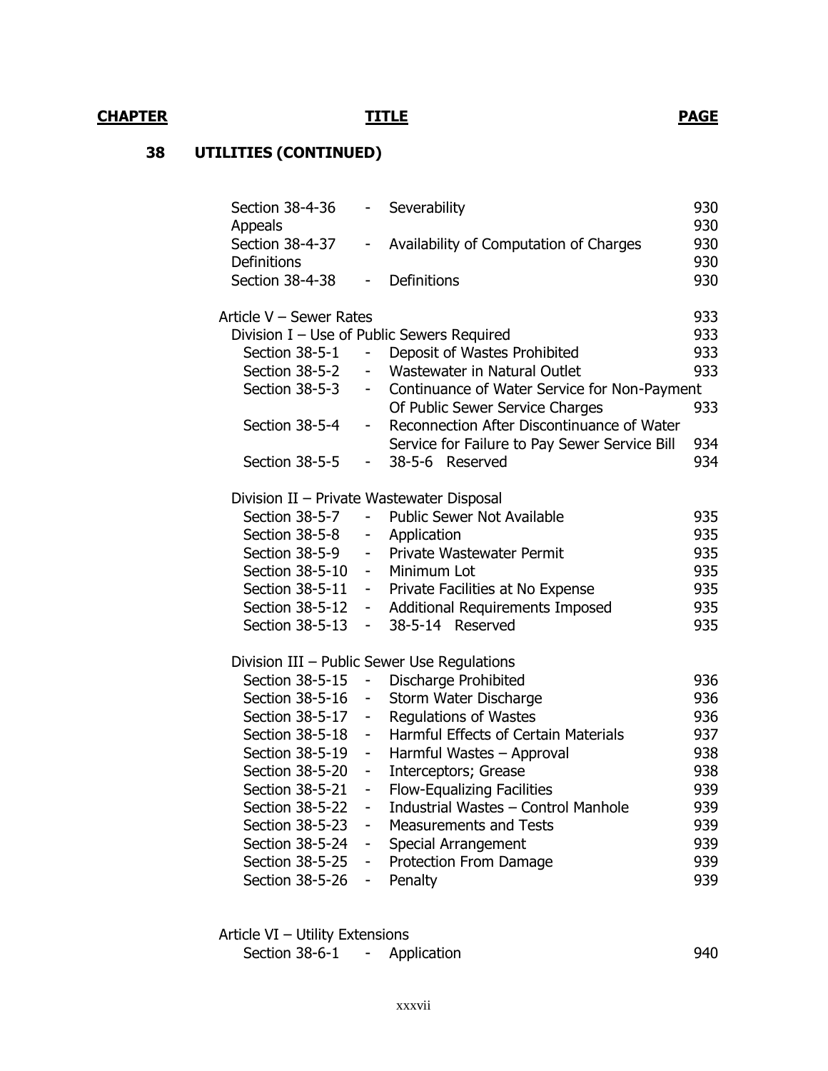| CHAPTER | TITLE | | PAGE |
|---|---|---|---|
| **38** | **UTILITIES (CONTINUED)** | | |
| | Section 38-4-36 | - Severability | 930 |
| | Appeals | | 930 |
| | Section 38-4-37 | - Availability of Computation of Charges | 930 |
| | Definitions | | 930 |
| | Section 38-4-38 | - Definitions | 930 |
| | Article V – Sewer Rates | | 933 |
| | Division I – Use of Public Sewers Required | | 933 |
| | Section 38-5-1 | - Deposit of Wastes Prohibited | 933 |
| | Section 38-5-2 | - Wastewater in Natural Outlet | 933 |
| | Section 38-5-3 | - Continuance of Water Service for Non-Payment Of Public Sewer Service Charges | 933 |
| | Section 38-5-4 | - Reconnection After Discontinuance of Water Service for Failure to Pay Sewer Service Bill | 934 |
| | Section 38-5-5 | - 38-5-6 Reserved | 934 |
| | Division II – Private Wastewater Disposal | | |
| | Section 38-5-7 | - Public Sewer Not Available | 935 |
| | Section 38-5-8 | - Application | 935 |
| | Section 38-5-9 | - Private Wastewater Permit | 935 |
| | Section 38-5-10 | - Minimum Lot | 935 |
| | Section 38-5-11 | - Private Facilities at No Expense | 935 |
| | Section 38-5-12 | - Additional Requirements Imposed | 935 |
| | Section 38-5-13 | - 38-5-14 Reserved | 935 |
| | Division III – Public Sewer Use Regulations | | |
| | Section 38-5-15 | - Discharge Prohibited | 936 |
| | Section 38-5-16 | - Storm Water Discharge | 936 |
| | Section 38-5-17 | - Regulations of Wastes | 936 |
| | Section 38-5-18 | - Harmful Effects of Certain Materials | 937 |
| | Section 38-5-19 | - Harmful Wastes – Approval | 938 |
| | Section 38-5-20 | - Interceptors; Grease | 938 |
| | Section 38-5-21 | - Flow-Equalizing Facilities | 939 |
| | Section 38-5-22 | - Industrial Wastes – Control Manhole | 939 |
| | Section 38-5-23 | - Measurements and Tests | 939 |
| | Section 38-5-24 | - Special Arrangement | 939 |
| | Section 38-5-25 | - Protection From Damage | 939 |
| | Section 38-5-26 | - Penalty | 939 |
| | Article VI – Utility Extensions | | |
| | Section 38-6-1 | - Application | 940 |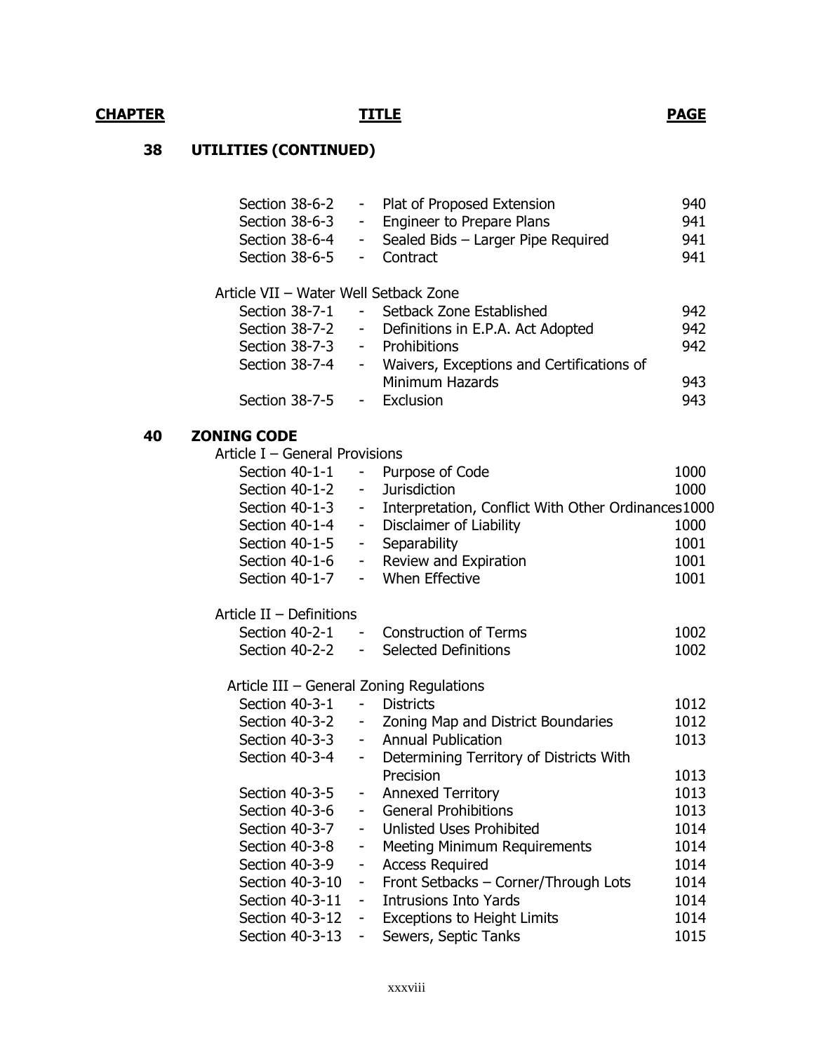| CHAPTER | TITLE | | | PAGE |
|---|---|---|---|---|
| **38** | **UTILITIES (CONTINUED)** | | | |
| | Section 38-6-2 | - | Plat of Proposed Extension | 940 |
| | Section 38-6-3 | - | Engineer to Prepare Plans | 941 |
| | Section 38-6-4 | - | Sealed Bids – Larger Pipe Required | 941 |
| | Section 38-6-5 | - | Contract | 941 |
| | Article VII – Water Well Setback Zone | | | |
| | Section 38-7-1 | - | Setback Zone Established | 942 |
| | Section 38-7-2 | - | Definitions in E.P.A. Act Adopted | 942 |
| | Section 38-7-3 | - | Prohibitions | 942 |
| | Section 38-7-4 | - | Waivers, Exceptions and Certifications of Minimum Hazards | 943 |
| | Section 38-7-5 | - | Exclusion | 943 |
| **40** | **ZONING CODE** | | | |
| | Article I – General Provisions | | | |
| | Section 40-1-1 | - | Purpose of Code | 1000 |
| | Section 40-1-2 | - | Jurisdiction | 1000 |
| | Section 40-1-3 | - | Interpretation, Conflict With Other Ordinances | 1000 |
| | Section 40-1-4 | - | Disclaimer of Liability | 1000 |
| | Section 40-1-5 | - | Separability | 1001 |
| | Section 40-1-6 | - | Review and Expiration | 1001 |
| | Section 40-1-7 | - | When Effective | 1001 |
| | Article II – Definitions | | | |
| | Section 40-2-1 | - | Construction of Terms | 1002 |
| | Section 40-2-2 | - | Selected Definitions | 1002 |
| | Article III – General Zoning Regulations | | | |
| | Section 40-3-1 | - | Districts | 1012 |
| | Section 40-3-2 | - | Zoning Map and District Boundaries | 1012 |
| | Section 40-3-3 | - | Annual Publication | 1013 |
| | Section 40-3-4 | - | Determining Territory of Districts With Precision | 1013 |
| | Section 40-3-5 | - | Annexed Territory | 1013 |
| | Section 40-3-6 | - | General Prohibitions | 1013 |
| | Section 40-3-7 | - | Unlisted Uses Prohibited | 1014 |
| | Section 40-3-8 | - | Meeting Minimum Requirements | 1014 |
| | Section 40-3-9 | - | Access Required | 1014 |
| | Section 40-3-10 | - | Front Setbacks – Corner/Through Lots | 1014 |
| | Section 40-3-11 | - | Intrusions Into Yards | 1014 |
| | Section 40-3-12 | - | Exceptions to Height Limits | 1014 |
| | Section 40-3-13 | - | Sewers, Septic Tanks | 1015 |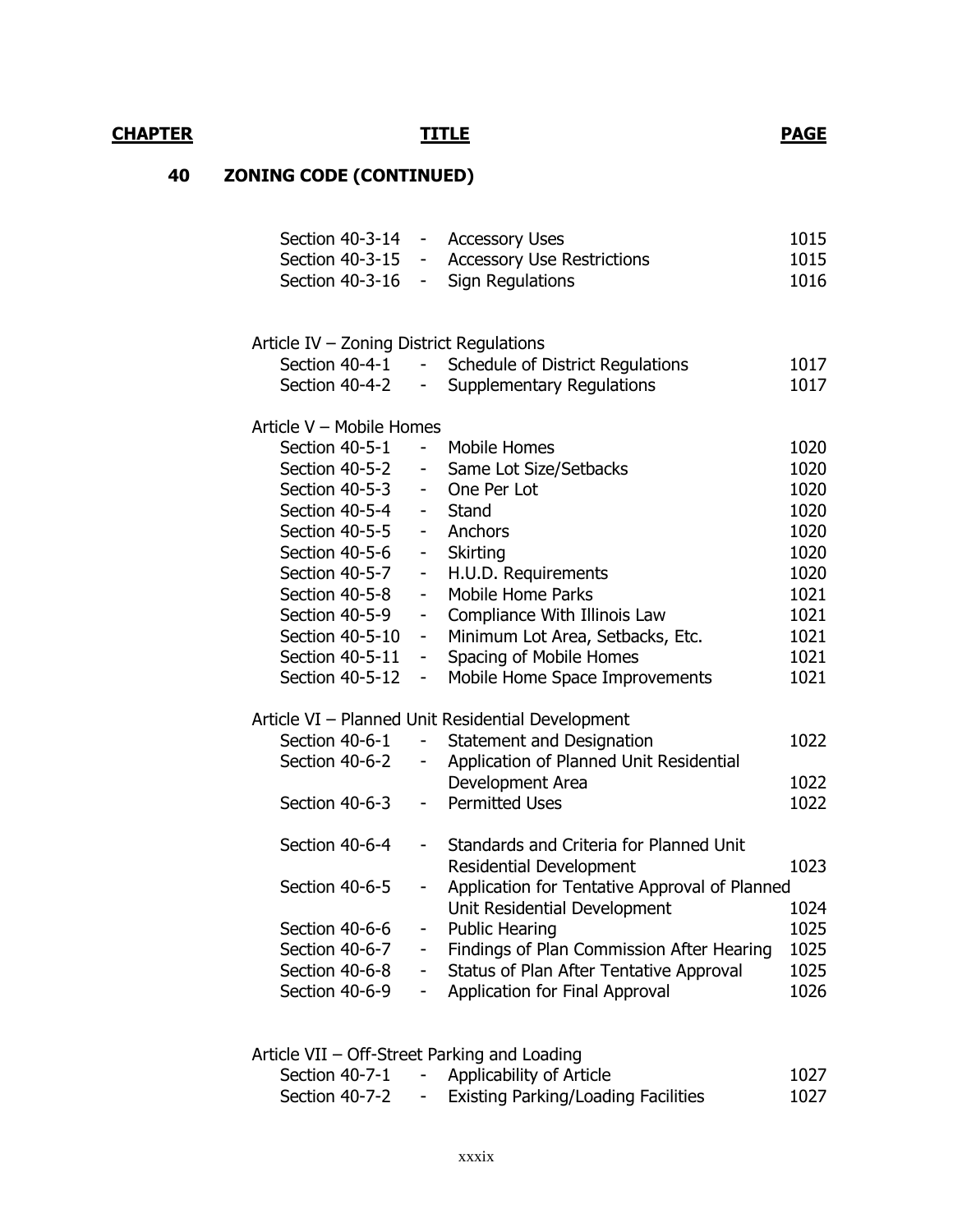| CHAPTER | TITLE | | | PAGE |
|---|---|---|---|---|
| **40** | **ZONING CODE (CONTINUED)** | | | |
| | Section 40-3-14 | - | Accessory Uses | 1015 |
| | Section 40-3-15 | - | Accessory Use Restrictions | 1015 |
| | Section 40-3-16 | - | Sign Regulations | 1016 |
| | Article IV – Zoning District Regulations | | | |
| | Section 40-4-1 | - | Schedule of District Regulations | 1017 |
| | Section 40-4-2 | - | Supplementary Regulations | 1017 |
| | Article V – Mobile Homes | | | |
| | Section 40-5-1 | - | Mobile Homes | 1020 |
| | Section 40-5-2 | - | Same Lot Size/Setbacks | 1020 |
| | Section 40-5-3 | - | One Per Lot | 1020 |
| | Section 40-5-4 | - | Stand | 1020 |
| | Section 40-5-5 | - | Anchors | 1020 |
| | Section 40-5-6 | - | Skirting | 1020 |
| | Section 40-5-7 | - | H.U.D. Requirements | 1020 |
| | Section 40-5-8 | - | Mobile Home Parks | 1021 |
| | Section 40-5-9 | - | Compliance With Illinois Law | 1021 |
| | Section 40-5-10 | - | Minimum Lot Area, Setbacks, Etc. | 1021 |
| | Section 40-5-11 | - | Spacing of Mobile Homes | 1021 |
| | Section 40-5-12 | - | Mobile Home Space Improvements | 1021 |
| | Article VI – Planned Unit Residential Development | | | |
| | Section 40-6-1 | - | Statement and Designation | 1022 |
| | Section 40-6-2 | - | Application of Planned Unit Residential Development Area | 1022 |
| | Section 40-6-3 | - | Permitted Uses | 1022 |
| | Section 40-6-4 | - | Standards and Criteria for Planned Unit Residential Development | 1023 |
| | Section 40-6-5 | - | Application for Tentative Approval of Planned Unit Residential Development | 1024 |
| | Section 40-6-6 | - | Public Hearing | 1025 |
| | Section 40-6-7 | - | Findings of Plan Commission After Hearing | 1025 |
| | Section 40-6-8 | - | Status of Plan After Tentative Approval | 1025 |
| | Section 40-6-9 | - | Application for Final Approval | 1026 |
| | Article VII – Off-Street Parking and Loading | | | |
| | Section 40-7-1 | - | Applicability of Article | 1027 |
| | Section 40-7-2 | - | Existing Parking/Loading Facilities | 1027 |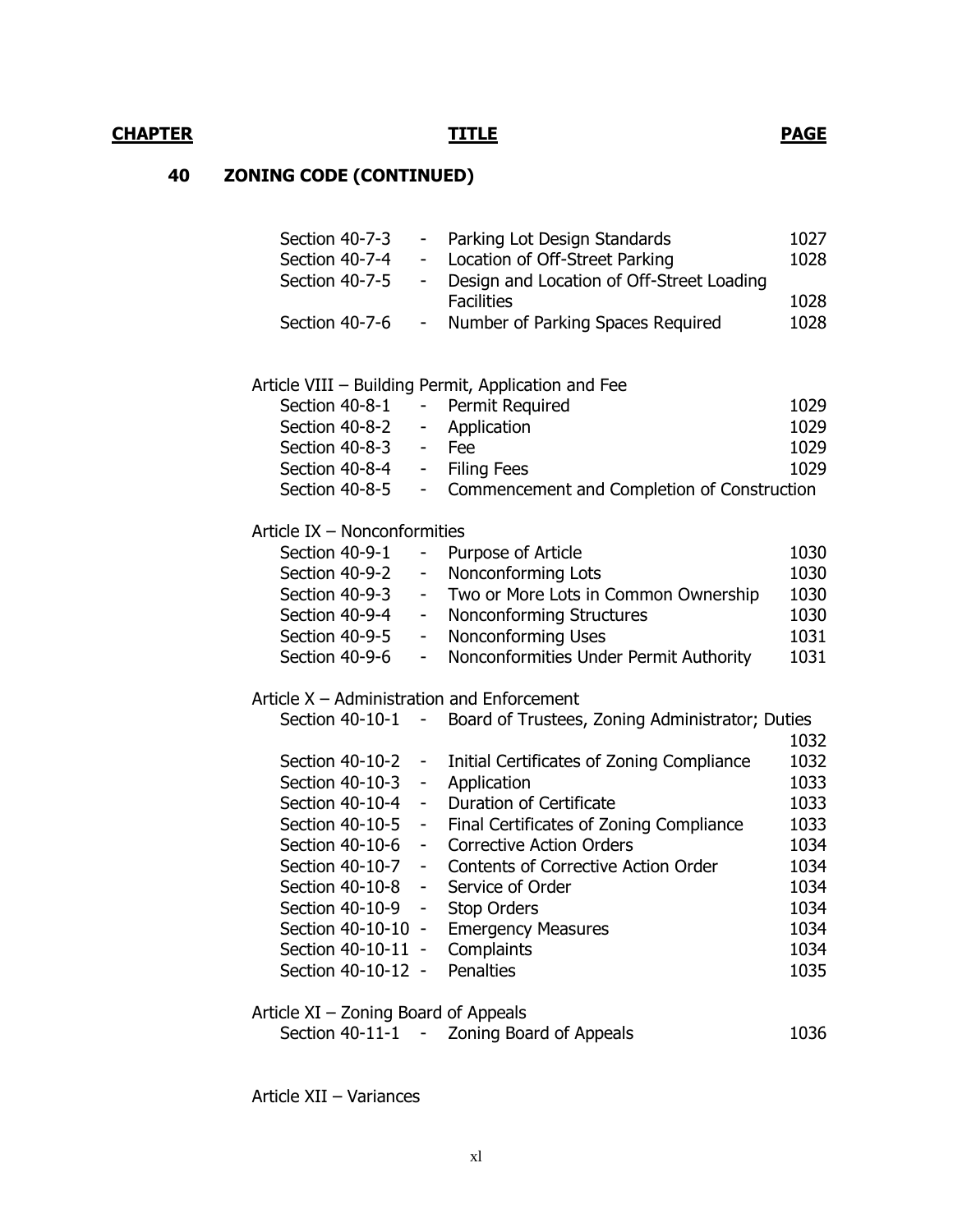| CHAPTER | TITLE | PAGE |
| --- | --- | --- |
| 40 | ZONING CODE (CONTINUED) | |

| | | | |
| --- | --- | --- | --- |
| Section 40-7-3 | - | Parking Lot Design Standards | 1027 |
| Section 40-7-4 | - | Location of Off-Street Parking | 1028 |
| Section 40-7-5 | - | Design and Location of Off-Street Loading Facilities | 1028 |
| Section 40-7-6 | - | Number of Parking Spaces Required | 1028 |
| **Article VIII – Building Permit, Application and Fee** | | | |
| Section 40-8-1 | - | Permit Required | 1029 |
| Section 40-8-2 | - | Application | 1029 |
| Section 40-8-3 | - | Fee | 1029 |
| Section 40-8-4 | - | Filing Fees | 1029 |
| Section 40-8-5 | - | Commencement and Completion of Construction | |
| **Article IX – Nonconformities** | | | |
| Section 40-9-1 | - | Purpose of Article | 1030 |
| Section 40-9-2 | - | Nonconforming Lots | 1030 |
| Section 40-9-3 | - | Two or More Lots in Common Ownership | 1030 |
| Section 40-9-4 | - | Nonconforming Structures | 1030 |
| Section 40-9-5 | - | Nonconforming Uses | 1031 |
| Section 40-9-6 | - | Nonconformities Under Permit Authority | 1031 |
| **Article X – Administration and Enforcement** | | | |
| Section 40-10-1 | - | Board of Trustees, Zoning Administrator; Duties | 1032 |
| Section 40-10-2 | - | Initial Certificates of Zoning Compliance | 1032 |
| Section 40-10-3 | - | Application | 1033 |
| Section 40-10-4 | - | Duration of Certificate | 1033 |
| Section 40-10-5 | - | Final Certificates of Zoning Compliance | 1033 |
| Section 40-10-6 | - | Corrective Action Orders | 1034 |
| Section 40-10-7 | - | Contents of Corrective Action Order | 1034 |
| Section 40-10-8 | - | Service of Order | 1034 |
| Section 40-10-9 | - | Stop Orders | 1034 |
| Section 40-10-10 | - | Emergency Measures | 1034 |
| Section 40-10-11 | - | Complaints | 1034 |
| Section 40-10-12 | - | Penalties | 1035 |
| **Article XI – Zoning Board of Appeals** | | | |
| Section 40-11-1 | - | Zoning Board of Appeals | 1036 |
| **Article XII – Variances** | | | |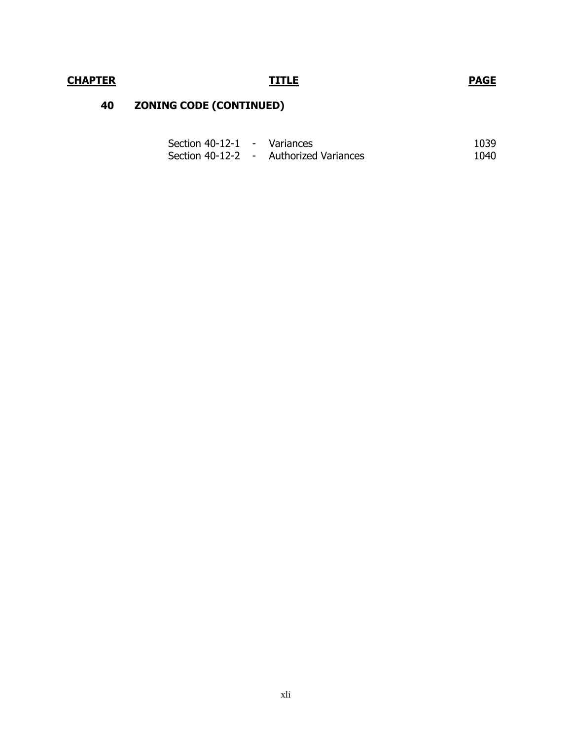| CHAPTER | TITLE | PAGE |
|---|---|---|
| **40** | **ZONING CODE (CONTINUED)** | |
| | Section 40-12-1 - Variances | 1039 |
| | Section 40-12-2 - Authorized Variances | 1040 |